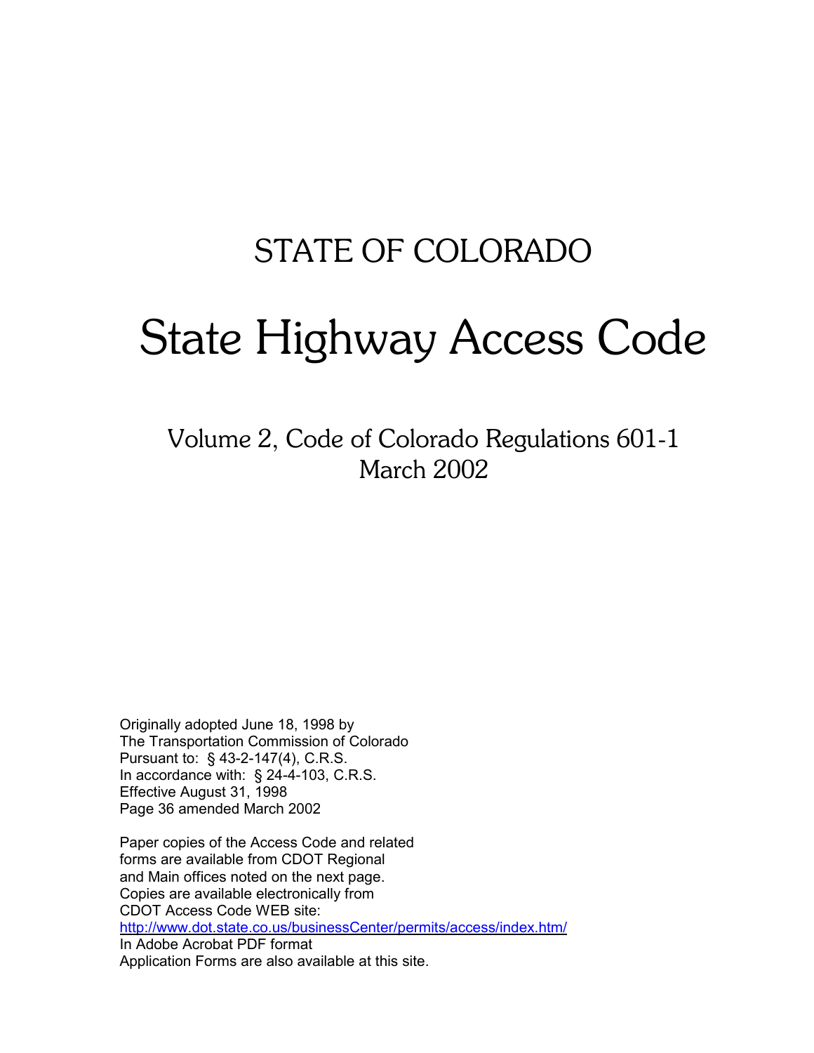# STATE OF COLORADO

# State Highway Access Code

## Volume 2, Code of Colorado Regulations 601-1
## March 2002

Originally adopted June 18, 1998 by
The Transportation Commission of Colorado
Pursuant to: § 43-2-147(4), C.R.S.
In accordance with: § 24-4-103, C.R.S.
Effective August 31, 1998
Page 36 amended March 2002

Paper copies of the Access Code and related
forms are available from CDOT Regional
and Main offices noted on the next page.
Copies are available electronically from
CDOT Access Code WEB site:
http://www.dot.state.co.us/businessCenter/permits/access/index.htm/
In Adobe Acrobat PDF format
Application Forms are also available at this site.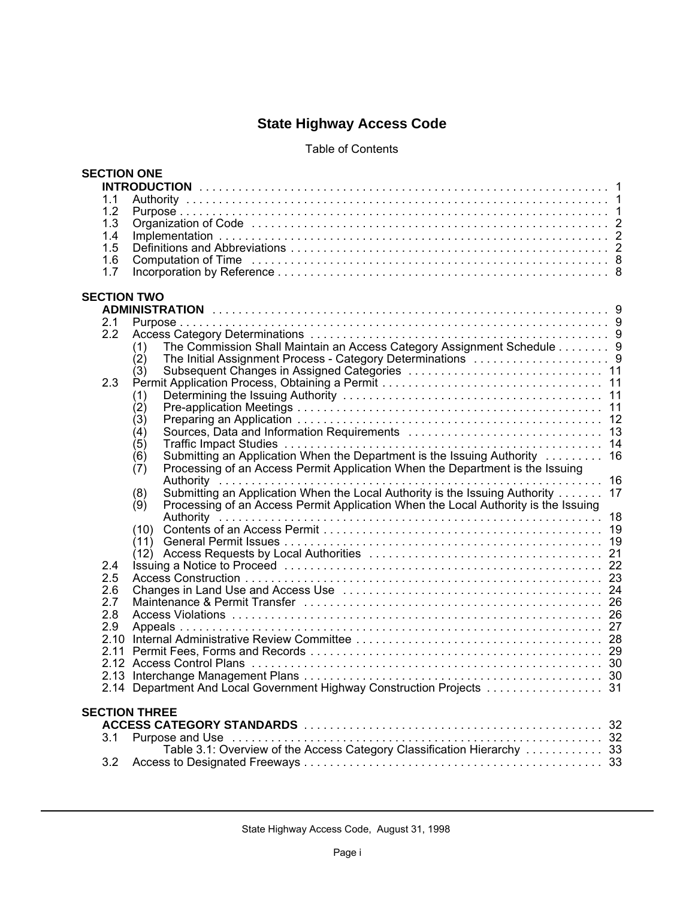# State Highway Access Code

Table of Contents

**SECTION ONE**

**INTRODUCTION** . . . . . . . . . . 1

- 1.1 Authority . . . . . . . . . . 1
- 1.2 Purpose . . . . . . . . . . 1
- 1.3 Organization of Code . . . . . . . . . . 2
- 1.4 Implementation . . . . . . . . . . 2
- 1.5 Definitions and Abbreviations . . . . . . . . . . 2
- 1.6 Computation of Time . . . . . . . . . . 8
- 1.7 Incorporation by Reference . . . . . . . . . . 8

**SECTION TWO**

**ADMINISTRATION** . . . . . . . . . . 9

- 2.1 Purpose . . . . . . . . . . 9
- 2.2 Access Category Determinations . . . . . . . . . . 9
  - (1) The Commission Shall Maintain an Access Category Assignment Schedule . . . . . . . . 9
  - (2) The Initial Assignment Process - Category Determinations . . . . . . . . . . 9
  - (3) Subsequent Changes in Assigned Categories . . . . . . . . . . 11
- 2.3 Permit Application Process, Obtaining a Permit . . . . . . . . . . 11
  - (1) Determining the Issuing Authority . . . . . . . . . . 11
  - (2) Pre-application Meetings . . . . . . . . . . 11
  - (3) Preparing an Application . . . . . . . . . . 12
  - (4) Sources, Data and Information Requirements . . . . . . . . . . 13
  - (5) Traffic Impact Studies . . . . . . . . . . 14
  - (6) Submitting an Application When the Department is the Issuing Authority . . . . . . . . . 16
  - (7) Processing of an Access Permit Application When the Department is the Issuing Authority . . . . . . . . . . 16
  - (8) Submitting an Application When the Local Authority is the Issuing Authority . . . . . . . 17
  - (9) Processing of an Access Permit Application When the Local Authority is the Issuing Authority . . . . . . . . . . 18
  - (10) Contents of an Access Permit . . . . . . . . . . 19
  - (11) General Permit Issues . . . . . . . . . . 19
  - (12) Access Requests by Local Authorities . . . . . . . . . . 21
- 2.4 Issuing a Notice to Proceed . . . . . . . . . . 22
- 2.5 Access Construction . . . . . . . . . . 23
- 2.6 Changes in Land Use and Access Use . . . . . . . . . . 24
- 2.7 Maintenance & Permit Transfer . . . . . . . . . . 26
- 2.8 Access Violations . . . . . . . . . . 26
- 2.9 Appeals . . . . . . . . . . 27
- 2.10 Internal Administrative Review Committee . . . . . . . . . . 28
- 2.11 Permit Fees, Forms and Records . . . . . . . . . . 29
- 2.12 Access Control Plans . . . . . . . . . . 30
- 2.13 Interchange Management Plans . . . . . . . . . . 30
- 2.14 Department And Local Government Highway Construction Projects . . . . . . . . . . 31

**SECTION THREE**

**ACCESS CATEGORY STANDARDS** . . . . . . . . . . 32

- 3.1 Purpose and Use . . . . . . . . . . 32
  - Table 3.1: Overview of the Access Category Classification Hierarchy . . . . . . . . . . 33
- 3.2 Access to Designated Freeways . . . . . . . . . . 33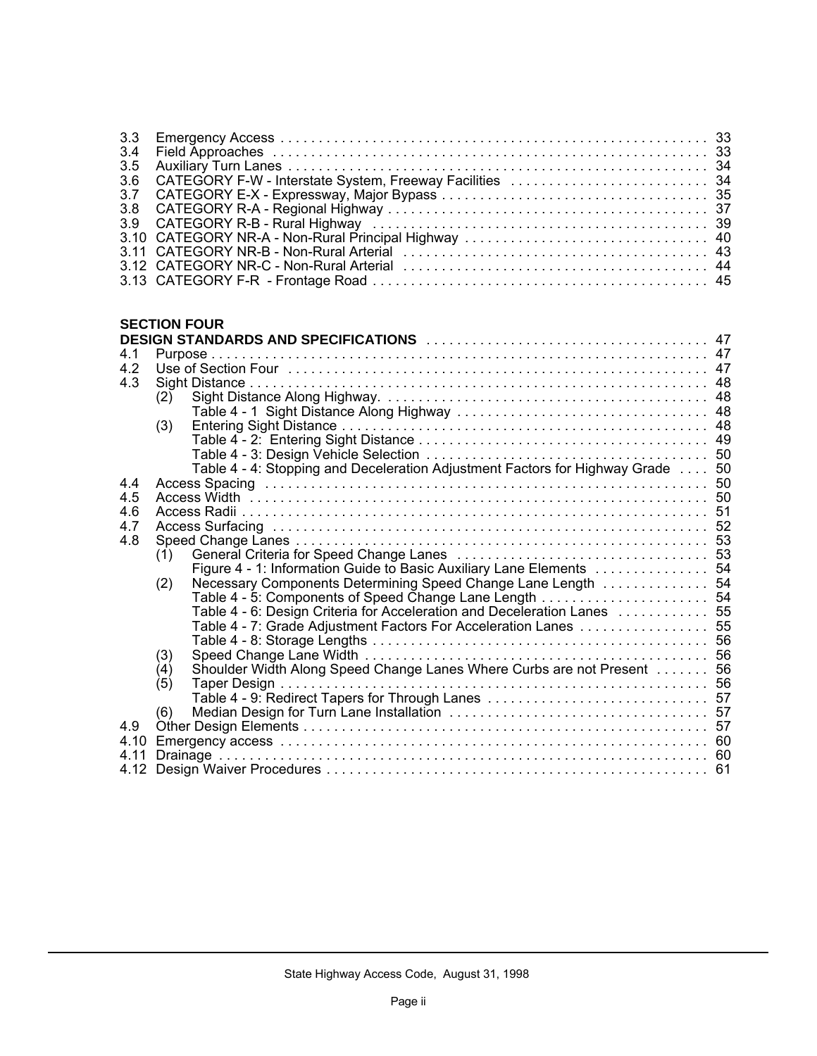| | | |
|---|---|---|
| 3.3 | Emergency Access | 33 |
| 3.4 | Field Approaches | 33 |
| 3.5 | Auxiliary Turn Lanes | 34 |
| 3.6 | CATEGORY F-W - Interstate System, Freeway Facilities | 34 |
| 3.7 | CATEGORY E-X - Expressway, Major Bypass | 35 |
| 3.8 | CATEGORY R-A - Regional Highway | 37 |
| 3.9 | CATEGORY R-B - Rural Highway | 39 |
| 3.10 | CATEGORY NR-A - Non-Rural Principal Highway | 40 |
| 3.11 | CATEGORY NR-B - Non-Rural Arterial | 43 |
| 3.12 | CATEGORY NR-C - Non-Rural Arterial | 44 |
| 3.13 | CATEGORY F-R - Frontage Road | 45 |

**SECTION FOUR**

| | | |
|---|---|---|
| **DESIGN STANDARDS AND SPECIFICATIONS** | | 47 |
| 4.1 | Purpose | 47 |
| 4.2 | Use of Section Four | 47 |
| 4.3 | Sight Distance | 48 |
| | (2) Sight Distance Along Highway. | 48 |
| | Table 4 - 1 Sight Distance Along Highway | 48 |
| | (3) Entering Sight Distance | 48 |
| | Table 4 - 2: Entering Sight Distance | 49 |
| | Table 4 - 3: Design Vehicle Selection | 50 |
| | Table 4 - 4: Stopping and Deceleration Adjustment Factors for Highway Grade | 50 |
| 4.4 | Access Spacing | 50 |
| 4.5 | Access Width | 50 |
| 4.6 | Access Radii | 51 |
| 4.7 | Access Surfacing | 52 |
| 4.8 | Speed Change Lanes | 53 |
| | (1) General Criteria for Speed Change Lanes | 53 |
| | Figure 4 - 1: Information Guide to Basic Auxiliary Lane Elements | 54 |
| | (2) Necessary Components Determining Speed Change Lane Length | 54 |
| | Table 4 - 5: Components of Speed Change Lane Length | 54 |
| | Table 4 - 6: Design Criteria for Acceleration and Deceleration Lanes | 55 |
| | Table 4 - 7: Grade Adjustment Factors For Acceleration Lanes | 55 |
| | Table 4 - 8: Storage Lengths | 56 |
| | (3) Speed Change Lane Width | 56 |
| | (4) Shoulder Width Along Speed Change Lanes Where Curbs are not Present | 56 |
| | (5) Taper Design | 56 |
| | Table 4 - 9: Redirect Tapers for Through Lanes | 57 |
| | (6) Median Design for Turn Lane Installation | 57 |
| 4.9 | Other Design Elements | 57 |
| 4.10 | Emergency access | 60 |
| 4.11 | Drainage | 60 |
| 4.12 | Design Waiver Procedures | 61 |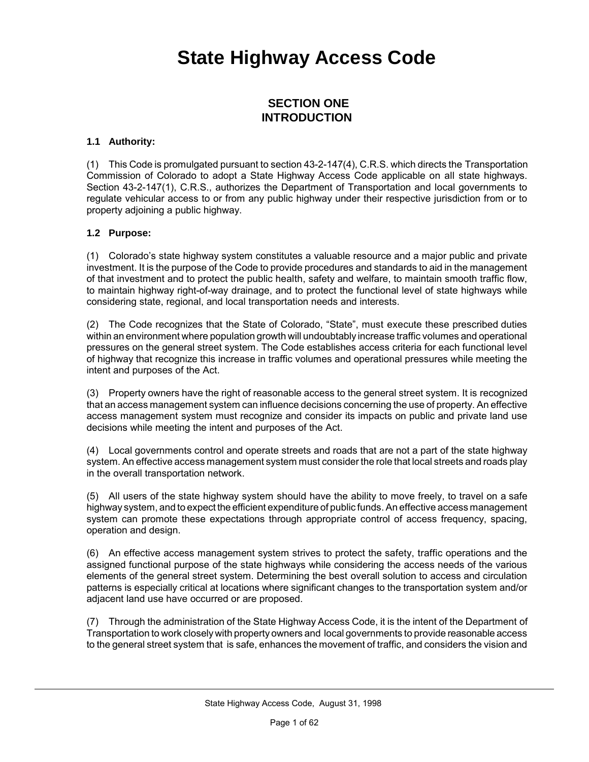# State Highway Access Code

## SECTION ONE
## INTRODUCTION

### 1.1 Authority:

(1) This Code is promulgated pursuant to section 43-2-147(4), C.R.S. which directs the Transportation Commission of Colorado to adopt a State Highway Access Code applicable on all state highways. Section 43-2-147(1), C.R.S., authorizes the Department of Transportation and local governments to regulate vehicular access to or from any public highway under their respective jurisdiction from or to property adjoining a public highway.

### 1.2 Purpose:

(1) Colorado's state highway system constitutes a valuable resource and a major public and private investment. It is the purpose of the Code to provide procedures and standards to aid in the management of that investment and to protect the public health, safety and welfare, to maintain smooth traffic flow, to maintain highway right-of-way drainage, and to protect the functional level of state highways while considering state, regional, and local transportation needs and interests.

(2) The Code recognizes that the State of Colorado, "State", must execute these prescribed duties within an environment where population growth will undoubtably increase traffic volumes and operational pressures on the general street system. The Code establishes access criteria for each functional level of highway that recognize this increase in traffic volumes and operational pressures while meeting the intent and purposes of the Act.

(3) Property owners have the right of reasonable access to the general street system. It is recognized that an access management system can influence decisions concerning the use of property. An effective access management system must recognize and consider its impacts on public and private land use decisions while meeting the intent and purposes of the Act.

(4) Local governments control and operate streets and roads that are not a part of the state highway system. An effective access management system must consider the role that local streets and roads play in the overall transportation network.

(5) All users of the state highway system should have the ability to move freely, to travel on a safe highway system, and to expect the efficient expenditure of public funds. An effective access management system can promote these expectations through appropriate control of access frequency, spacing, operation and design.

(6) An effective access management system strives to protect the safety, traffic operations and the assigned functional purpose of the state highways while considering the access needs of the various elements of the general street system. Determining the best overall solution to access and circulation patterns is especially critical at locations where significant changes to the transportation system and/or adjacent land use have occurred or are proposed.

(7) Through the administration of the State Highway Access Code, it is the intent of the Department of Transportation to work closely with property owners and local governments to provide reasonable access to the general street system that is safe, enhances the movement of traffic, and considers the vision and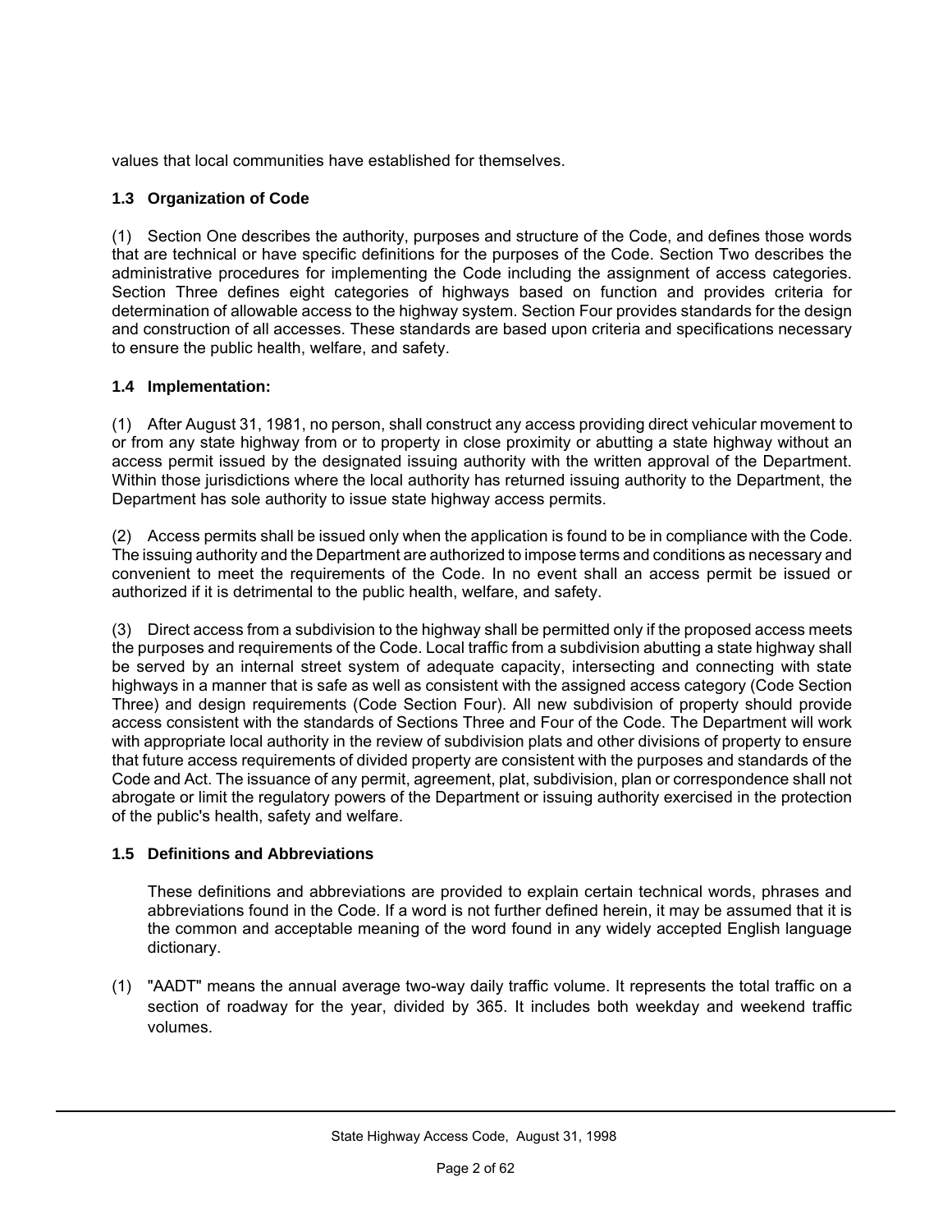values that local communities have established for themselves.

### 1.3 Organization of Code

(1) Section One describes the authority, purposes and structure of the Code, and defines those words that are technical or have specific definitions for the purposes of the Code. Section Two describes the administrative procedures for implementing the Code including the assignment of access categories. Section Three defines eight categories of highways based on function and provides criteria for determination of allowable access to the highway system. Section Four provides standards for the design and construction of all accesses. These standards are based upon criteria and specifications necessary to ensure the public health, welfare, and safety.

### 1.4 Implementation:

(1) After August 31, 1981, no person, shall construct any access providing direct vehicular movement to or from any state highway from or to property in close proximity or abutting a state highway without an access permit issued by the designated issuing authority with the written approval of the Department. Within those jurisdictions where the local authority has returned issuing authority to the Department, the Department has sole authority to issue state highway access permits.

(2) Access permits shall be issued only when the application is found to be in compliance with the Code. The issuing authority and the Department are authorized to impose terms and conditions as necessary and convenient to meet the requirements of the Code. In no event shall an access permit be issued or authorized if it is detrimental to the public health, welfare, and safety.

(3) Direct access from a subdivision to the highway shall be permitted only if the proposed access meets the purposes and requirements of the Code. Local traffic from a subdivision abutting a state highway shall be served by an internal street system of adequate capacity, intersecting and connecting with state highways in a manner that is safe as well as consistent with the assigned access category (Code Section Three) and design requirements (Code Section Four). All new subdivision of property should provide access consistent with the standards of Sections Three and Four of the Code. The Department will work with appropriate local authority in the review of subdivision plats and other divisions of property to ensure that future access requirements of divided property are consistent with the purposes and standards of the Code and Act. The issuance of any permit, agreement, plat, subdivision, plan or correspondence shall not abrogate or limit the regulatory powers of the Department or issuing authority exercised in the protection of the public's health, safety and welfare.

### 1.5 Definitions and Abbreviations

These definitions and abbreviations are provided to explain certain technical words, phrases and abbreviations found in the Code. If a word is not further defined herein, it may be assumed that it is the common and acceptable meaning of the word found in any widely accepted English language dictionary.

(1) "AADT" means the annual average two-way daily traffic volume. It represents the total traffic on a section of roadway for the year, divided by 365. It includes both weekday and weekend traffic volumes.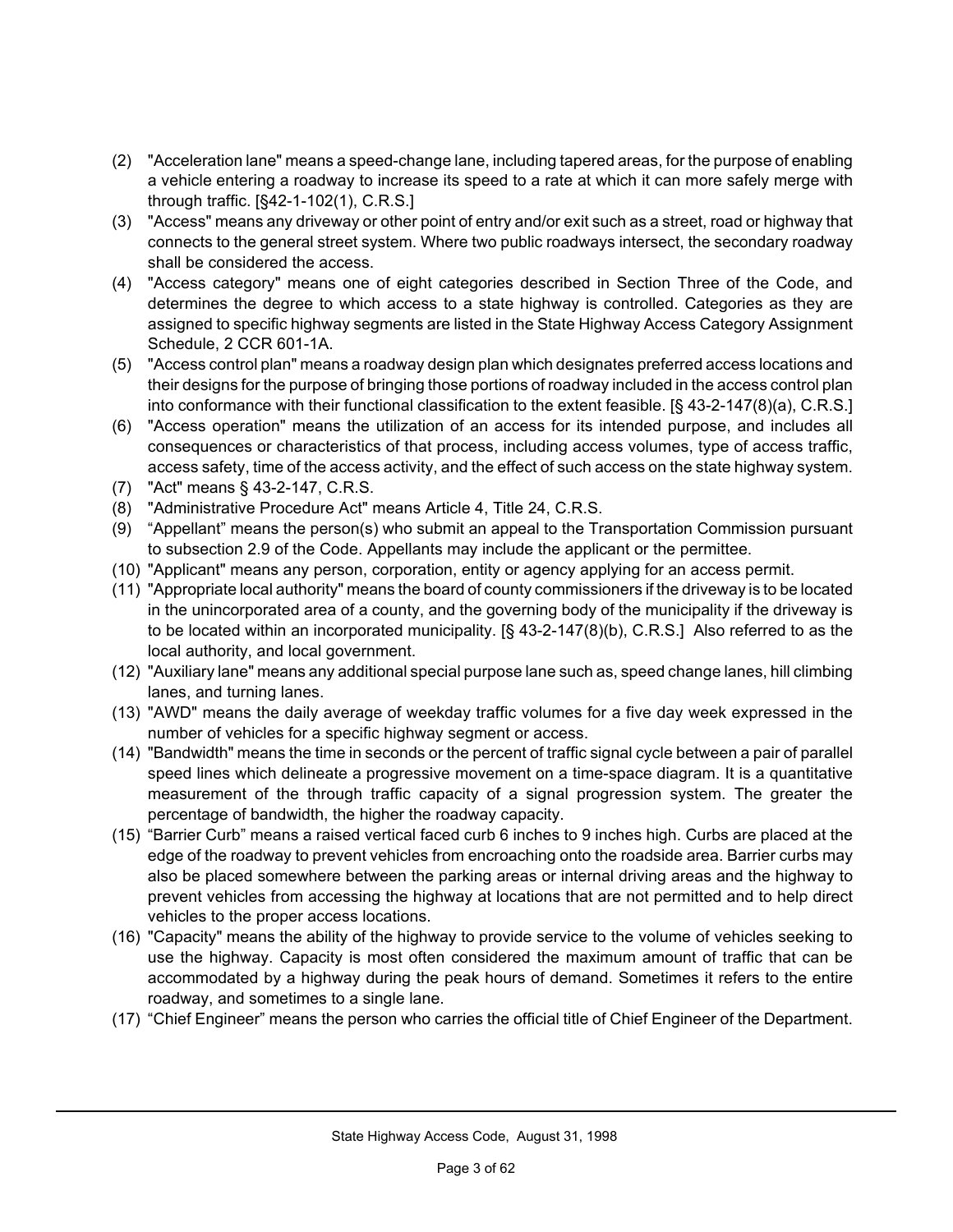(2) "Acceleration lane" means a speed-change lane, including tapered areas, for the purpose of enabling a vehicle entering a roadway to increase its speed to a rate at which it can more safely merge with through traffic. [§42-1-102(1), C.R.S.]

(3) "Access" means any driveway or other point of entry and/or exit such as a street, road or highway that connects to the general street system. Where two public roadways intersect, the secondary roadway shall be considered the access.

(4) "Access category" means one of eight categories described in Section Three of the Code, and determines the degree to which access to a state highway is controlled. Categories as they are assigned to specific highway segments are listed in the State Highway Access Category Assignment Schedule, 2 CCR 601-1A.

(5) "Access control plan" means a roadway design plan which designates preferred access locations and their designs for the purpose of bringing those portions of roadway included in the access control plan into conformance with their functional classification to the extent feasible. [§ 43-2-147(8)(a), C.R.S.]

(6) "Access operation" means the utilization of an access for its intended purpose, and includes all consequences or characteristics of that process, including access volumes, type of access traffic, access safety, time of the access activity, and the effect of such access on the state highway system.

(7) "Act" means § 43-2-147, C.R.S.

(8) "Administrative Procedure Act" means Article 4, Title 24, C.R.S.

(9) "Appellant" means the person(s) who submit an appeal to the Transportation Commission pursuant to subsection 2.9 of the Code. Appellants may include the applicant or the permittee.

(10) "Applicant" means any person, corporation, entity or agency applying for an access permit.

(11) "Appropriate local authority" means the board of county commissioners if the driveway is to be located in the unincorporated area of a county, and the governing body of the municipality if the driveway is to be located within an incorporated municipality. [§ 43-2-147(8)(b), C.R.S.] Also referred to as the local authority, and local government.

(12) "Auxiliary lane" means any additional special purpose lane such as, speed change lanes, hill climbing lanes, and turning lanes.

(13) "AWD" means the daily average of weekday traffic volumes for a five day week expressed in the number of vehicles for a specific highway segment or access.

(14) "Bandwidth" means the time in seconds or the percent of traffic signal cycle between a pair of parallel speed lines which delineate a progressive movement on a time-space diagram. It is a quantitative measurement of the through traffic capacity of a signal progression system. The greater the percentage of bandwidth, the higher the roadway capacity.

(15) "Barrier Curb" means a raised vertical faced curb 6 inches to 9 inches high. Curbs are placed at the edge of the roadway to prevent vehicles from encroaching onto the roadside area. Barrier curbs may also be placed somewhere between the parking areas or internal driving areas and the highway to prevent vehicles from accessing the highway at locations that are not permitted and to help direct vehicles to the proper access locations.

(16) "Capacity" means the ability of the highway to provide service to the volume of vehicles seeking to use the highway. Capacity is most often considered the maximum amount of traffic that can be accommodated by a highway during the peak hours of demand. Sometimes it refers to the entire roadway, and sometimes to a single lane.

(17) "Chief Engineer" means the person who carries the official title of Chief Engineer of the Department.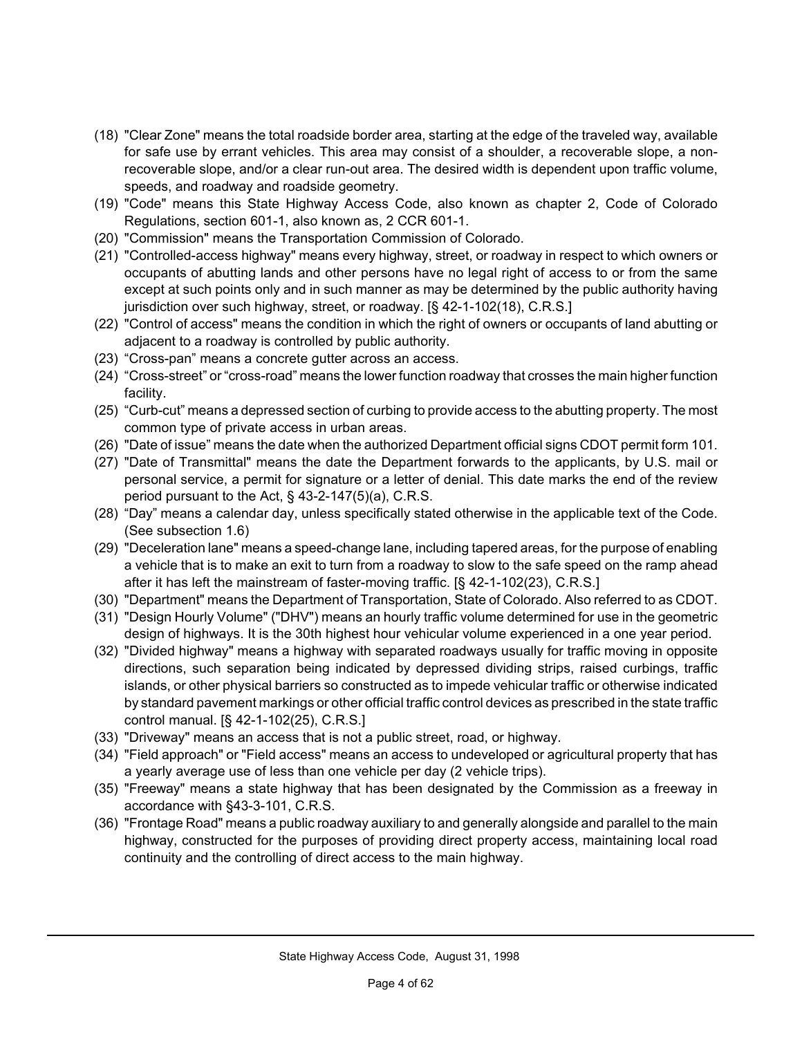(18) "Clear Zone" means the total roadside border area, starting at the edge of the traveled way, available for safe use by errant vehicles. This area may consist of a shoulder, a recoverable slope, a non-recoverable slope, and/or a clear run-out area. The desired width is dependent upon traffic volume, speeds, and roadway and roadside geometry.

(19) "Code" means this State Highway Access Code, also known as chapter 2, Code of Colorado Regulations, section 601-1, also known as, 2 CCR 601-1.

(20) "Commission" means the Transportation Commission of Colorado.

(21) "Controlled-access highway" means every highway, street, or roadway in respect to which owners or occupants of abutting lands and other persons have no legal right of access to or from the same except at such points only and in such manner as may be determined by the public authority having jurisdiction over such highway, street, or roadway. [§ 42-1-102(18), C.R.S.]

(22) "Control of access" means the condition in which the right of owners or occupants of land abutting or adjacent to a roadway is controlled by public authority.

(23) "Cross-pan" means a concrete gutter across an access.

(24) "Cross-street" or "cross-road" means the lower function roadway that crosses the main higher function facility.

(25) "Curb-cut" means a depressed section of curbing to provide access to the abutting property. The most common type of private access in urban areas.

(26) "Date of issue" means the date when the authorized Department official signs CDOT permit form 101.

(27) "Date of Transmittal" means the date the Department forwards to the applicants, by U.S. mail or personal service, a permit for signature or a letter of denial. This date marks the end of the review period pursuant to the Act, § 43-2-147(5)(a), C.R.S.

(28) "Day" means a calendar day, unless specifically stated otherwise in the applicable text of the Code. (See subsection 1.6)

(29) "Deceleration lane" means a speed-change lane, including tapered areas, for the purpose of enabling a vehicle that is to make an exit to turn from a roadway to slow to the safe speed on the ramp ahead after it has left the mainstream of faster-moving traffic. [§ 42-1-102(23), C.R.S.]

(30) "Department" means the Department of Transportation, State of Colorado. Also referred to as CDOT.

(31) "Design Hourly Volume" ("DHV") means an hourly traffic volume determined for use in the geometric design of highways. It is the 30th highest hour vehicular volume experienced in a one year period.

(32) "Divided highway" means a highway with separated roadways usually for traffic moving in opposite directions, such separation being indicated by depressed dividing strips, raised curbings, traffic islands, or other physical barriers so constructed as to impede vehicular traffic or otherwise indicated by standard pavement markings or other official traffic control devices as prescribed in the state traffic control manual. [§ 42-1-102(25), C.R.S.]

(33) "Driveway" means an access that is not a public street, road, or highway.

(34) "Field approach" or "Field access" means an access to undeveloped or agricultural property that has a yearly average use of less than one vehicle per day (2 vehicle trips).

(35) "Freeway" means a state highway that has been designated by the Commission as a freeway in accordance with §43-3-101, C.R.S.

(36) "Frontage Road" means a public roadway auxiliary to and generally alongside and parallel to the main highway, constructed for the purposes of providing direct property access, maintaining local road continuity and the controlling of direct access to the main highway.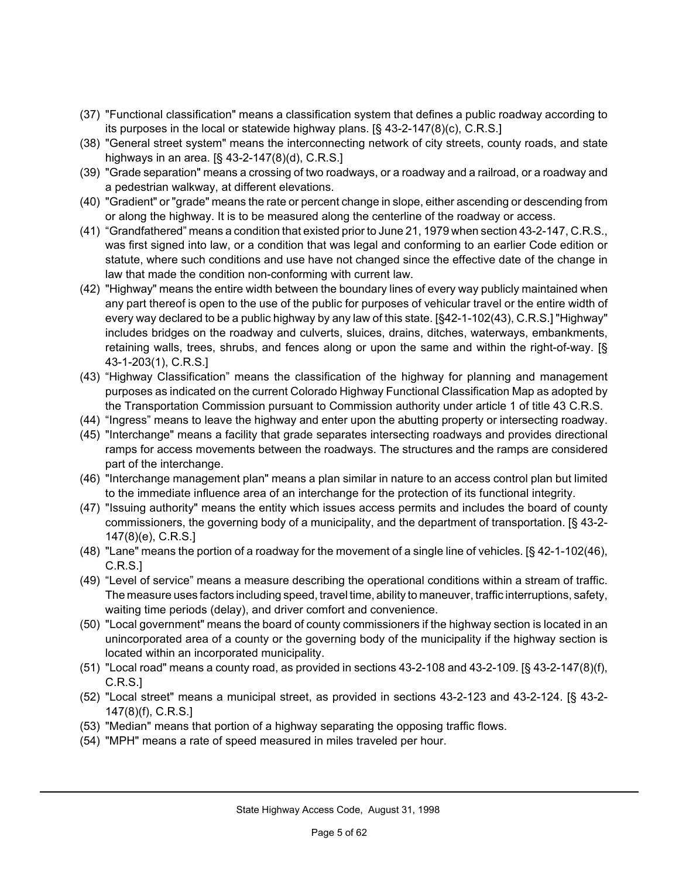(37) "Functional classification" means a classification system that defines a public roadway according to its purposes in the local or statewide highway plans. [§ 43-2-147(8)(c), C.R.S.]

(38) "General street system" means the interconnecting network of city streets, county roads, and state highways in an area. [§ 43-2-147(8)(d), C.R.S.]

(39) "Grade separation" means a crossing of two roadways, or a roadway and a railroad, or a roadway and a pedestrian walkway, at different elevations.

(40) "Gradient" or "grade" means the rate or percent change in slope, either ascending or descending from or along the highway. It is to be measured along the centerline of the roadway or access.

(41) “Grandfathered” means a condition that existed prior to June 21, 1979 when section 43-2-147, C.R.S., was first signed into law, or a condition that was legal and conforming to an earlier Code edition or statute, where such conditions and use have not changed since the effective date of the change in law that made the condition non-conforming with current law.

(42) "Highway" means the entire width between the boundary lines of every way publicly maintained when any part thereof is open to the use of the public for purposes of vehicular travel or the entire width of every way declared to be a public highway by any law of this state. [§42-1-102(43), C.R.S.] "Highway" includes bridges on the roadway and culverts, sluices, drains, ditches, waterways, embankments, retaining walls, trees, shrubs, and fences along or upon the same and within the right-of-way. [§ 43-1-203(1), C.R.S.]

(43) “Highway Classification” means the classification of the highway for planning and management purposes as indicated on the current Colorado Highway Functional Classification Map as adopted by the Transportation Commission pursuant to Commission authority under article 1 of title 43 C.R.S.

(44) “Ingress” means to leave the highway and enter upon the abutting property or intersecting roadway.

(45) "Interchange" means a facility that grade separates intersecting roadways and provides directional ramps for access movements between the roadways. The structures and the ramps are considered part of the interchange.

(46) "Interchange management plan" means a plan similar in nature to an access control plan but limited to the immediate influence area of an interchange for the protection of its functional integrity.

(47) "Issuing authority" means the entity which issues access permits and includes the board of county commissioners, the governing body of a municipality, and the department of transportation. [§ 43-2-147(8)(e), C.R.S.]

(48) "Lane" means the portion of a roadway for the movement of a single line of vehicles. [§ 42-1-102(46), C.R.S.]

(49) “Level of service” means a measure describing the operational conditions within a stream of traffic. The measure uses factors including speed, travel time, ability to maneuver, traffic interruptions, safety, waiting time periods (delay), and driver comfort and convenience.

(50) "Local government" means the board of county commissioners if the highway section is located in an unincorporated area of a county or the governing body of the municipality if the highway section is located within an incorporated municipality.

(51) "Local road" means a county road, as provided in sections 43-2-108 and 43-2-109. [§ 43-2-147(8)(f), C.R.S.]

(52) "Local street" means a municipal street, as provided in sections 43-2-123 and 43-2-124. [§ 43-2-147(8)(f), C.R.S.]

(53) "Median" means that portion of a highway separating the opposing traffic flows.

(54) "MPH" means a rate of speed measured in miles traveled per hour.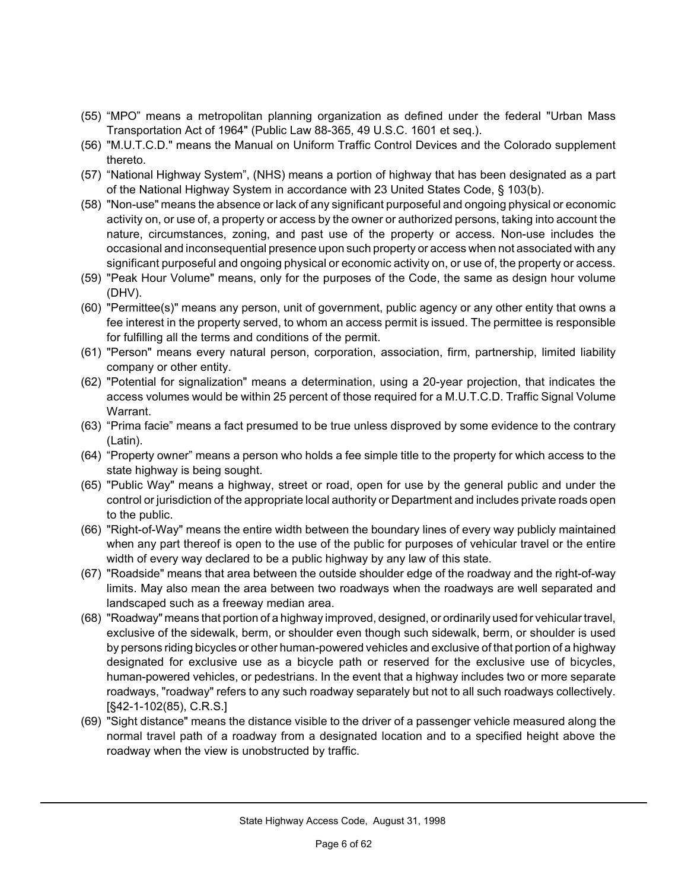(55) "MPO" means a metropolitan planning organization as defined under the federal "Urban Mass Transportation Act of 1964" (Public Law 88-365, 49 U.S.C. 1601 et seq.).

(56) "M.U.T.C.D." means the Manual on Uniform Traffic Control Devices and the Colorado supplement thereto.

(57) "National Highway System", (NHS) means a portion of highway that has been designated as a part of the National Highway System in accordance with 23 United States Code, § 103(b).

(58) "Non-use" means the absence or lack of any significant purposeful and ongoing physical or economic activity on, or use of, a property or access by the owner or authorized persons, taking into account the nature, circumstances, zoning, and past use of the property or access. Non-use includes the occasional and inconsequential presence upon such property or access when not associated with any significant purposeful and ongoing physical or economic activity on, or use of, the property or access.

(59) "Peak Hour Volume" means, only for the purposes of the Code, the same as design hour volume (DHV).

(60) "Permittee(s)" means any person, unit of government, public agency or any other entity that owns a fee interest in the property served, to whom an access permit is issued. The permittee is responsible for fulfilling all the terms and conditions of the permit.

(61) "Person" means every natural person, corporation, association, firm, partnership, limited liability company or other entity.

(62) "Potential for signalization" means a determination, using a 20-year projection, that indicates the access volumes would be within 25 percent of those required for a M.U.T.C.D. Traffic Signal Volume Warrant.

(63) "Prima facie" means a fact presumed to be true unless disproved by some evidence to the contrary (Latin).

(64) "Property owner" means a person who holds a fee simple title to the property for which access to the state highway is being sought.

(65) "Public Way" means a highway, street or road, open for use by the general public and under the control or jurisdiction of the appropriate local authority or Department and includes private roads open to the public.

(66) "Right-of-Way" means the entire width between the boundary lines of every way publicly maintained when any part thereof is open to the use of the public for purposes of vehicular travel or the entire width of every way declared to be a public highway by any law of this state.

(67) "Roadside" means that area between the outside shoulder edge of the roadway and the right-of-way limits. May also mean the area between two roadways when the roadways are well separated and landscaped such as a freeway median area.

(68) "Roadway" means that portion of a highway improved, designed, or ordinarily used for vehicular travel, exclusive of the sidewalk, berm, or shoulder even though such sidewalk, berm, or shoulder is used by persons riding bicycles or other human-powered vehicles and exclusive of that portion of a highway designated for exclusive use as a bicycle path or reserved for the exclusive use of bicycles, human-powered vehicles, or pedestrians. In the event that a highway includes two or more separate roadways, "roadway" refers to any such roadway separately but not to all such roadways collectively. [§42-1-102(85), C.R.S.]

(69) "Sight distance" means the distance visible to the driver of a passenger vehicle measured along the normal travel path of a roadway from a designated location and to a specified height above the roadway when the view is unobstructed by traffic.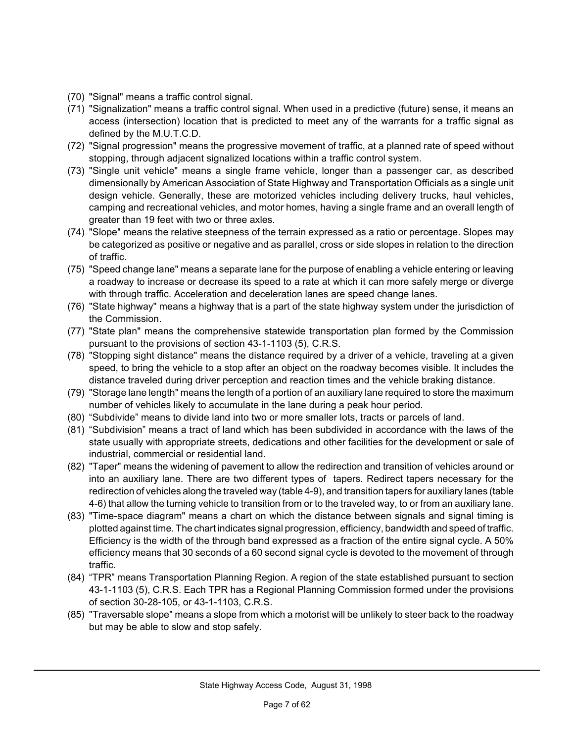(70) "Signal" means a traffic control signal.

(71) "Signalization" means a traffic control signal. When used in a predictive (future) sense, it means an access (intersection) location that is predicted to meet any of the warrants for a traffic signal as defined by the M.U.T.C.D.

(72) "Signal progression" means the progressive movement of traffic, at a planned rate of speed without stopping, through adjacent signalized locations within a traffic control system.

(73) "Single unit vehicle" means a single frame vehicle, longer than a passenger car, as described dimensionally by American Association of State Highway and Transportation Officials as a single unit design vehicle. Generally, these are motorized vehicles including delivery trucks, haul vehicles, camping and recreational vehicles, and motor homes, having a single frame and an overall length of greater than 19 feet with two or three axles.

(74) "Slope" means the relative steepness of the terrain expressed as a ratio or percentage. Slopes may be categorized as positive or negative and as parallel, cross or side slopes in relation to the direction of traffic.

(75) "Speed change lane" means a separate lane for the purpose of enabling a vehicle entering or leaving a roadway to increase or decrease its speed to a rate at which it can more safely merge or diverge with through traffic. Acceleration and deceleration lanes are speed change lanes.

(76) "State highway" means a highway that is a part of the state highway system under the jurisdiction of the Commission.

(77) "State plan" means the comprehensive statewide transportation plan formed by the Commission pursuant to the provisions of section 43-1-1103 (5), C.R.S.

(78) "Stopping sight distance" means the distance required by a driver of a vehicle, traveling at a given speed, to bring the vehicle to a stop after an object on the roadway becomes visible. It includes the distance traveled during driver perception and reaction times and the vehicle braking distance.

(79) "Storage lane length" means the length of a portion of an auxiliary lane required to store the maximum number of vehicles likely to accumulate in the lane during a peak hour period.

(80) "Subdivide" means to divide land into two or more smaller lots, tracts or parcels of land.

(81) "Subdivision" means a tract of land which has been subdivided in accordance with the laws of the state usually with appropriate streets, dedications and other facilities for the development or sale of industrial, commercial or residential land.

(82) "Taper" means the widening of pavement to allow the redirection and transition of vehicles around or into an auxiliary lane. There are two different types of tapers. Redirect tapers necessary for the redirection of vehicles along the traveled way (table 4-9), and transition tapers for auxiliary lanes (table 4-6) that allow the turning vehicle to transition from or to the traveled way, to or from an auxiliary lane.

(83) "Time-space diagram" means a chart on which the distance between signals and signal timing is plotted against time. The chart indicates signal progression, efficiency, bandwidth and speed of traffic. Efficiency is the width of the through band expressed as a fraction of the entire signal cycle. A 50% efficiency means that 30 seconds of a 60 second signal cycle is devoted to the movement of through traffic.

(84) "TPR" means Transportation Planning Region. A region of the state established pursuant to section 43-1-1103 (5), C.R.S. Each TPR has a Regional Planning Commission formed under the provisions of section 30-28-105, or 43-1-1103, C.R.S.

(85) "Traversable slope" means a slope from which a motorist will be unlikely to steer back to the roadway but may be able to slow and stop safely.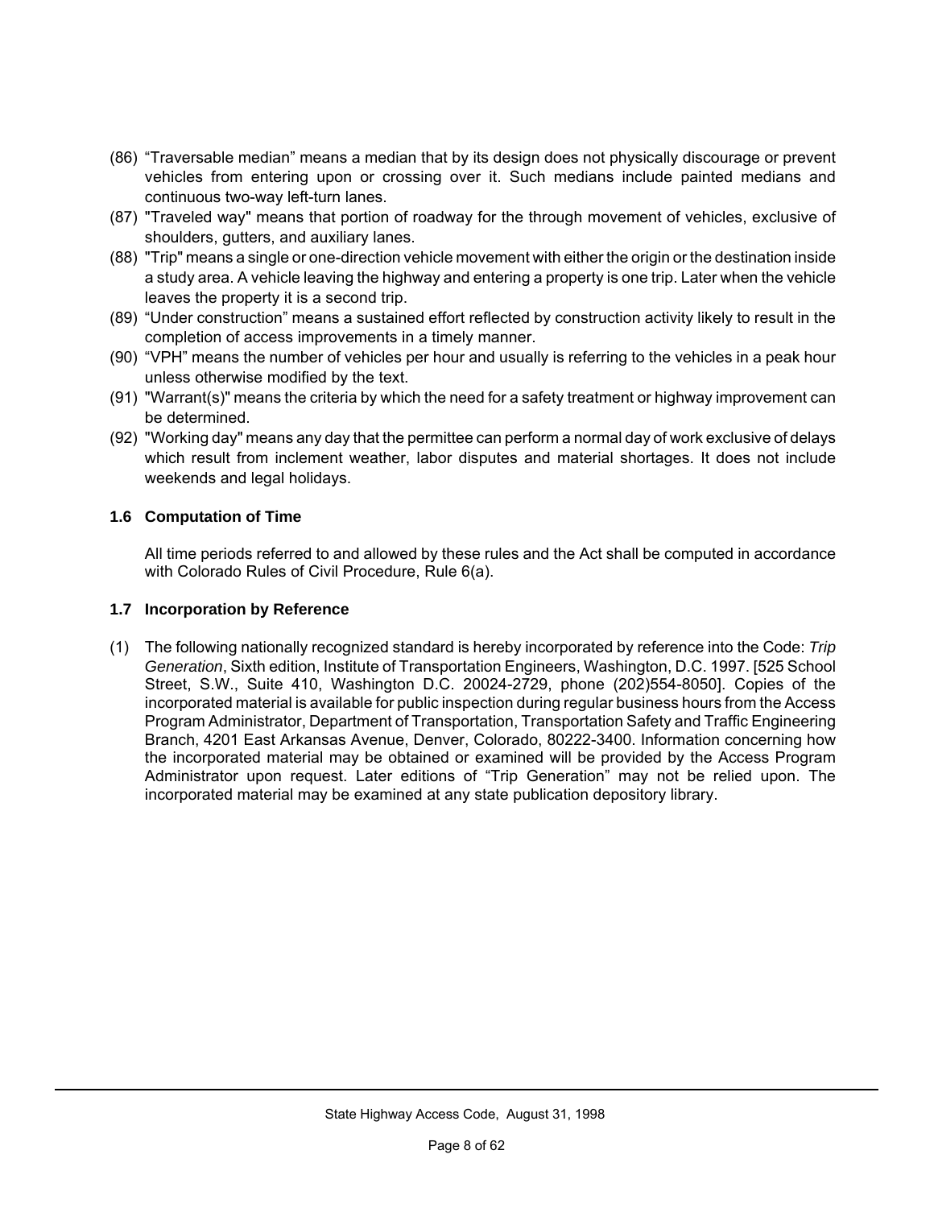(86) “Traversable median” means a median that by its design does not physically discourage or prevent vehicles from entering upon or crossing over it. Such medians include painted medians and continuous two-way left-turn lanes.

(87) "Traveled way" means that portion of roadway for the through movement of vehicles, exclusive of shoulders, gutters, and auxiliary lanes.

(88) "Trip" means a single or one-direction vehicle movement with either the origin or the destination inside a study area. A vehicle leaving the highway and entering a property is one trip. Later when the vehicle leaves the property it is a second trip.

(89) “Under construction” means a sustained effort reflected by construction activity likely to result in the completion of access improvements in a timely manner.

(90) “VPH” means the number of vehicles per hour and usually is referring to the vehicles in a peak hour unless otherwise modified by the text.

(91) "Warrant(s)" means the criteria by which the need for a safety treatment or highway improvement can be determined.

(92) "Working day" means any day that the permittee can perform a normal day of work exclusive of delays which result from inclement weather, labor disputes and material shortages. It does not include weekends and legal holidays.

### 1.6 Computation of Time

All time periods referred to and allowed by these rules and the Act shall be computed in accordance with Colorado Rules of Civil Procedure, Rule 6(a).

### 1.7 Incorporation by Reference

(1) The following nationally recognized standard is hereby incorporated by reference into the Code: *Trip Generation*, Sixth edition, Institute of Transportation Engineers, Washington, D.C. 1997. [525 School Street, S.W., Suite 410, Washington D.C. 20024-2729, phone (202)554-8050]. Copies of the incorporated material is available for public inspection during regular business hours from the Access Program Administrator, Department of Transportation, Transportation Safety and Traffic Engineering Branch, 4201 East Arkansas Avenue, Denver, Colorado, 80222-3400. Information concerning how the incorporated material may be obtained or examined will be provided by the Access Program Administrator upon request. Later editions of “Trip Generation” may not be relied upon. The incorporated material may be examined at any state publication depository library.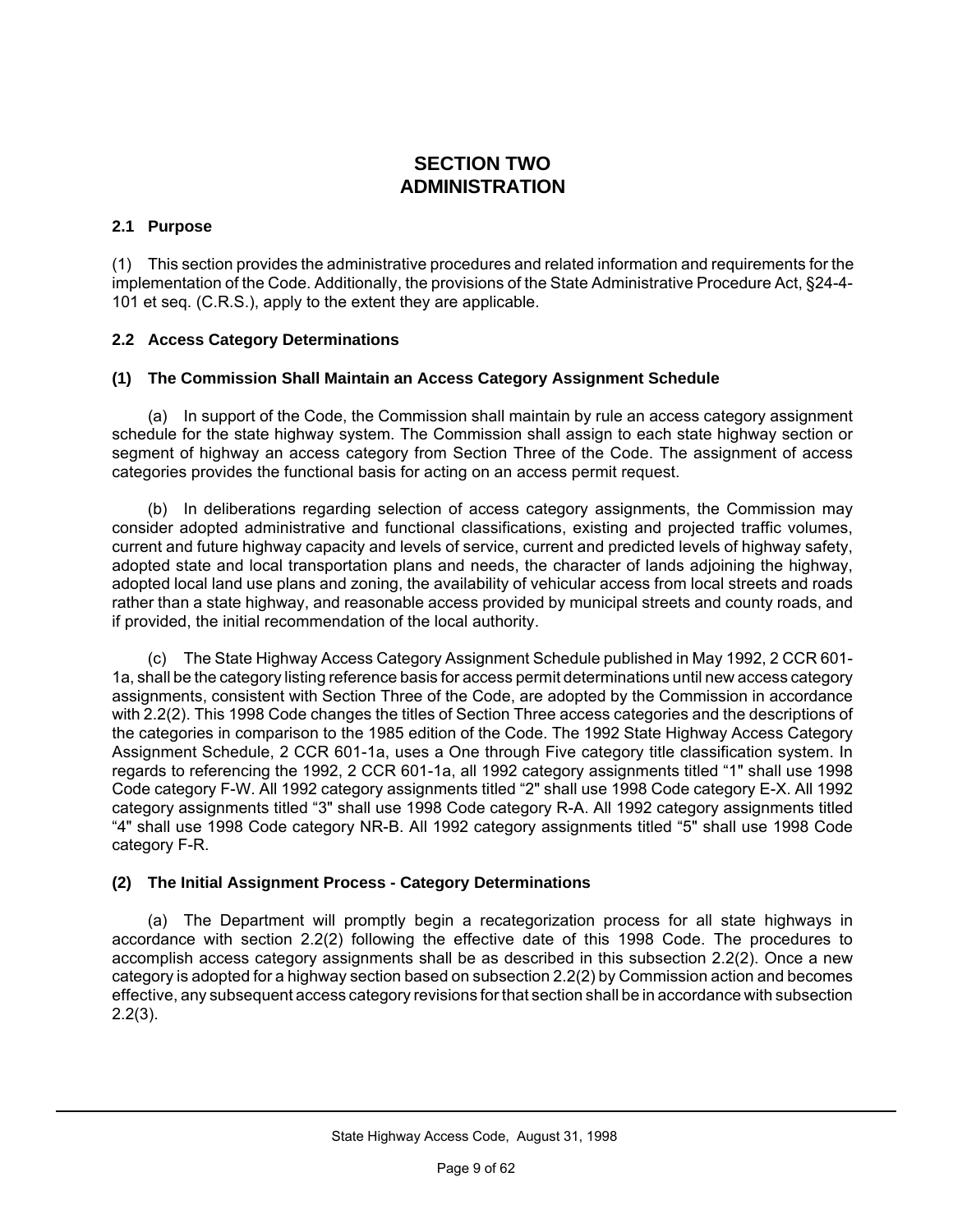# SECTION TWO
# ADMINISTRATION

## 2.1 Purpose

(1) This section provides the administrative procedures and related information and requirements for the implementation of the Code. Additionally, the provisions of the State Administrative Procedure Act, §24-4-101 et seq. (C.R.S.), apply to the extent they are applicable.

## 2.2 Access Category Determinations

### (1) The Commission Shall Maintain an Access Category Assignment Schedule

(a) In support of the Code, the Commission shall maintain by rule an access category assignment schedule for the state highway system. The Commission shall assign to each state highway section or segment of highway an access category from Section Three of the Code. The assignment of access categories provides the functional basis for acting on an access permit request.

(b) In deliberations regarding selection of access category assignments, the Commission may consider adopted administrative and functional classifications, existing and projected traffic volumes, current and future highway capacity and levels of service, current and predicted levels of highway safety, adopted state and local transportation plans and needs, the character of lands adjoining the highway, adopted local land use plans and zoning, the availability of vehicular access from local streets and roads rather than a state highway, and reasonable access provided by municipal streets and county roads, and if provided, the initial recommendation of the local authority.

(c) The State Highway Access Category Assignment Schedule published in May 1992, 2 CCR 601-1a, shall be the category listing reference basis for access permit determinations until new access category assignments, consistent with Section Three of the Code, are adopted by the Commission in accordance with 2.2(2). This 1998 Code changes the titles of Section Three access categories and the descriptions of the categories in comparison to the 1985 edition of the Code. The 1992 State Highway Access Category Assignment Schedule, 2 CCR 601-1a, uses a One through Five category title classification system. In regards to referencing the 1992, 2 CCR 601-1a, all 1992 category assignments titled "1" shall use 1998 Code category F-W. All 1992 category assignments titled "2" shall use 1998 Code category E-X. All 1992 category assignments titled "3" shall use 1998 Code category R-A. All 1992 category assignments titled "4" shall use 1998 Code category NR-B. All 1992 category assignments titled "5" shall use 1998 Code category F-R.

### (2) The Initial Assignment Process - Category Determinations

(a) The Department will promptly begin a recategorization process for all state highways in accordance with section 2.2(2) following the effective date of this 1998 Code. The procedures to accomplish access category assignments shall be as described in this subsection 2.2(2). Once a new category is adopted for a highway section based on subsection 2.2(2) by Commission action and becomes effective, any subsequent access category revisions for that section shall be in accordance with subsection 2.2(3).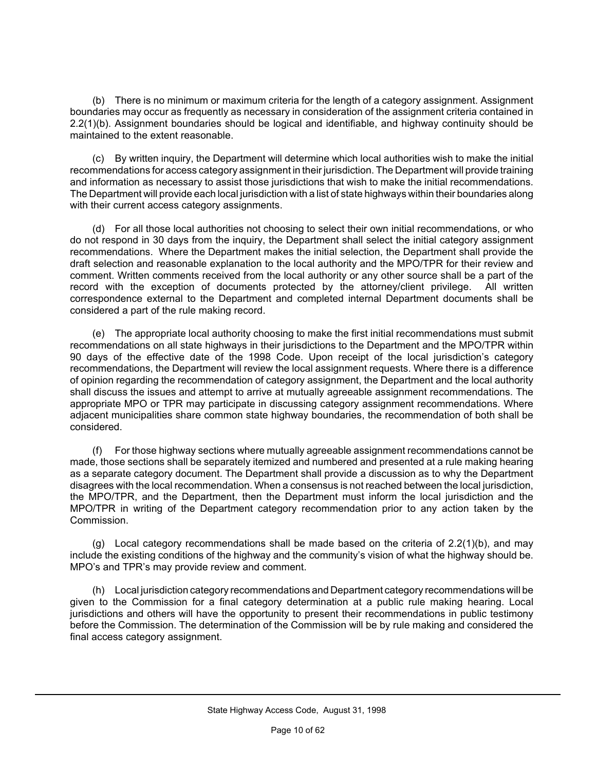(b) There is no minimum or maximum criteria for the length of a category assignment. Assignment boundaries may occur as frequently as necessary in consideration of the assignment criteria contained in 2.2(1)(b). Assignment boundaries should be logical and identifiable, and highway continuity should be maintained to the extent reasonable.

(c) By written inquiry, the Department will determine which local authorities wish to make the initial recommendations for access category assignment in their jurisdiction. The Department will provide training and information as necessary to assist those jurisdictions that wish to make the initial recommendations. The Department will provide each local jurisdiction with a list of state highways within their boundaries along with their current access category assignments.

(d) For all those local authorities not choosing to select their own initial recommendations, or who do not respond in 30 days from the inquiry, the Department shall select the initial category assignment recommendations. Where the Department makes the initial selection, the Department shall provide the draft selection and reasonable explanation to the local authority and the MPO/TPR for their review and comment. Written comments received from the local authority or any other source shall be a part of the record with the exception of documents protected by the attorney/client privilege. All written correspondence external to the Department and completed internal Department documents shall be considered a part of the rule making record.

(e) The appropriate local authority choosing to make the first initial recommendations must submit recommendations on all state highways in their jurisdictions to the Department and the MPO/TPR within 90 days of the effective date of the 1998 Code. Upon receipt of the local jurisdiction's category recommendations, the Department will review the local assignment requests. Where there is a difference of opinion regarding the recommendation of category assignment, the Department and the local authority shall discuss the issues and attempt to arrive at mutually agreeable assignment recommendations. The appropriate MPO or TPR may participate in discussing category assignment recommendations. Where adjacent municipalities share common state highway boundaries, the recommendation of both shall be considered.

(f) For those highway sections where mutually agreeable assignment recommendations cannot be made, those sections shall be separately itemized and numbered and presented at a rule making hearing as a separate category document. The Department shall provide a discussion as to why the Department disagrees with the local recommendation. When a consensus is not reached between the local jurisdiction, the MPO/TPR, and the Department, then the Department must inform the local jurisdiction and the MPO/TPR in writing of the Department category recommendation prior to any action taken by the Commission.

(g) Local category recommendations shall be made based on the criteria of 2.2(1)(b), and may include the existing conditions of the highway and the community's vision of what the highway should be. MPO's and TPR's may provide review and comment.

(h) Local jurisdiction category recommendations and Department category recommendations will be given to the Commission for a final category determination at a public rule making hearing. Local jurisdictions and others will have the opportunity to present their recommendations in public testimony before the Commission. The determination of the Commission will be by rule making and considered the final access category assignment.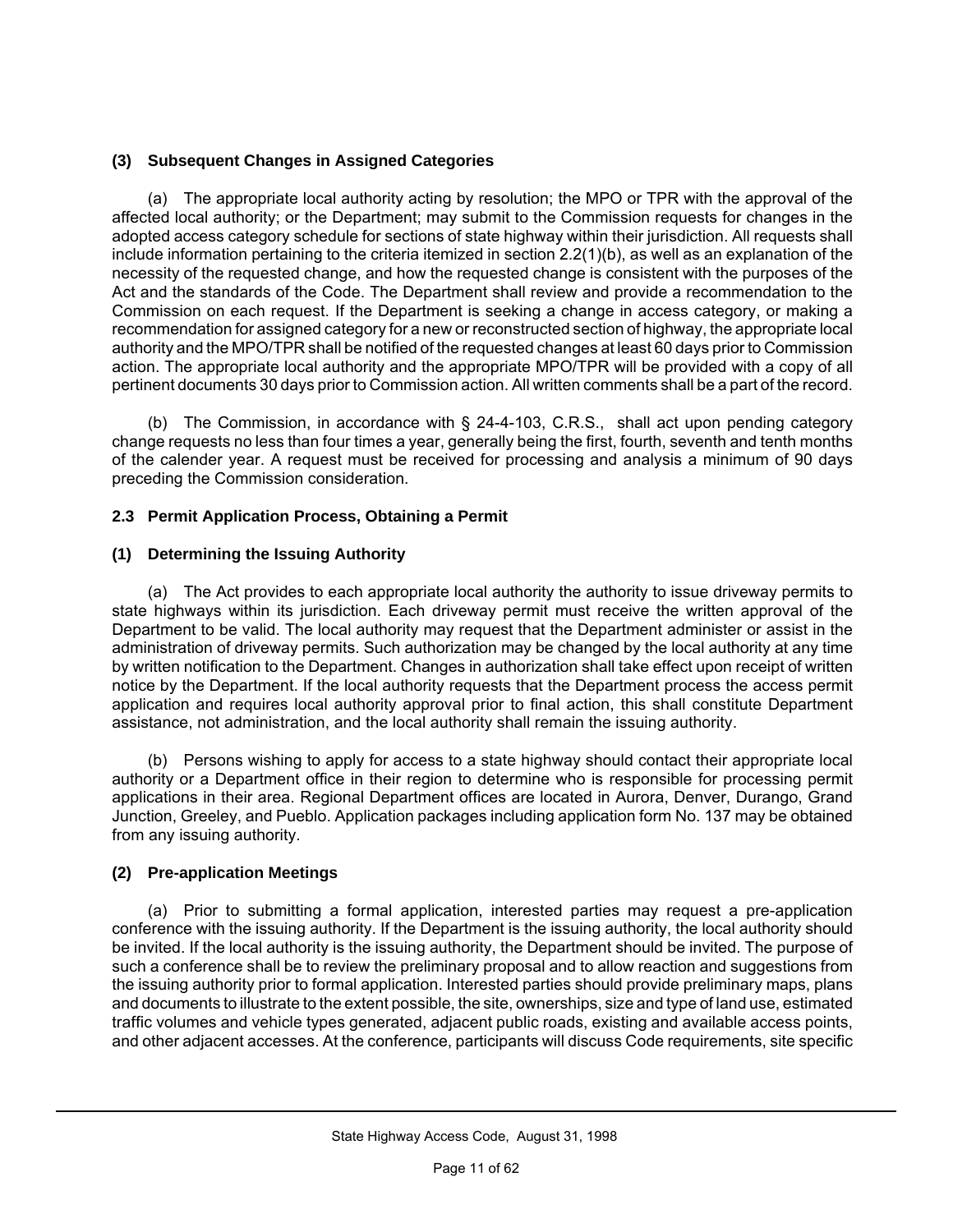**(3) Subsequent Changes in Assigned Categories**

(a) The appropriate local authority acting by resolution; the MPO or TPR with the approval of the affected local authority; or the Department; may submit to the Commission requests for changes in the adopted access category schedule for sections of state highway within their jurisdiction. All requests shall include information pertaining to the criteria itemized in section 2.2(1)(b), as well as an explanation of the necessity of the requested change, and how the requested change is consistent with the purposes of the Act and the standards of the Code. The Department shall review and provide a recommendation to the Commission on each request. If the Department is seeking a change in access category, or making a recommendation for assigned category for a new or reconstructed section of highway, the appropriate local authority and the MPO/TPR shall be notified of the requested changes at least 60 days prior to Commission action. The appropriate local authority and the appropriate MPO/TPR will be provided with a copy of all pertinent documents 30 days prior to Commission action. All written comments shall be a part of the record.

(b) The Commission, in accordance with § 24-4-103, C.R.S., shall act upon pending category change requests no less than four times a year, generally being the first, fourth, seventh and tenth months of the calender year. A request must be received for processing and analysis a minimum of 90 days preceding the Commission consideration.

**2.3 Permit Application Process, Obtaining a Permit**

**(1) Determining the Issuing Authority**

(a) The Act provides to each appropriate local authority the authority to issue driveway permits to state highways within its jurisdiction. Each driveway permit must receive the written approval of the Department to be valid. The local authority may request that the Department administer or assist in the administration of driveway permits. Such authorization may be changed by the local authority at any time by written notification to the Department. Changes in authorization shall take effect upon receipt of written notice by the Department. If the local authority requests that the Department process the access permit application and requires local authority approval prior to final action, this shall constitute Department assistance, not administration, and the local authority shall remain the issuing authority.

(b) Persons wishing to apply for access to a state highway should contact their appropriate local authority or a Department office in their region to determine who is responsible for processing permit applications in their area. Regional Department offices are located in Aurora, Denver, Durango, Grand Junction, Greeley, and Pueblo. Application packages including application form No. 137 may be obtained from any issuing authority.

**(2) Pre-application Meetings**

(a) Prior to submitting a formal application, interested parties may request a pre-application conference with the issuing authority. If the Department is the issuing authority, the local authority should be invited. If the local authority is the issuing authority, the Department should be invited. The purpose of such a conference shall be to review the preliminary proposal and to allow reaction and suggestions from the issuing authority prior to formal application. Interested parties should provide preliminary maps, plans and documents to illustrate to the extent possible, the site, ownerships, size and type of land use, estimated traffic volumes and vehicle types generated, adjacent public roads, existing and available access points, and other adjacent accesses. At the conference, participants will discuss Code requirements, site specific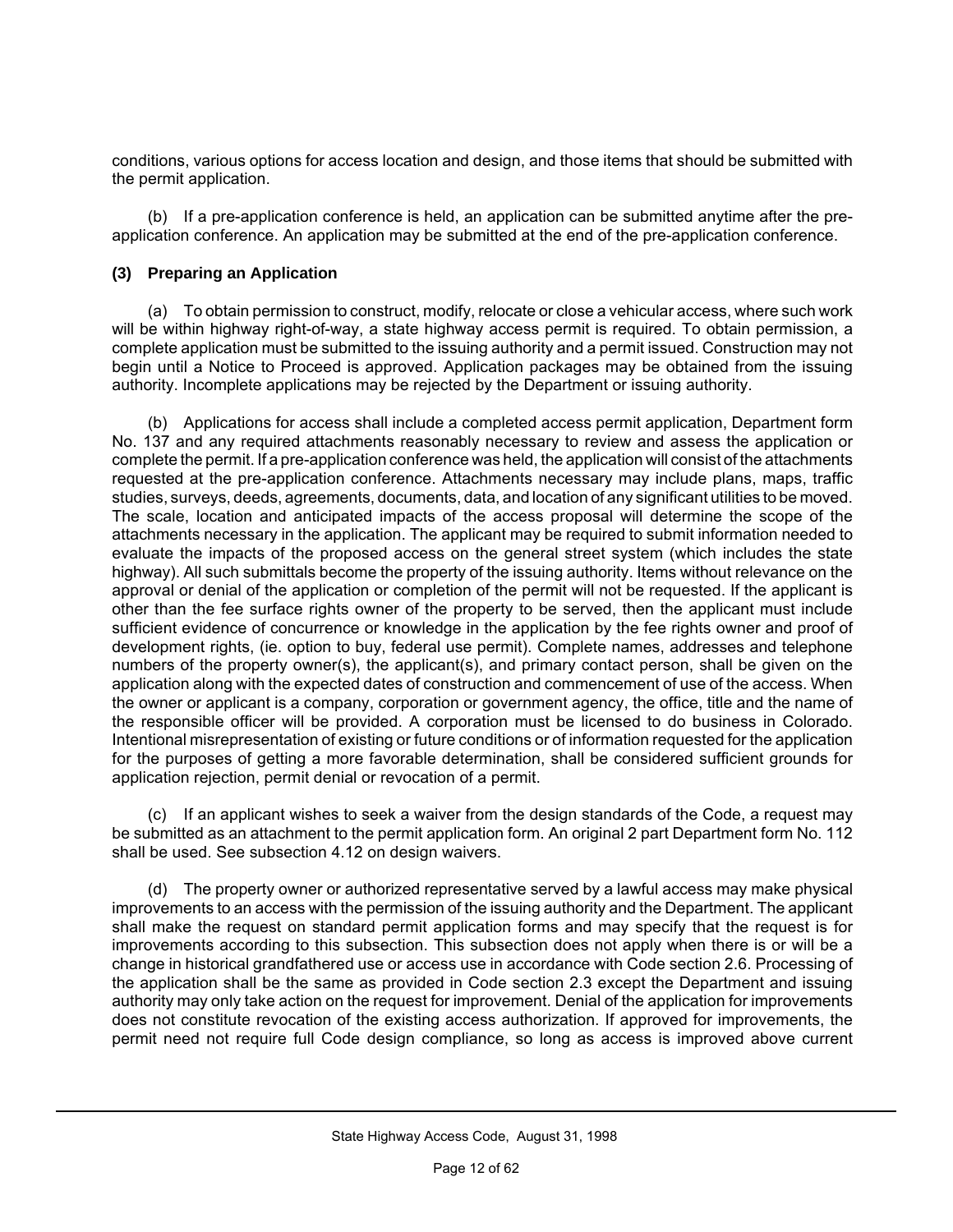conditions, various options for access location and design, and those items that should be submitted with the permit application.

(b) If a pre-application conference is held, an application can be submitted anytime after the pre-application conference. An application may be submitted at the end of the pre-application conference.

**(3) Preparing an Application**

(a) To obtain permission to construct, modify, relocate or close a vehicular access, where such work will be within highway right-of-way, a state highway access permit is required. To obtain permission, a complete application must be submitted to the issuing authority and a permit issued. Construction may not begin until a Notice to Proceed is approved. Application packages may be obtained from the issuing authority. Incomplete applications may be rejected by the Department or issuing authority.

(b) Applications for access shall include a completed access permit application, Department form No. 137 and any required attachments reasonably necessary to review and assess the application or complete the permit. If a pre-application conference was held, the application will consist of the attachments requested at the pre-application conference. Attachments necessary may include plans, maps, traffic studies, surveys, deeds, agreements, documents, data, and location of any significant utilities to be moved. The scale, location and anticipated impacts of the access proposal will determine the scope of the attachments necessary in the application. The applicant may be required to submit information needed to evaluate the impacts of the proposed access on the general street system (which includes the state highway). All such submittals become the property of the issuing authority. Items without relevance on the approval or denial of the application or completion of the permit will not be requested. If the applicant is other than the fee surface rights owner of the property to be served, then the applicant must include sufficient evidence of concurrence or knowledge in the application by the fee rights owner and proof of development rights, (ie. option to buy, federal use permit). Complete names, addresses and telephone numbers of the property owner(s), the applicant(s), and primary contact person, shall be given on the application along with the expected dates of construction and commencement of use of the access. When the owner or applicant is a company, corporation or government agency, the office, title and the name of the responsible officer will be provided. A corporation must be licensed to do business in Colorado. Intentional misrepresentation of existing or future conditions or of information requested for the application for the purposes of getting a more favorable determination, shall be considered sufficient grounds for application rejection, permit denial or revocation of a permit.

(c) If an applicant wishes to seek a waiver from the design standards of the Code, a request may be submitted as an attachment to the permit application form. An original 2 part Department form No. 112 shall be used. See subsection 4.12 on design waivers.

(d) The property owner or authorized representative served by a lawful access may make physical improvements to an access with the permission of the issuing authority and the Department. The applicant shall make the request on standard permit application forms and may specify that the request is for improvements according to this subsection. This subsection does not apply when there is or will be a change in historical grandfathered use or access use in accordance with Code section 2.6. Processing of the application shall be the same as provided in Code section 2.3 except the Department and issuing authority may only take action on the request for improvement. Denial of the application for improvements does not constitute revocation of the existing access authorization. If approved for improvements, the permit need not require full Code design compliance, so long as access is improved above current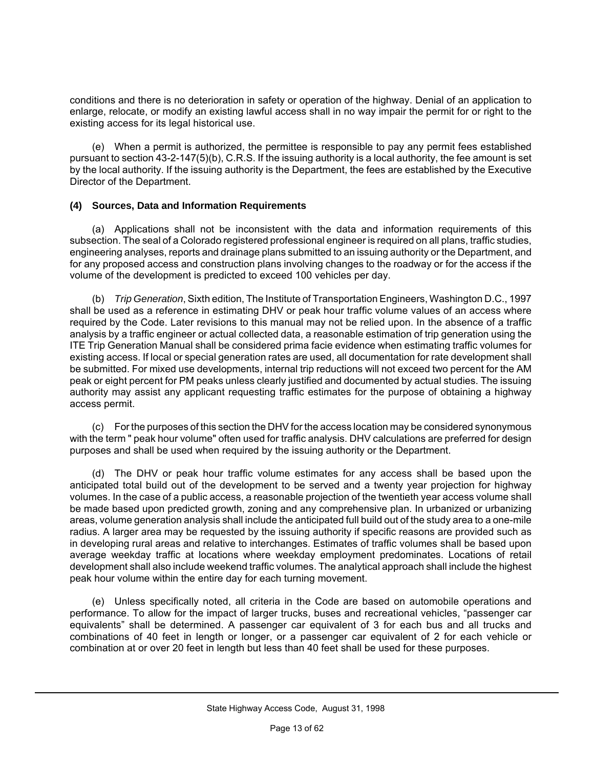conditions and there is no deterioration in safety or operation of the highway. Denial of an application to enlarge, relocate, or modify an existing lawful access shall in no way impair the permit for or right to the existing access for its legal historical use.

(e) When a permit is authorized, the permittee is responsible to pay any permit fees established pursuant to section 43-2-147(5)(b), C.R.S. If the issuing authority is a local authority, the fee amount is set by the local authority. If the issuing authority is the Department, the fees are established by the Executive Director of the Department.

**(4) Sources, Data and Information Requirements**

(a) Applications shall not be inconsistent with the data and information requirements of this subsection. The seal of a Colorado registered professional engineer is required on all plans, traffic studies, engineering analyses, reports and drainage plans submitted to an issuing authority or the Department, and for any proposed access and construction plans involving changes to the roadway or for the access if the volume of the development is predicted to exceed 100 vehicles per day.

(b) *Trip Generation*, Sixth edition, The Institute of Transportation Engineers, Washington D.C., 1997 shall be used as a reference in estimating DHV or peak hour traffic volume values of an access where required by the Code. Later revisions to this manual may not be relied upon. In the absence of a traffic analysis by a traffic engineer or actual collected data, a reasonable estimation of trip generation using the ITE Trip Generation Manual shall be considered prima facie evidence when estimating traffic volumes for existing access. If local or special generation rates are used, all documentation for rate development shall be submitted. For mixed use developments, internal trip reductions will not exceed two percent for the AM peak or eight percent for PM peaks unless clearly justified and documented by actual studies. The issuing authority may assist any applicant requesting traffic estimates for the purpose of obtaining a highway access permit.

(c) For the purposes of this section the DHV for the access location may be considered synonymous with the term " peak hour volume" often used for traffic analysis. DHV calculations are preferred for design purposes and shall be used when required by the issuing authority or the Department.

(d) The DHV or peak hour traffic volume estimates for any access shall be based upon the anticipated total build out of the development to be served and a twenty year projection for highway volumes. In the case of a public access, a reasonable projection of the twentieth year access volume shall be made based upon predicted growth, zoning and any comprehensive plan. In urbanized or urbanizing areas, volume generation analysis shall include the anticipated full build out of the study area to a one-mile radius. A larger area may be requested by the issuing authority if specific reasons are provided such as in developing rural areas and relative to interchanges. Estimates of traffic volumes shall be based upon average weekday traffic at locations where weekday employment predominates. Locations of retail development shall also include weekend traffic volumes. The analytical approach shall include the highest peak hour volume within the entire day for each turning movement.

(e) Unless specifically noted, all criteria in the Code are based on automobile operations and performance. To allow for the impact of larger trucks, buses and recreational vehicles, "passenger car equivalents" shall be determined. A passenger car equivalent of 3 for each bus and all trucks and combinations of 40 feet in length or longer, or a passenger car equivalent of 2 for each vehicle or combination at or over 20 feet in length but less than 40 feet shall be used for these purposes.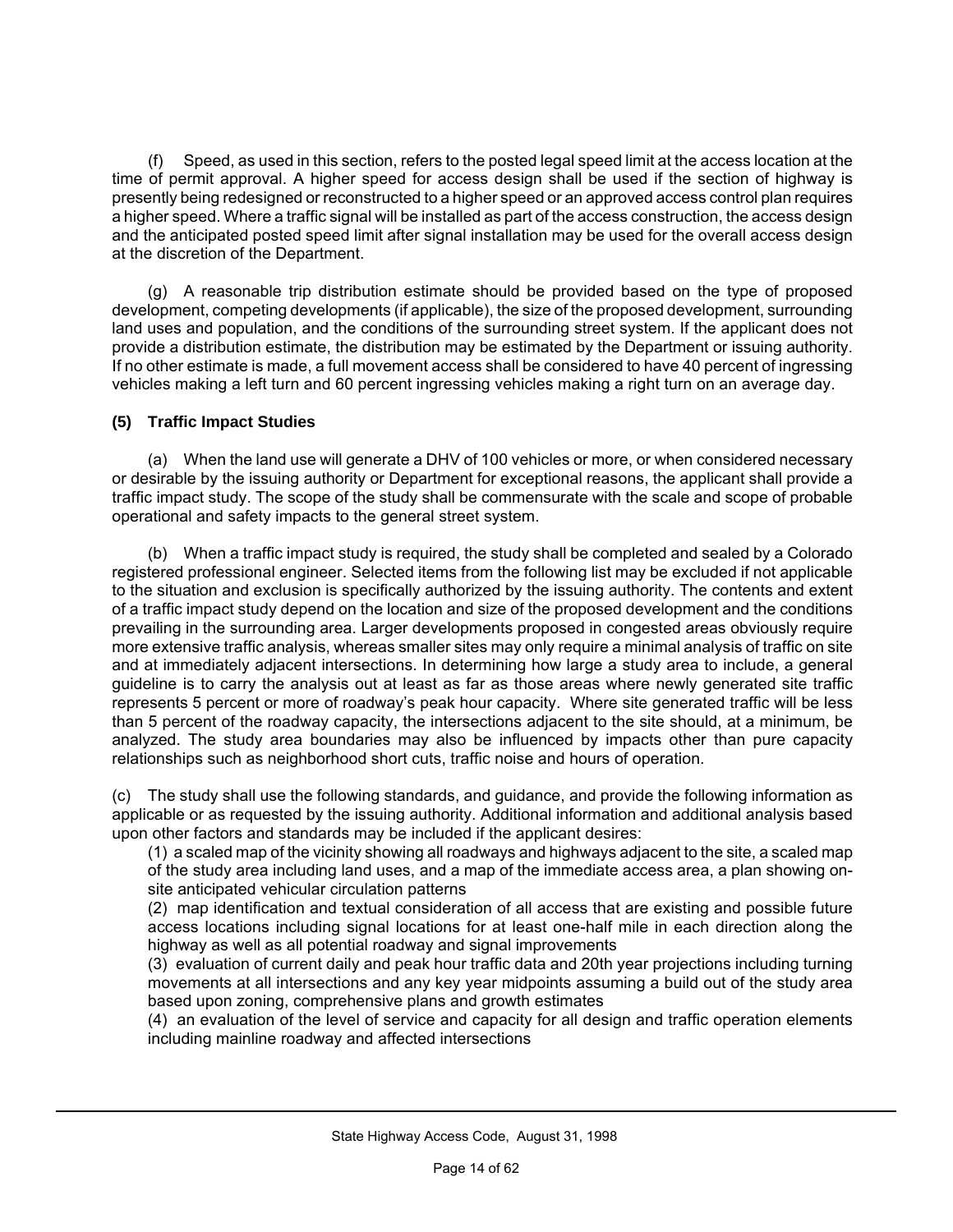(f) Speed, as used in this section, refers to the posted legal speed limit at the access location at the time of permit approval. A higher speed for access design shall be used if the section of highway is presently being redesigned or reconstructed to a higher speed or an approved access control plan requires a higher speed. Where a traffic signal will be installed as part of the access construction, the access design and the anticipated posted speed limit after signal installation may be used for the overall access design at the discretion of the Department.

(g) A reasonable trip distribution estimate should be provided based on the type of proposed development, competing developments (if applicable), the size of the proposed development, surrounding land uses and population, and the conditions of the surrounding street system. If the applicant does not provide a distribution estimate, the distribution may be estimated by the Department or issuing authority. If no other estimate is made, a full movement access shall be considered to have 40 percent of ingressing vehicles making a left turn and 60 percent ingressing vehicles making a right turn on an average day.

**(5) Traffic Impact Studies**

(a) When the land use will generate a DHV of 100 vehicles or more, or when considered necessary or desirable by the issuing authority or Department for exceptional reasons, the applicant shall provide a traffic impact study. The scope of the study shall be commensurate with the scale and scope of probable operational and safety impacts to the general street system.

(b) When a traffic impact study is required, the study shall be completed and sealed by a Colorado registered professional engineer. Selected items from the following list may be excluded if not applicable to the situation and exclusion is specifically authorized by the issuing authority. The contents and extent of a traffic impact study depend on the location and size of the proposed development and the conditions prevailing in the surrounding area. Larger developments proposed in congested areas obviously require more extensive traffic analysis, whereas smaller sites may only require a minimal analysis of traffic on site and at immediately adjacent intersections. In determining how large a study area to include, a general guideline is to carry the analysis out at least as far as those areas where newly generated site traffic represents 5 percent or more of roadway's peak hour capacity. Where site generated traffic will be less than 5 percent of the roadway capacity, the intersections adjacent to the site should, at a minimum, be analyzed. The study area boundaries may also be influenced by impacts other than pure capacity relationships such as neighborhood short cuts, traffic noise and hours of operation.

(c) The study shall use the following standards, and guidance, and provide the following information as applicable or as requested by the issuing authority. Additional information and additional analysis based upon other factors and standards may be included if the applicant desires:

(1) a scaled map of the vicinity showing all roadways and highways adjacent to the site, a scaled map of the study area including land uses, and a map of the immediate access area, a plan showing on-site anticipated vehicular circulation patterns

(2) map identification and textual consideration of all access that are existing and possible future access locations including signal locations for at least one-half mile in each direction along the highway as well as all potential roadway and signal improvements

(3) evaluation of current daily and peak hour traffic data and 20th year projections including turning movements at all intersections and any key year midpoints assuming a build out of the study area based upon zoning, comprehensive plans and growth estimates

(4) an evaluation of the level of service and capacity for all design and traffic operation elements including mainline roadway and affected intersections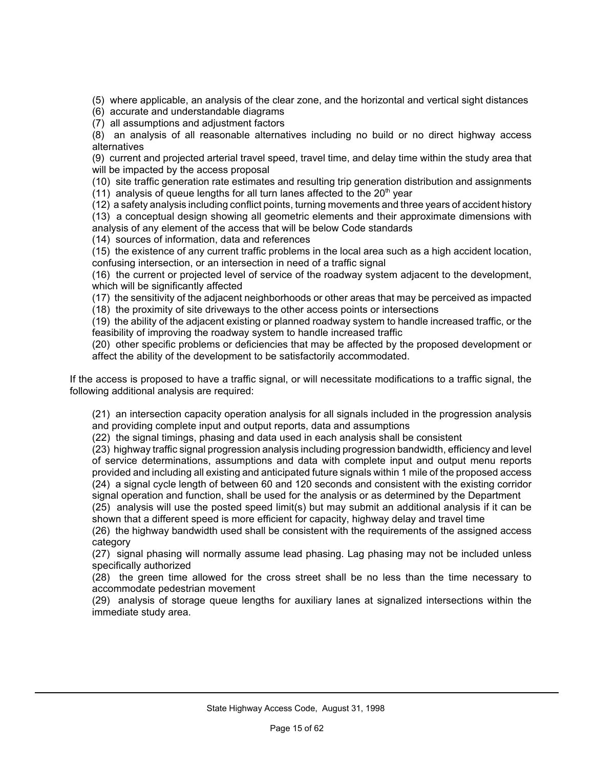(5) where applicable, an analysis of the clear zone, and the horizontal and vertical sight distances
(6) accurate and understandable diagrams
(7) all assumptions and adjustment factors
(8) an analysis of all reasonable alternatives including no build or no direct highway access alternatives
(9) current and projected arterial travel speed, travel time, and delay time within the study area that will be impacted by the access proposal
(10) site traffic generation rate estimates and resulting trip generation distribution and assignments
(11) analysis of queue lengths for all turn lanes affected to the 20th year
(12) a safety analysis including conflict points, turning movements and three years of accident history
(13) a conceptual design showing all geometric elements and their approximate dimensions with analysis of any element of the access that will be below Code standards
(14) sources of information, data and references
(15) the existence of any current traffic problems in the local area such as a high accident location, confusing intersection, or an intersection in need of a traffic signal
(16) the current or projected level of service of the roadway system adjacent to the development, which will be significantly affected
(17) the sensitivity of the adjacent neighborhoods or other areas that may be perceived as impacted
(18) the proximity of site driveways to the other access points or intersections
(19) the ability of the adjacent existing or planned roadway system to handle increased traffic, or the feasibility of improving the roadway system to handle increased traffic
(20) other specific problems or deficiencies that may be affected by the proposed development or affect the ability of the development to be satisfactorily accommodated.

If the access is proposed to have a traffic signal, or will necessitate modifications to a traffic signal, the following additional analysis are required:

(21) an intersection capacity operation analysis for all signals included in the progression analysis and providing complete input and output reports, data and assumptions
(22) the signal timings, phasing and data used in each analysis shall be consistent
(23) highway traffic signal progression analysis including progression bandwidth, efficiency and level of service determinations, assumptions and data with complete input and output menu reports provided and including all existing and anticipated future signals within 1 mile of the proposed access
(24) a signal cycle length of between 60 and 120 seconds and consistent with the existing corridor signal operation and function, shall be used for the analysis or as determined by the Department
(25) analysis will use the posted speed limit(s) but may submit an additional analysis if it can be shown that a different speed is more efficient for capacity, highway delay and travel time
(26) the highway bandwidth used shall be consistent with the requirements of the assigned access category
(27) signal phasing will normally assume lead phasing. Lag phasing may not be included unless specifically authorized
(28) the green time allowed for the cross street shall be no less than the time necessary to accommodate pedestrian movement
(29) analysis of storage queue lengths for auxiliary lanes at signalized intersections within the immediate study area.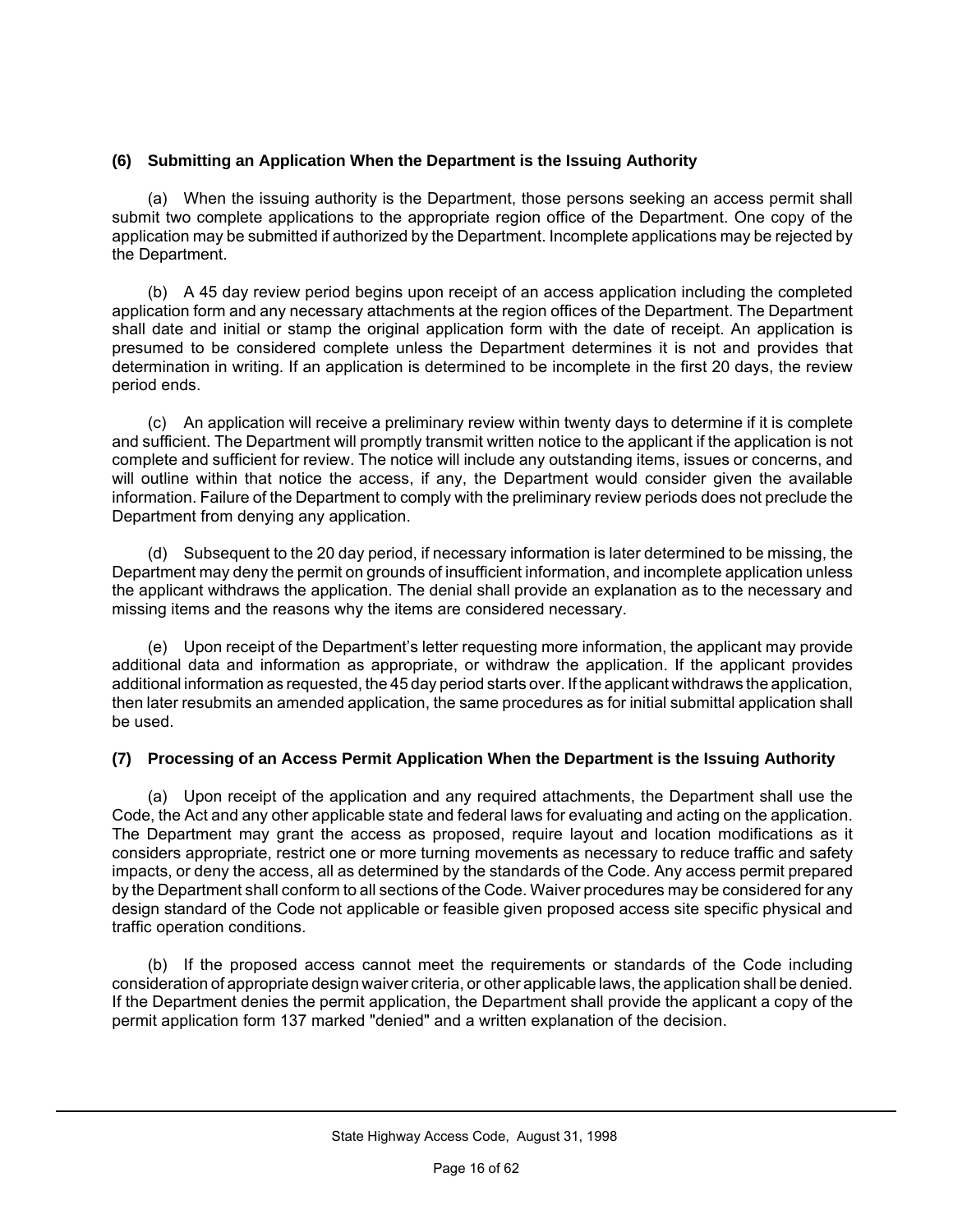### (6) Submitting an Application When the Department is the Issuing Authority

(a) When the issuing authority is the Department, those persons seeking an access permit shall submit two complete applications to the appropriate region office of the Department. One copy of the application may be submitted if authorized by the Department. Incomplete applications may be rejected by the Department.

(b) A 45 day review period begins upon receipt of an access application including the completed application form and any necessary attachments at the region offices of the Department. The Department shall date and initial or stamp the original application form with the date of receipt. An application is presumed to be considered complete unless the Department determines it is not and provides that determination in writing. If an application is determined to be incomplete in the first 20 days, the review period ends.

(c) An application will receive a preliminary review within twenty days to determine if it is complete and sufficient. The Department will promptly transmit written notice to the applicant if the application is not complete and sufficient for review. The notice will include any outstanding items, issues or concerns, and will outline within that notice the access, if any, the Department would consider given the available information. Failure of the Department to comply with the preliminary review periods does not preclude the Department from denying any application.

(d) Subsequent to the 20 day period, if necessary information is later determined to be missing, the Department may deny the permit on grounds of insufficient information, and incomplete application unless the applicant withdraws the application. The denial shall provide an explanation as to the necessary and missing items and the reasons why the items are considered necessary.

(e) Upon receipt of the Department's letter requesting more information, the applicant may provide additional data and information as appropriate, or withdraw the application. If the applicant provides additional information as requested, the 45 day period starts over. If the applicant withdraws the application, then later resubmits an amended application, the same procedures as for initial submittal application shall be used.

### (7) Processing of an Access Permit Application When the Department is the Issuing Authority

(a) Upon receipt of the application and any required attachments, the Department shall use the Code, the Act and any other applicable state and federal laws for evaluating and acting on the application. The Department may grant the access as proposed, require layout and location modifications as it considers appropriate, restrict one or more turning movements as necessary to reduce traffic and safety impacts, or deny the access, all as determined by the standards of the Code. Any access permit prepared by the Department shall conform to all sections of the Code. Waiver procedures may be considered for any design standard of the Code not applicable or feasible given proposed access site specific physical and traffic operation conditions.

(b) If the proposed access cannot meet the requirements or standards of the Code including consideration of appropriate design waiver criteria, or other applicable laws, the application shall be denied. If the Department denies the permit application, the Department shall provide the applicant a copy of the permit application form 137 marked "denied" and a written explanation of the decision.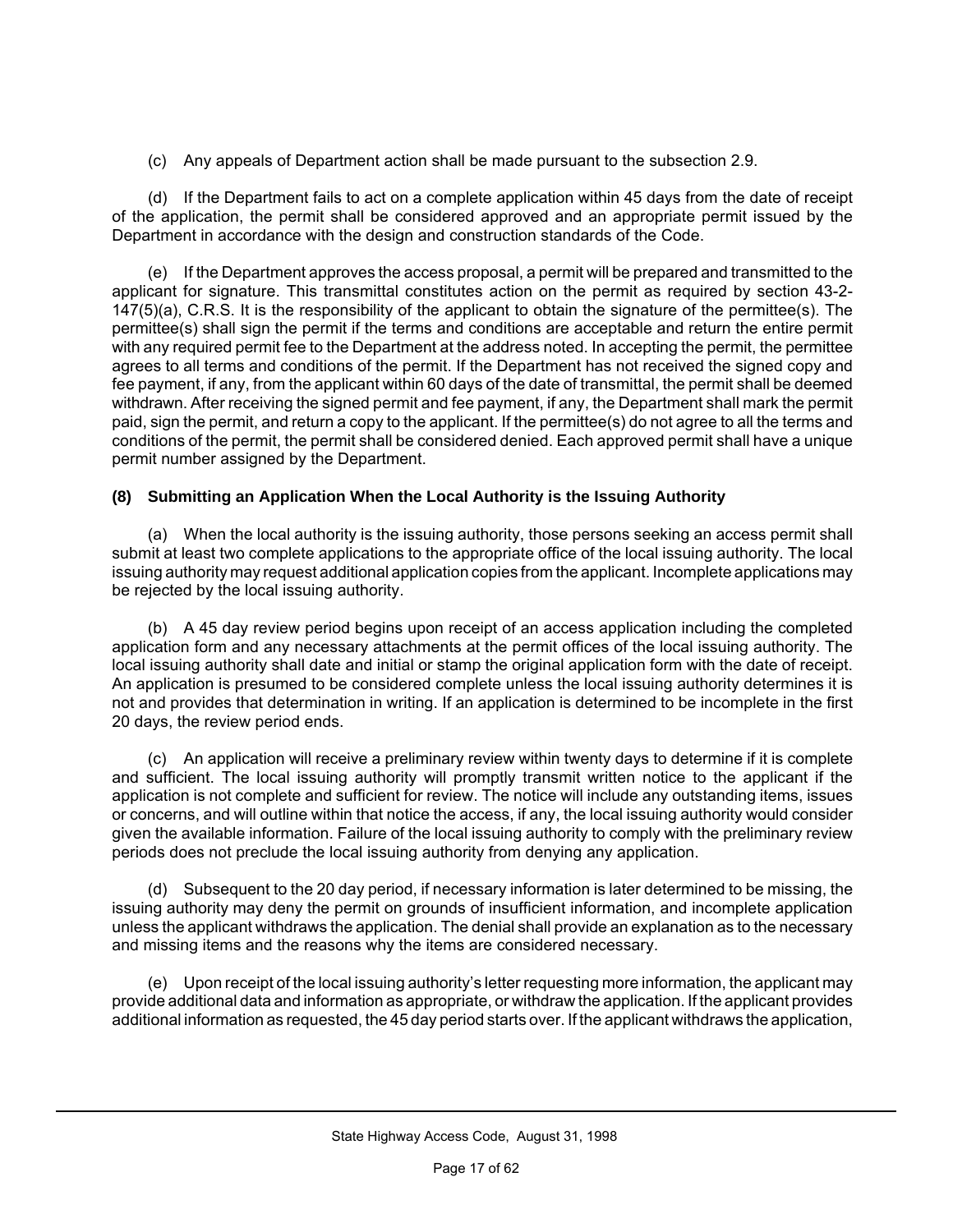(c) Any appeals of Department action shall be made pursuant to the subsection 2.9.

(d) If the Department fails to act on a complete application within 45 days from the date of receipt of the application, the permit shall be considered approved and an appropriate permit issued by the Department in accordance with the design and construction standards of the Code.

(e) If the Department approves the access proposal, a permit will be prepared and transmitted to the applicant for signature. This transmittal constitutes action on the permit as required by section 43-2-147(5)(a), C.R.S. It is the responsibility of the applicant to obtain the signature of the permittee(s). The permittee(s) shall sign the permit if the terms and conditions are acceptable and return the entire permit with any required permit fee to the Department at the address noted. In accepting the permit, the permittee agrees to all terms and conditions of the permit. If the Department has not received the signed copy and fee payment, if any, from the applicant within 60 days of the date of transmittal, the permit shall be deemed withdrawn. After receiving the signed permit and fee payment, if any, the Department shall mark the permit paid, sign the permit, and return a copy to the applicant. If the permittee(s) do not agree to all the terms and conditions of the permit, the permit shall be considered denied. Each approved permit shall have a unique permit number assigned by the Department.

**(8) Submitting an Application When the Local Authority is the Issuing Authority**

(a) When the local authority is the issuing authority, those persons seeking an access permit shall submit at least two complete applications to the appropriate office of the local issuing authority. The local issuing authority may request additional application copies from the applicant. Incomplete applications may be rejected by the local issuing authority.

(b) A 45 day review period begins upon receipt of an access application including the completed application form and any necessary attachments at the permit offices of the local issuing authority. The local issuing authority shall date and initial or stamp the original application form with the date of receipt. An application is presumed to be considered complete unless the local issuing authority determines it is not and provides that determination in writing. If an application is determined to be incomplete in the first 20 days, the review period ends.

(c) An application will receive a preliminary review within twenty days to determine if it is complete and sufficient. The local issuing authority will promptly transmit written notice to the applicant if the application is not complete and sufficient for review. The notice will include any outstanding items, issues or concerns, and will outline within that notice the access, if any, the local issuing authority would consider given the available information. Failure of the local issuing authority to comply with the preliminary review periods does not preclude the local issuing authority from denying any application.

(d) Subsequent to the 20 day period, if necessary information is later determined to be missing, the issuing authority may deny the permit on grounds of insufficient information, and incomplete application unless the applicant withdraws the application. The denial shall provide an explanation as to the necessary and missing items and the reasons why the items are considered necessary.

(e) Upon receipt of the local issuing authority's letter requesting more information, the applicant may provide additional data and information as appropriate, or withdraw the application. If the applicant provides additional information as requested, the 45 day period starts over. If the applicant withdraws the application,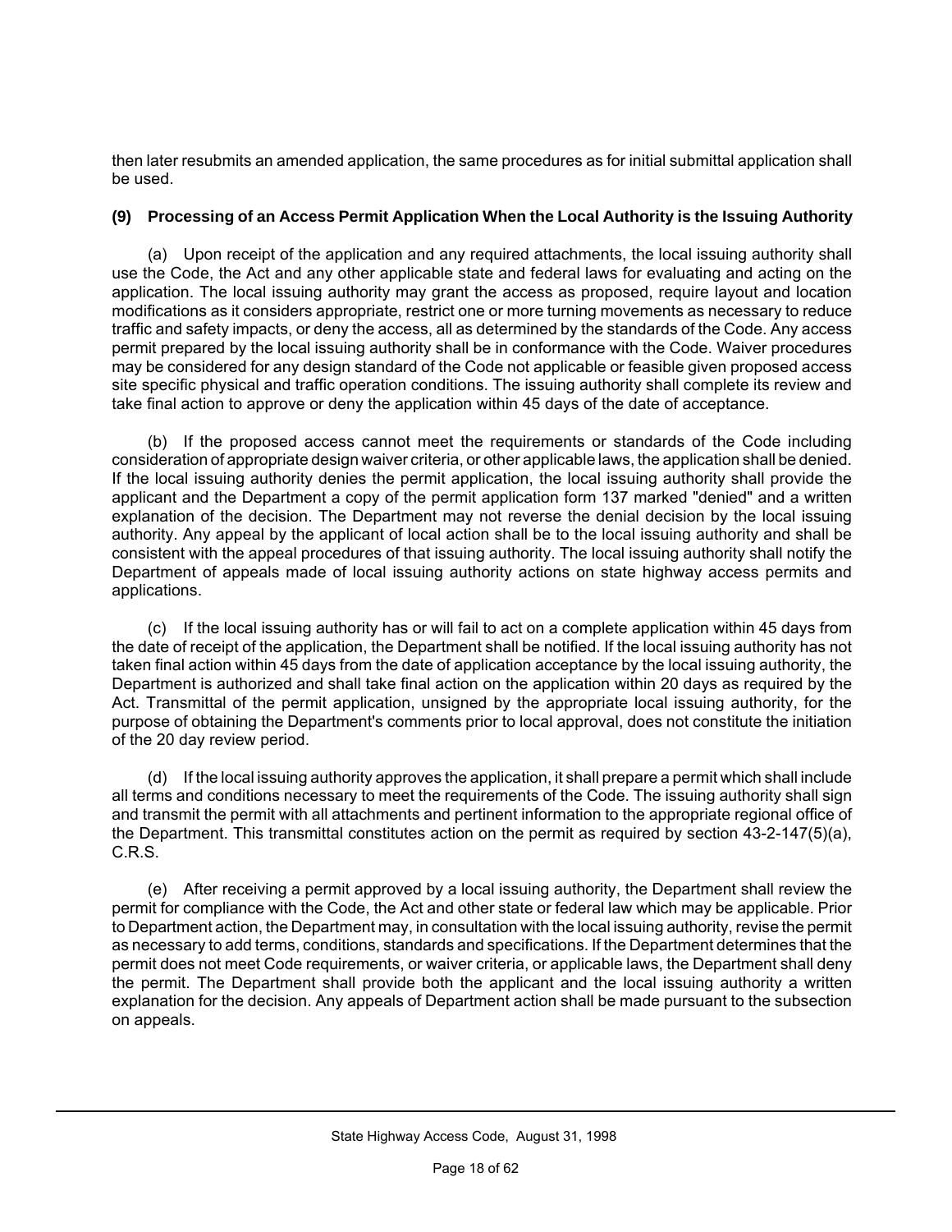then later resubmits an amended application, the same procedures as for initial submittal application shall be used.

### (9) Processing of an Access Permit Application When the Local Authority is the Issuing Authority

(a) Upon receipt of the application and any required attachments, the local issuing authority shall use the Code, the Act and any other applicable state and federal laws for evaluating and acting on the application. The local issuing authority may grant the access as proposed, require layout and location modifications as it considers appropriate, restrict one or more turning movements as necessary to reduce traffic and safety impacts, or deny the access, all as determined by the standards of the Code. Any access permit prepared by the local issuing authority shall be in conformance with the Code. Waiver procedures may be considered for any design standard of the Code not applicable or feasible given proposed access site specific physical and traffic operation conditions. The issuing authority shall complete its review and take final action to approve or deny the application within 45 days of the date of acceptance.

(b) If the proposed access cannot meet the requirements or standards of the Code including consideration of appropriate design waiver criteria, or other applicable laws, the application shall be denied. If the local issuing authority denies the permit application, the local issuing authority shall provide the applicant and the Department a copy of the permit application form 137 marked "denied" and a written explanation of the decision. The Department may not reverse the denial decision by the local issuing authority. Any appeal by the applicant of local action shall be to the local issuing authority and shall be consistent with the appeal procedures of that issuing authority. The local issuing authority shall notify the Department of appeals made of local issuing authority actions on state highway access permits and applications.

(c) If the local issuing authority has or will fail to act on a complete application within 45 days from the date of receipt of the application, the Department shall be notified. If the local issuing authority has not taken final action within 45 days from the date of application acceptance by the local issuing authority, the Department is authorized and shall take final action on the application within 20 days as required by the Act. Transmittal of the permit application, unsigned by the appropriate local issuing authority, for the purpose of obtaining the Department's comments prior to local approval, does not constitute the initiation of the 20 day review period.

(d) If the local issuing authority approves the application, it shall prepare a permit which shall include all terms and conditions necessary to meet the requirements of the Code. The issuing authority shall sign and transmit the permit with all attachments and pertinent information to the appropriate regional office of the Department. This transmittal constitutes action on the permit as required by section 43-2-147(5)(a), C.R.S.

(e) After receiving a permit approved by a local issuing authority, the Department shall review the permit for compliance with the Code, the Act and other state or federal law which may be applicable. Prior to Department action, the Department may, in consultation with the local issuing authority, revise the permit as necessary to add terms, conditions, standards and specifications. If the Department determines that the permit does not meet Code requirements, or waiver criteria, or applicable laws, the Department shall deny the permit. The Department shall provide both the applicant and the local issuing authority a written explanation for the decision. Any appeals of Department action shall be made pursuant to the subsection on appeals.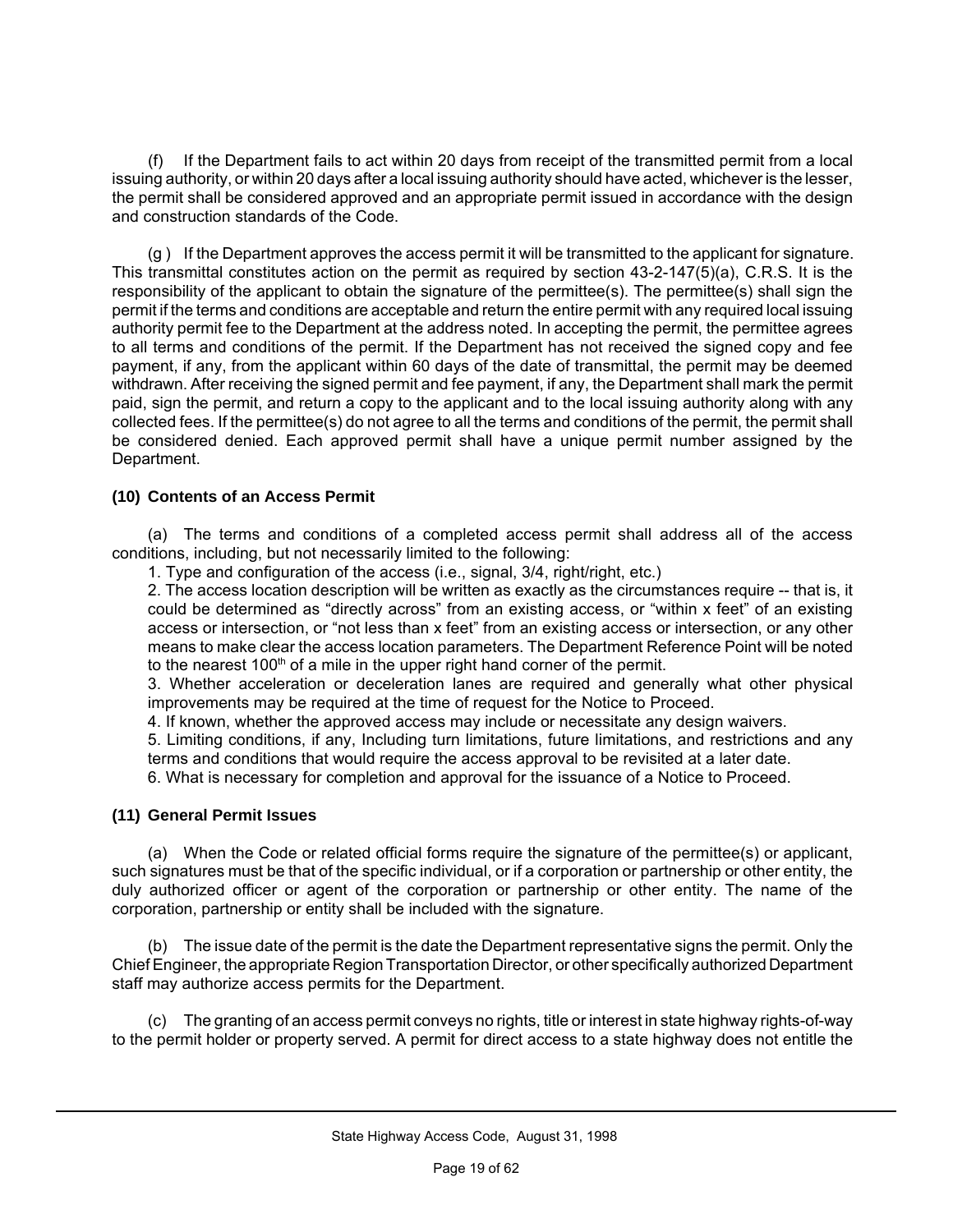(f) If the Department fails to act within 20 days from receipt of the transmitted permit from a local issuing authority, or within 20 days after a local issuing authority should have acted, whichever is the lesser, the permit shall be considered approved and an appropriate permit issued in accordance with the design and construction standards of the Code.

(g ) If the Department approves the access permit it will be transmitted to the applicant for signature. This transmittal constitutes action on the permit as required by section 43-2-147(5)(a), C.R.S. It is the responsibility of the applicant to obtain the signature of the permittee(s). The permittee(s) shall sign the permit if the terms and conditions are acceptable and return the entire permit with any required local issuing authority permit fee to the Department at the address noted. In accepting the permit, the permittee agrees to all terms and conditions of the permit. If the Department has not received the signed copy and fee payment, if any, from the applicant within 60 days of the date of transmittal, the permit may be deemed withdrawn. After receiving the signed permit and fee payment, if any, the Department shall mark the permit paid, sign the permit, and return a copy to the applicant and to the local issuing authority along with any collected fees. If the permittee(s) do not agree to all the terms and conditions of the permit, the permit shall be considered denied. Each approved permit shall have a unique permit number assigned by the Department.

**(10) Contents of an Access Permit**

(a) The terms and conditions of a completed access permit shall address all of the access conditions, including, but not necessarily limited to the following:

1. Type and configuration of the access (i.e., signal, 3/4, right/right, etc.)
2. The access location description will be written as exactly as the circumstances require -- that is, it could be determined as “directly across” from an existing access, or “within x feet” of an existing access or intersection, or “not less than x feet” from an existing access or intersection, or any other means to make clear the access location parameters. The Department Reference Point will be noted to the nearest 100th of a mile in the upper right hand corner of the permit.
3. Whether acceleration or deceleration lanes are required and generally what other physical improvements may be required at the time of request for the Notice to Proceed.
4. If known, whether the approved access may include or necessitate any design waivers.
5. Limiting conditions, if any, Including turn limitations, future limitations, and restrictions and any terms and conditions that would require the access approval to be revisited at a later date.
6. What is necessary for completion and approval for the issuance of a Notice to Proceed.

**(11) General Permit Issues**

(a) When the Code or related official forms require the signature of the permittee(s) or applicant, such signatures must be that of the specific individual, or if a corporation or partnership or other entity, the duly authorized officer or agent of the corporation or partnership or other entity. The name of the corporation, partnership or entity shall be included with the signature.

(b) The issue date of the permit is the date the Department representative signs the permit. Only the Chief Engineer, the appropriate Region Transportation Director, or other specifically authorized Department staff may authorize access permits for the Department.

(c) The granting of an access permit conveys no rights, title or interest in state highway rights-of-way to the permit holder or property served. A permit for direct access to a state highway does not entitle the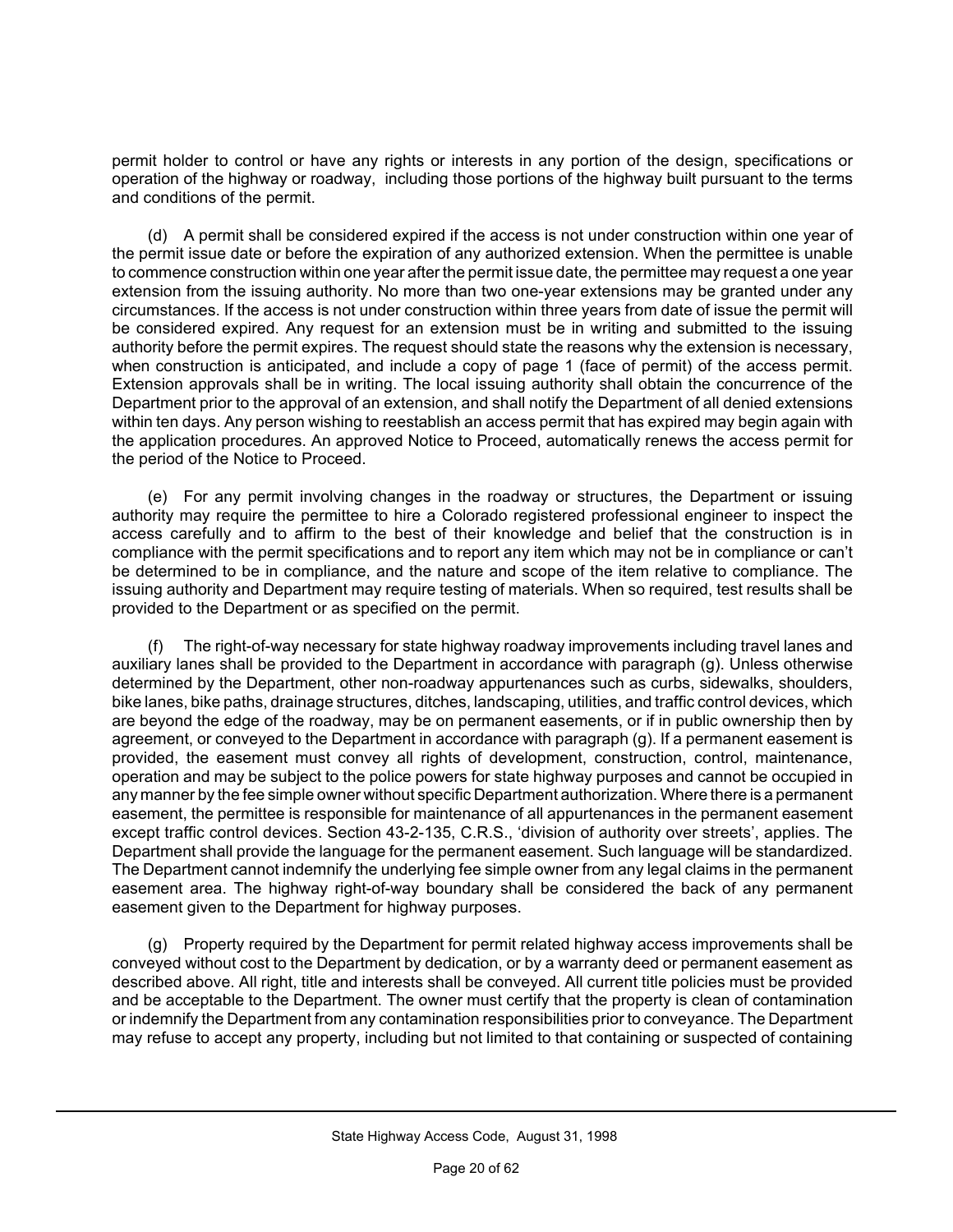permit holder to control or have any rights or interests in any portion of the design, specifications or operation of the highway or roadway, including those portions of the highway built pursuant to the terms and conditions of the permit.

(d) A permit shall be considered expired if the access is not under construction within one year of the permit issue date or before the expiration of any authorized extension. When the permittee is unable to commence construction within one year after the permit issue date, the permittee may request a one year extension from the issuing authority. No more than two one-year extensions may be granted under any circumstances. If the access is not under construction within three years from date of issue the permit will be considered expired. Any request for an extension must be in writing and submitted to the issuing authority before the permit expires. The request should state the reasons why the extension is necessary, when construction is anticipated, and include a copy of page 1 (face of permit) of the access permit. Extension approvals shall be in writing. The local issuing authority shall obtain the concurrence of the Department prior to the approval of an extension, and shall notify the Department of all denied extensions within ten days. Any person wishing to reestablish an access permit that has expired may begin again with the application procedures. An approved Notice to Proceed, automatically renews the access permit for the period of the Notice to Proceed.

(e) For any permit involving changes in the roadway or structures, the Department or issuing authority may require the permittee to hire a Colorado registered professional engineer to inspect the access carefully and to affirm to the best of their knowledge and belief that the construction is in compliance with the permit specifications and to report any item which may not be in compliance or can't be determined to be in compliance, and the nature and scope of the item relative to compliance. The issuing authority and Department may require testing of materials. When so required, test results shall be provided to the Department or as specified on the permit.

(f) The right-of-way necessary for state highway roadway improvements including travel lanes and auxiliary lanes shall be provided to the Department in accordance with paragraph (g). Unless otherwise determined by the Department, other non-roadway appurtenances such as curbs, sidewalks, shoulders, bike lanes, bike paths, drainage structures, ditches, landscaping, utilities, and traffic control devices, which are beyond the edge of the roadway, may be on permanent easements, or if in public ownership then by agreement, or conveyed to the Department in accordance with paragraph (g). If a permanent easement is provided, the easement must convey all rights of development, construction, control, maintenance, operation and may be subject to the police powers for state highway purposes and cannot be occupied in any manner by the fee simple owner without specific Department authorization. Where there is a permanent easement, the permittee is responsible for maintenance of all appurtenances in the permanent easement except traffic control devices. Section 43-2-135, C.R.S., 'division of authority over streets', applies. The Department shall provide the language for the permanent easement. Such language will be standardized. The Department cannot indemnify the underlying fee simple owner from any legal claims in the permanent easement area. The highway right-of-way boundary shall be considered the back of any permanent easement given to the Department for highway purposes.

(g) Property required by the Department for permit related highway access improvements shall be conveyed without cost to the Department by dedication, or by a warranty deed or permanent easement as described above. All right, title and interests shall be conveyed. All current title policies must be provided and be acceptable to the Department. The owner must certify that the property is clean of contamination or indemnify the Department from any contamination responsibilities prior to conveyance. The Department may refuse to accept any property, including but not limited to that containing or suspected of containing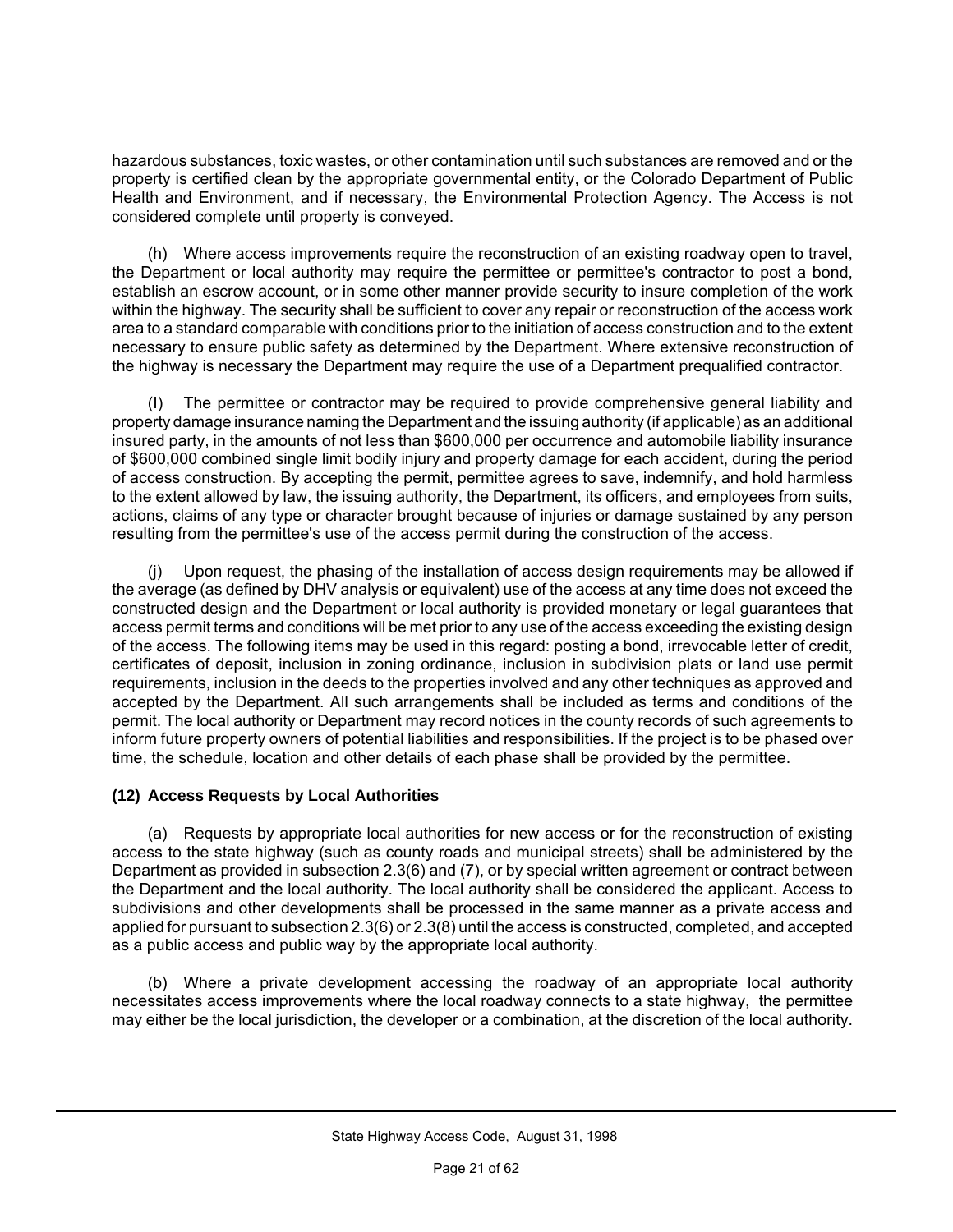hazardous substances, toxic wastes, or other contamination until such substances are removed and or the property is certified clean by the appropriate governmental entity, or the Colorado Department of Public Health and Environment, and if necessary, the Environmental Protection Agency. The Access is not considered complete until property is conveyed.

(h) Where access improvements require the reconstruction of an existing roadway open to travel, the Department or local authority may require the permittee or permittee's contractor to post a bond, establish an escrow account, or in some other manner provide security to insure completion of the work within the highway. The security shall be sufficient to cover any repair or reconstruction of the access work area to a standard comparable with conditions prior to the initiation of access construction and to the extent necessary to ensure public safety as determined by the Department. Where extensive reconstruction of the highway is necessary the Department may require the use of a Department prequalified contractor.

(I) The permittee or contractor may be required to provide comprehensive general liability and property damage insurance naming the Department and the issuing authority (if applicable) as an additional insured party, in the amounts of not less than $600,000 per occurrence and automobile liability insurance of $600,000 combined single limit bodily injury and property damage for each accident, during the period of access construction. By accepting the permit, permittee agrees to save, indemnify, and hold harmless to the extent allowed by law, the issuing authority, the Department, its officers, and employees from suits, actions, claims of any type or character brought because of injuries or damage sustained by any person resulting from the permittee's use of the access permit during the construction of the access.

(j) Upon request, the phasing of the installation of access design requirements may be allowed if the average (as defined by DHV analysis or equivalent) use of the access at any time does not exceed the constructed design and the Department or local authority is provided monetary or legal guarantees that access permit terms and conditions will be met prior to any use of the access exceeding the existing design of the access. The following items may be used in this regard: posting a bond, irrevocable letter of credit, certificates of deposit, inclusion in zoning ordinance, inclusion in subdivision plats or land use permit requirements, inclusion in the deeds to the properties involved and any other techniques as approved and accepted by the Department. All such arrangements shall be included as terms and conditions of the permit. The local authority or Department may record notices in the county records of such agreements to inform future property owners of potential liabilities and responsibilities. If the project is to be phased over time, the schedule, location and other details of each phase shall be provided by the permittee.

**(12) Access Requests by Local Authorities**

(a) Requests by appropriate local authorities for new access or for the reconstruction of existing access to the state highway (such as county roads and municipal streets) shall be administered by the Department as provided in subsection 2.3(6) and (7), or by special written agreement or contract between the Department and the local authority. The local authority shall be considered the applicant. Access to subdivisions and other developments shall be processed in the same manner as a private access and applied for pursuant to subsection 2.3(6) or 2.3(8) until the access is constructed, completed, and accepted as a public access and public way by the appropriate local authority.

(b) Where a private development accessing the roadway of an appropriate local authority necessitates access improvements where the local roadway connects to a state highway, the permittee may either be the local jurisdiction, the developer or a combination, at the discretion of the local authority.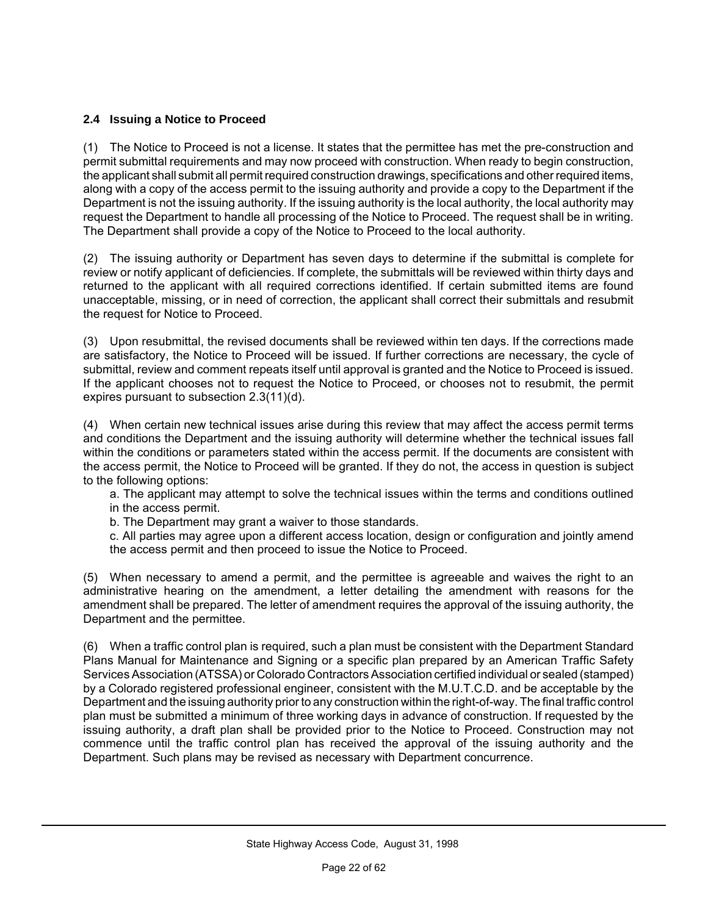### 2.4 Issuing a Notice to Proceed

(1) The Notice to Proceed is not a license. It states that the permittee has met the pre-construction and permit submittal requirements and may now proceed with construction. When ready to begin construction, the applicant shall submit all permit required construction drawings, specifications and other required items, along with a copy of the access permit to the issuing authority and provide a copy to the Department if the Department is not the issuing authority. If the issuing authority is the local authority, the local authority may request the Department to handle all processing of the Notice to Proceed. The request shall be in writing. The Department shall provide a copy of the Notice to Proceed to the local authority.

(2) The issuing authority or Department has seven days to determine if the submittal is complete for review or notify applicant of deficiencies. If complete, the submittals will be reviewed within thirty days and returned to the applicant with all required corrections identified. If certain submitted items are found unacceptable, missing, or in need of correction, the applicant shall correct their submittals and resubmit the request for Notice to Proceed.

(3) Upon resubmittal, the revised documents shall be reviewed within ten days. If the corrections made are satisfactory, the Notice to Proceed will be issued. If further corrections are necessary, the cycle of submittal, review and comment repeats itself until approval is granted and the Notice to Proceed is issued. If the applicant chooses not to request the Notice to Proceed, or chooses not to resubmit, the permit expires pursuant to subsection 2.3(11)(d).

(4) When certain new technical issues arise during this review that may affect the access permit terms and conditions the Department and the issuing authority will determine whether the technical issues fall within the conditions or parameters stated within the access permit. If the documents are consistent with the access permit, the Notice to Proceed will be granted. If they do not, the access in question is subject to the following options:

a. The applicant may attempt to solve the technical issues within the terms and conditions outlined in the access permit.

b. The Department may grant a waiver to those standards.

c. All parties may agree upon a different access location, design or configuration and jointly amend the access permit and then proceed to issue the Notice to Proceed.

(5) When necessary to amend a permit, and the permittee is agreeable and waives the right to an administrative hearing on the amendment, a letter detailing the amendment with reasons for the amendment shall be prepared. The letter of amendment requires the approval of the issuing authority, the Department and the permittee.

(6) When a traffic control plan is required, such a plan must be consistent with the Department Standard Plans Manual for Maintenance and Signing or a specific plan prepared by an American Traffic Safety Services Association (ATSSA) or Colorado Contractors Association certified individual or sealed (stamped) by a Colorado registered professional engineer, consistent with the M.U.T.C.D. and be acceptable by the Department and the issuing authority prior to any construction within the right-of-way. The final traffic control plan must be submitted a minimum of three working days in advance of construction. If requested by the issuing authority, a draft plan shall be provided prior to the Notice to Proceed. Construction may not commence until the traffic control plan has received the approval of the issuing authority and the Department. Such plans may be revised as necessary with Department concurrence.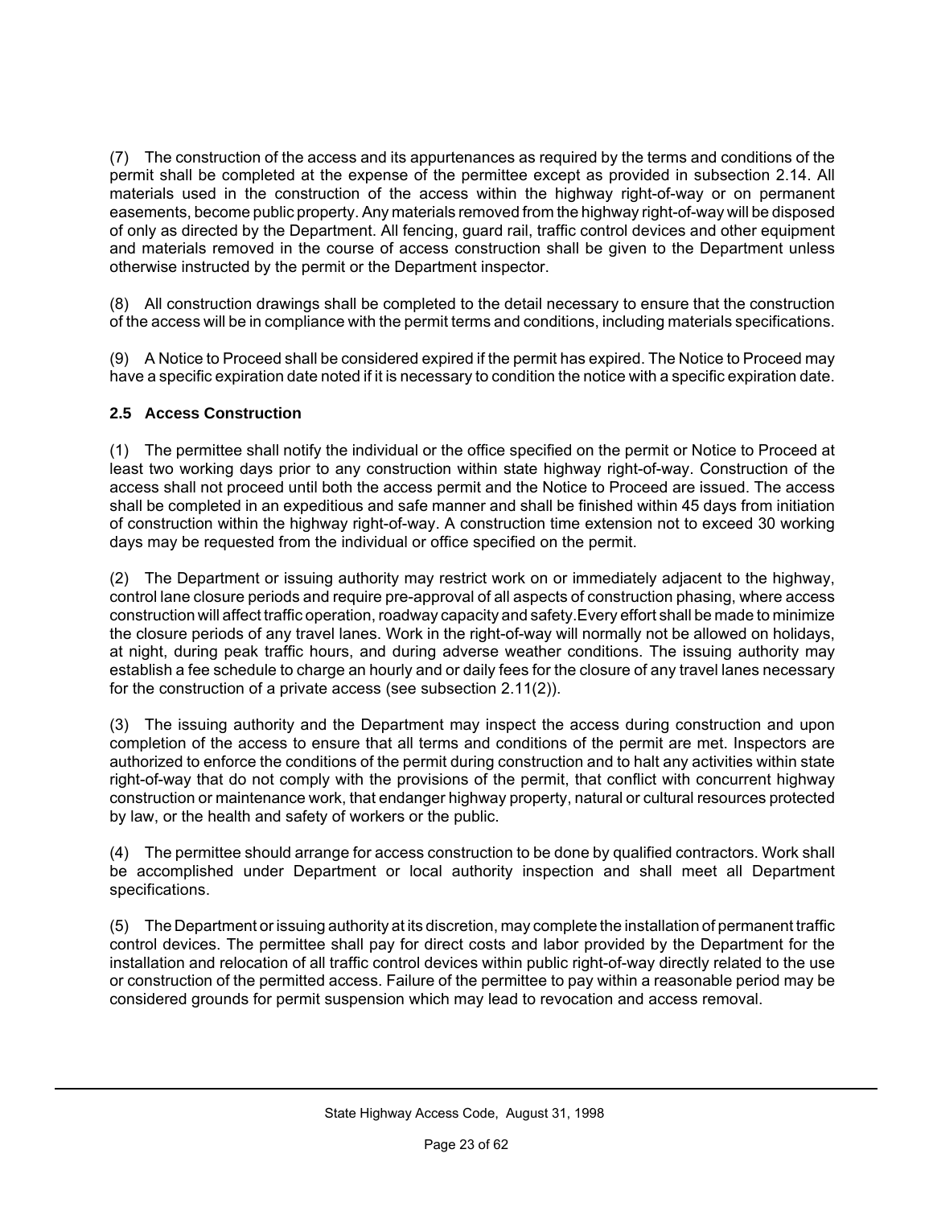(7) The construction of the access and its appurtenances as required by the terms and conditions of the permit shall be completed at the expense of the permittee except as provided in subsection 2.14. All materials used in the construction of the access within the highway right-of-way or on permanent easements, become public property. Any materials removed from the highway right-of-way will be disposed of only as directed by the Department. All fencing, guard rail, traffic control devices and other equipment and materials removed in the course of access construction shall be given to the Department unless otherwise instructed by the permit or the Department inspector.

(8) All construction drawings shall be completed to the detail necessary to ensure that the construction of the access will be in compliance with the permit terms and conditions, including materials specifications.

(9) A Notice to Proceed shall be considered expired if the permit has expired. The Notice to Proceed may have a specific expiration date noted if it is necessary to condition the notice with a specific expiration date.

### 2.5 Access Construction

(1) The permittee shall notify the individual or the office specified on the permit or Notice to Proceed at least two working days prior to any construction within state highway right-of-way. Construction of the access shall not proceed until both the access permit and the Notice to Proceed are issued. The access shall be completed in an expeditious and safe manner and shall be finished within 45 days from initiation of construction within the highway right-of-way. A construction time extension not to exceed 30 working days may be requested from the individual or office specified on the permit.

(2) The Department or issuing authority may restrict work on or immediately adjacent to the highway, control lane closure periods and require pre-approval of all aspects of construction phasing, where access construction will affect traffic operation, roadway capacity and safety.Every effort shall be made to minimize the closure periods of any travel lanes. Work in the right-of-way will normally not be allowed on holidays, at night, during peak traffic hours, and during adverse weather conditions. The issuing authority may establish a fee schedule to charge an hourly and or daily fees for the closure of any travel lanes necessary for the construction of a private access (see subsection 2.11(2)).

(3) The issuing authority and the Department may inspect the access during construction and upon completion of the access to ensure that all terms and conditions of the permit are met. Inspectors are authorized to enforce the conditions of the permit during construction and to halt any activities within state right-of-way that do not comply with the provisions of the permit, that conflict with concurrent highway construction or maintenance work, that endanger highway property, natural or cultural resources protected by law, or the health and safety of workers or the public.

(4) The permittee should arrange for access construction to be done by qualified contractors. Work shall be accomplished under Department or local authority inspection and shall meet all Department specifications.

(5) The Department or issuing authority at its discretion, may complete the installation of permanent traffic control devices. The permittee shall pay for direct costs and labor provided by the Department for the installation and relocation of all traffic control devices within public right-of-way directly related to the use or construction of the permitted access. Failure of the permittee to pay within a reasonable period may be considered grounds for permit suspension which may lead to revocation and access removal.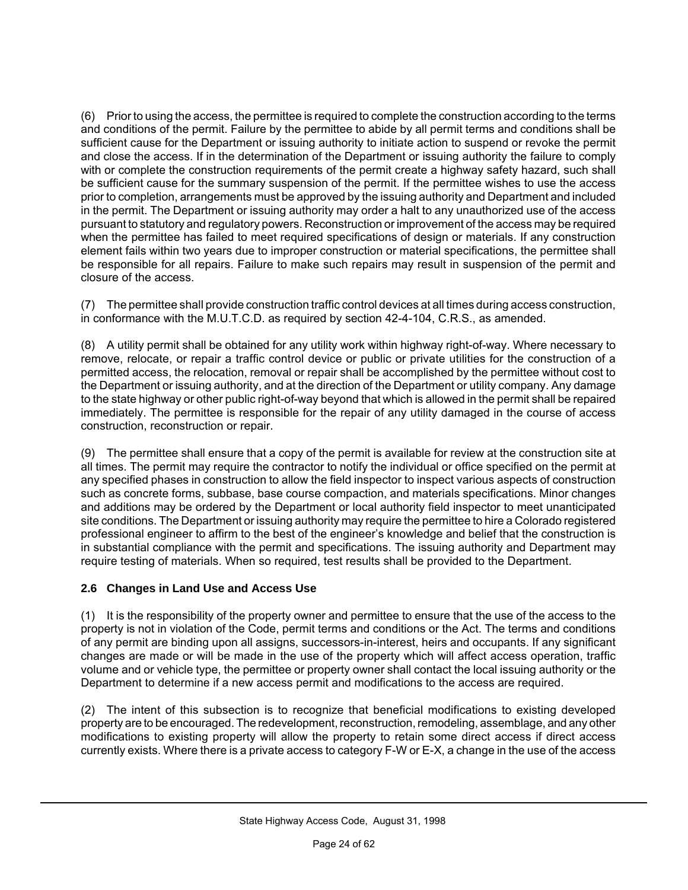(6) Prior to using the access, the permittee is required to complete the construction according to the terms and conditions of the permit. Failure by the permittee to abide by all permit terms and conditions shall be sufficient cause for the Department or issuing authority to initiate action to suspend or revoke the permit and close the access. If in the determination of the Department or issuing authority the failure to comply with or complete the construction requirements of the permit create a highway safety hazard, such shall be sufficient cause for the summary suspension of the permit. If the permittee wishes to use the access prior to completion, arrangements must be approved by the issuing authority and Department and included in the permit. The Department or issuing authority may order a halt to any unauthorized use of the access pursuant to statutory and regulatory powers. Reconstruction or improvement of the access may be required when the permittee has failed to meet required specifications of design or materials. If any construction element fails within two years due to improper construction or material specifications, the permittee shall be responsible for all repairs. Failure to make such repairs may result in suspension of the permit and closure of the access.

(7) The permittee shall provide construction traffic control devices at all times during access construction, in conformance with the M.U.T.C.D. as required by section 42-4-104, C.R.S., as amended.

(8) A utility permit shall be obtained for any utility work within highway right-of-way. Where necessary to remove, relocate, or repair a traffic control device or public or private utilities for the construction of a permitted access, the relocation, removal or repair shall be accomplished by the permittee without cost to the Department or issuing authority, and at the direction of the Department or utility company. Any damage to the state highway or other public right-of-way beyond that which is allowed in the permit shall be repaired immediately. The permittee is responsible for the repair of any utility damaged in the course of access construction, reconstruction or repair.

(9) The permittee shall ensure that a copy of the permit is available for review at the construction site at all times. The permit may require the contractor to notify the individual or office specified on the permit at any specified phases in construction to allow the field inspector to inspect various aspects of construction such as concrete forms, subbase, base course compaction, and materials specifications. Minor changes and additions may be ordered by the Department or local authority field inspector to meet unanticipated site conditions. The Department or issuing authority may require the permittee to hire a Colorado registered professional engineer to affirm to the best of the engineer's knowledge and belief that the construction is in substantial compliance with the permit and specifications. The issuing authority and Department may require testing of materials. When so required, test results shall be provided to the Department.

### 2.6 Changes in Land Use and Access Use

(1) It is the responsibility of the property owner and permittee to ensure that the use of the access to the property is not in violation of the Code, permit terms and conditions or the Act. The terms and conditions of any permit are binding upon all assigns, successors-in-interest, heirs and occupants. If any significant changes are made or will be made in the use of the property which will affect access operation, traffic volume and or vehicle type, the permittee or property owner shall contact the local issuing authority or the Department to determine if a new access permit and modifications to the access are required.

(2) The intent of this subsection is to recognize that beneficial modifications to existing developed property are to be encouraged. The redevelopment, reconstruction, remodeling, assemblage, and any other modifications to existing property will allow the property to retain some direct access if direct access currently exists. Where there is a private access to category F-W or E-X, a change in the use of the access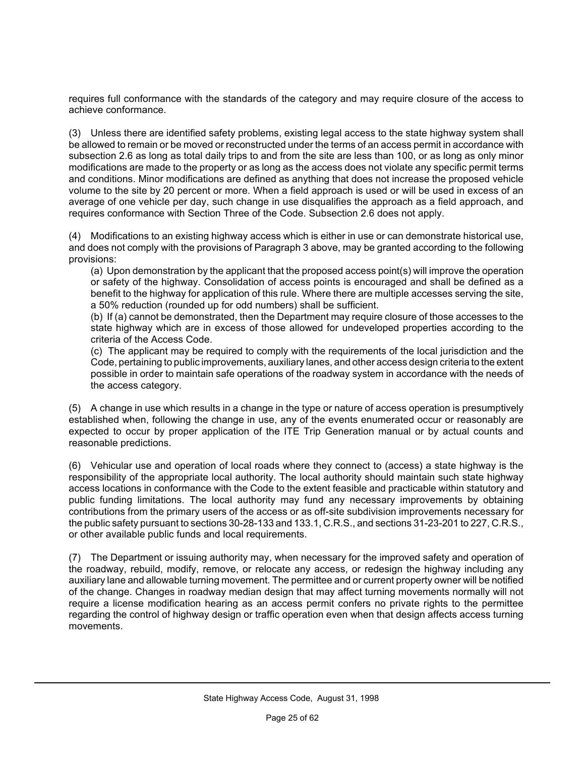requires full conformance with the standards of the category and may require closure of the access to achieve conformance.

(3) Unless there are identified safety problems, existing legal access to the state highway system shall be allowed to remain or be moved or reconstructed under the terms of an access permit in accordance with subsection 2.6 as long as total daily trips to and from the site are less than 100, or as long as only minor modifications are made to the property or as long as the access does not violate any specific permit terms and conditions. Minor modifications are defined as anything that does not increase the proposed vehicle volume to the site by 20 percent or more. When a field approach is used or will be used in excess of an average of one vehicle per day, such change in use disqualifies the approach as a field approach, and requires conformance with Section Three of the Code. Subsection 2.6 does not apply.

(4) Modifications to an existing highway access which is either in use or can demonstrate historical use, and does not comply with the provisions of Paragraph 3 above, may be granted according to the following provisions:

(a) Upon demonstration by the applicant that the proposed access point(s) will improve the operation or safety of the highway. Consolidation of access points is encouraged and shall be defined as a benefit to the highway for application of this rule. Where there are multiple accesses serving the site, a 50% reduction (rounded up for odd numbers) shall be sufficient.

(b) If (a) cannot be demonstrated, then the Department may require closure of those accesses to the state highway which are in excess of those allowed for undeveloped properties according to the criteria of the Access Code.

(c) The applicant may be required to comply with the requirements of the local jurisdiction and the Code, pertaining to public improvements, auxiliary lanes, and other access design criteria to the extent possible in order to maintain safe operations of the roadway system in accordance with the needs of the access category.

(5) A change in use which results in a change in the type or nature of access operation is presumptively established when, following the change in use, any of the events enumerated occur or reasonably are expected to occur by proper application of the ITE Trip Generation manual or by actual counts and reasonable predictions.

(6) Vehicular use and operation of local roads where they connect to (access) a state highway is the responsibility of the appropriate local authority. The local authority should maintain such state highway access locations in conformance with the Code to the extent feasible and practicable within statutory and public funding limitations. The local authority may fund any necessary improvements by obtaining contributions from the primary users of the access or as off-site subdivision improvements necessary for the public safety pursuant to sections 30-28-133 and 133.1, C.R.S., and sections 31-23-201 to 227, C.R.S., or other available public funds and local requirements.

(7) The Department or issuing authority may, when necessary for the improved safety and operation of the roadway, rebuild, modify, remove, or relocate any access, or redesign the highway including any auxiliary lane and allowable turning movement. The permittee and or current property owner will be notified of the change. Changes in roadway median design that may affect turning movements normally will not require a license modification hearing as an access permit confers no private rights to the permittee regarding the control of highway design or traffic operation even when that design affects access turning movements.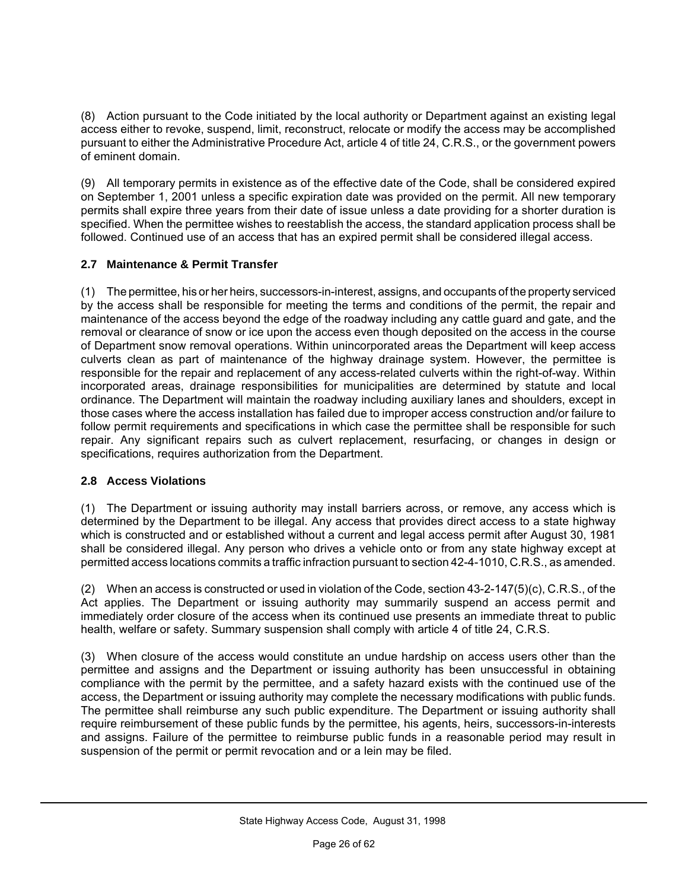(8) Action pursuant to the Code initiated by the local authority or Department against an existing legal access either to revoke, suspend, limit, reconstruct, relocate or modify the access may be accomplished pursuant to either the Administrative Procedure Act, article 4 of title 24, C.R.S., or the government powers of eminent domain.

(9) All temporary permits in existence as of the effective date of the Code, shall be considered expired on September 1, 2001 unless a specific expiration date was provided on the permit. All new temporary permits shall expire three years from their date of issue unless a date providing for a shorter duration is specified. When the permittee wishes to reestablish the access, the standard application process shall be followed. Continued use of an access that has an expired permit shall be considered illegal access.

### 2.7 Maintenance & Permit Transfer

(1) The permittee, his or her heirs, successors-in-interest, assigns, and occupants of the property serviced by the access shall be responsible for meeting the terms and conditions of the permit, the repair and maintenance of the access beyond the edge of the roadway including any cattle guard and gate, and the removal or clearance of snow or ice upon the access even though deposited on the access in the course of Department snow removal operations. Within unincorporated areas the Department will keep access culverts clean as part of maintenance of the highway drainage system. However, the permittee is responsible for the repair and replacement of any access-related culverts within the right-of-way. Within incorporated areas, drainage responsibilities for municipalities are determined by statute and local ordinance. The Department will maintain the roadway including auxiliary lanes and shoulders, except in those cases where the access installation has failed due to improper access construction and/or failure to follow permit requirements and specifications in which case the permittee shall be responsible for such repair. Any significant repairs such as culvert replacement, resurfacing, or changes in design or specifications, requires authorization from the Department.

### 2.8 Access Violations

(1) The Department or issuing authority may install barriers across, or remove, any access which is determined by the Department to be illegal. Any access that provides direct access to a state highway which is constructed and or established without a current and legal access permit after August 30, 1981 shall be considered illegal. Any person who drives a vehicle onto or from any state highway except at permitted access locations commits a traffic infraction pursuant to section 42-4-1010, C.R.S., as amended.

(2) When an access is constructed or used in violation of the Code, section 43-2-147(5)(c), C.R.S., of the Act applies. The Department or issuing authority may summarily suspend an access permit and immediately order closure of the access when its continued use presents an immediate threat to public health, welfare or safety. Summary suspension shall comply with article 4 of title 24, C.R.S.

(3) When closure of the access would constitute an undue hardship on access users other than the permittee and assigns and the Department or issuing authority has been unsuccessful in obtaining compliance with the permit by the permittee, and a safety hazard exists with the continued use of the access, the Department or issuing authority may complete the necessary modifications with public funds. The permittee shall reimburse any such public expenditure. The Department or issuing authority shall require reimbursement of these public funds by the permittee, his agents, heirs, successors-in-interests and assigns. Failure of the permittee to reimburse public funds in a reasonable period may result in suspension of the permit or permit revocation and or a lein may be filed.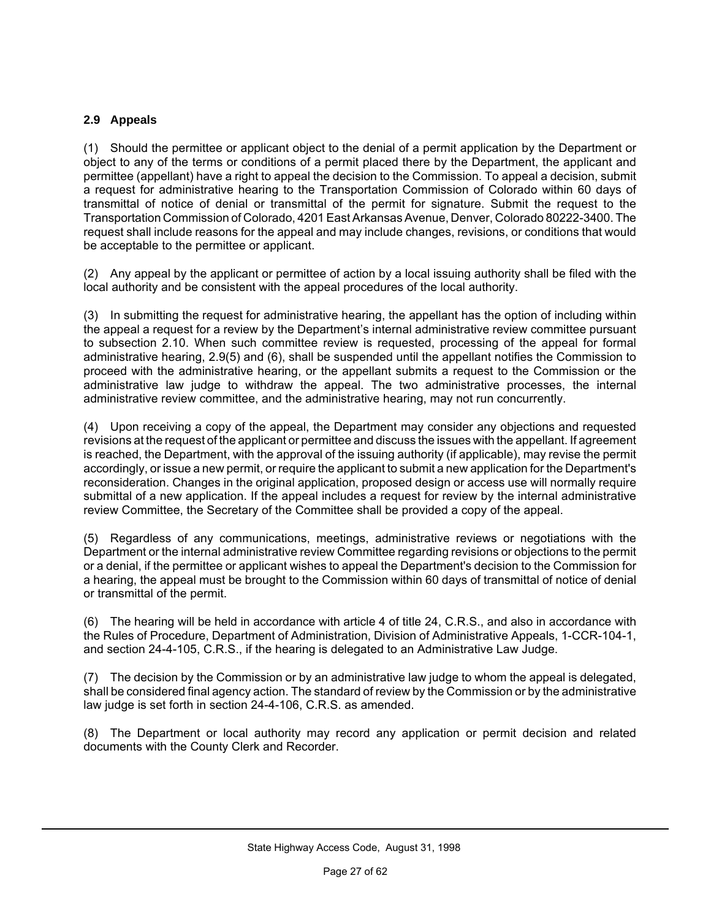### 2.9 Appeals

(1) Should the permittee or applicant object to the denial of a permit application by the Department or object to any of the terms or conditions of a permit placed there by the Department, the applicant and permittee (appellant) have a right to appeal the decision to the Commission. To appeal a decision, submit a request for administrative hearing to the Transportation Commission of Colorado within 60 days of transmittal of notice of denial or transmittal of the permit for signature. Submit the request to the Transportation Commission of Colorado, 4201 East Arkansas Avenue, Denver, Colorado 80222-3400. The request shall include reasons for the appeal and may include changes, revisions, or conditions that would be acceptable to the permittee or applicant.

(2) Any appeal by the applicant or permittee of action by a local issuing authority shall be filed with the local authority and be consistent with the appeal procedures of the local authority.

(3) In submitting the request for administrative hearing, the appellant has the option of including within the appeal a request for a review by the Department's internal administrative review committee pursuant to subsection 2.10. When such committee review is requested, processing of the appeal for formal administrative hearing, 2.9(5) and (6), shall be suspended until the appellant notifies the Commission to proceed with the administrative hearing, or the appellant submits a request to the Commission or the administrative law judge to withdraw the appeal. The two administrative processes, the internal administrative review committee, and the administrative hearing, may not run concurrently.

(4) Upon receiving a copy of the appeal, the Department may consider any objections and requested revisions at the request of the applicant or permittee and discuss the issues with the appellant. If agreement is reached, the Department, with the approval of the issuing authority (if applicable), may revise the permit accordingly, or issue a new permit, or require the applicant to submit a new application for the Department's reconsideration. Changes in the original application, proposed design or access use will normally require submittal of a new application. If the appeal includes a request for review by the internal administrative review Committee, the Secretary of the Committee shall be provided a copy of the appeal.

(5) Regardless of any communications, meetings, administrative reviews or negotiations with the Department or the internal administrative review Committee regarding revisions or objections to the permit or a denial, if the permittee or applicant wishes to appeal the Department's decision to the Commission for a hearing, the appeal must be brought to the Commission within 60 days of transmittal of notice of denial or transmittal of the permit.

(6) The hearing will be held in accordance with article 4 of title 24, C.R.S., and also in accordance with the Rules of Procedure, Department of Administration, Division of Administrative Appeals, 1-CCR-104-1, and section 24-4-105, C.R.S., if the hearing is delegated to an Administrative Law Judge.

(7) The decision by the Commission or by an administrative law judge to whom the appeal is delegated, shall be considered final agency action. The standard of review by the Commission or by the administrative law judge is set forth in section 24-4-106, C.R.S. as amended.

(8) The Department or local authority may record any application or permit decision and related documents with the County Clerk and Recorder.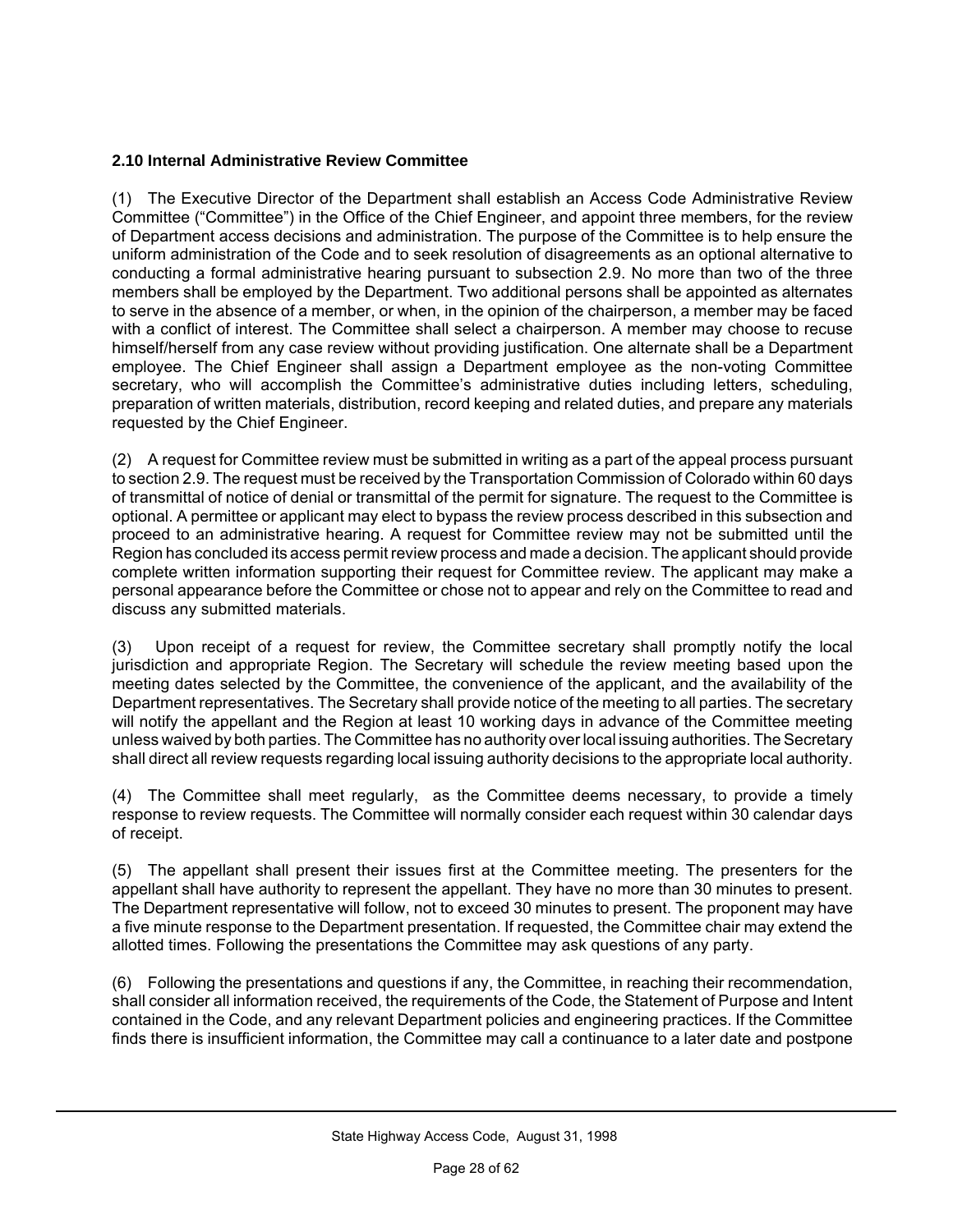### 2.10 Internal Administrative Review Committee

(1) The Executive Director of the Department shall establish an Access Code Administrative Review Committee ("Committee") in the Office of the Chief Engineer, and appoint three members, for the review of Department access decisions and administration. The purpose of the Committee is to help ensure the uniform administration of the Code and to seek resolution of disagreements as an optional alternative to conducting a formal administrative hearing pursuant to subsection 2.9. No more than two of the three members shall be employed by the Department. Two additional persons shall be appointed as alternates to serve in the absence of a member, or when, in the opinion of the chairperson, a member may be faced with a conflict of interest. The Committee shall select a chairperson. A member may choose to recuse himself/herself from any case review without providing justification. One alternate shall be a Department employee. The Chief Engineer shall assign a Department employee as the non-voting Committee secretary, who will accomplish the Committee's administrative duties including letters, scheduling, preparation of written materials, distribution, record keeping and related duties, and prepare any materials requested by the Chief Engineer.

(2) A request for Committee review must be submitted in writing as a part of the appeal process pursuant to section 2.9. The request must be received by the Transportation Commission of Colorado within 60 days of transmittal of notice of denial or transmittal of the permit for signature. The request to the Committee is optional. A permittee or applicant may elect to bypass the review process described in this subsection and proceed to an administrative hearing. A request for Committee review may not be submitted until the Region has concluded its access permit review process and made a decision. The applicant should provide complete written information supporting their request for Committee review. The applicant may make a personal appearance before the Committee or chose not to appear and rely on the Committee to read and discuss any submitted materials.

(3) Upon receipt of a request for review, the Committee secretary shall promptly notify the local jurisdiction and appropriate Region. The Secretary will schedule the review meeting based upon the meeting dates selected by the Committee, the convenience of the applicant, and the availability of the Department representatives. The Secretary shall provide notice of the meeting to all parties. The secretary will notify the appellant and the Region at least 10 working days in advance of the Committee meeting unless waived by both parties. The Committee has no authority over local issuing authorities. The Secretary shall direct all review requests regarding local issuing authority decisions to the appropriate local authority.

(4) The Committee shall meet regularly, as the Committee deems necessary, to provide a timely response to review requests. The Committee will normally consider each request within 30 calendar days of receipt.

(5) The appellant shall present their issues first at the Committee meeting. The presenters for the appellant shall have authority to represent the appellant. They have no more than 30 minutes to present. The Department representative will follow, not to exceed 30 minutes to present. The proponent may have a five minute response to the Department presentation. If requested, the Committee chair may extend the allotted times. Following the presentations the Committee may ask questions of any party.

(6) Following the presentations and questions if any, the Committee, in reaching their recommendation, shall consider all information received, the requirements of the Code, the Statement of Purpose and Intent contained in the Code, and any relevant Department policies and engineering practices. If the Committee finds there is insufficient information, the Committee may call a continuance to a later date and postpone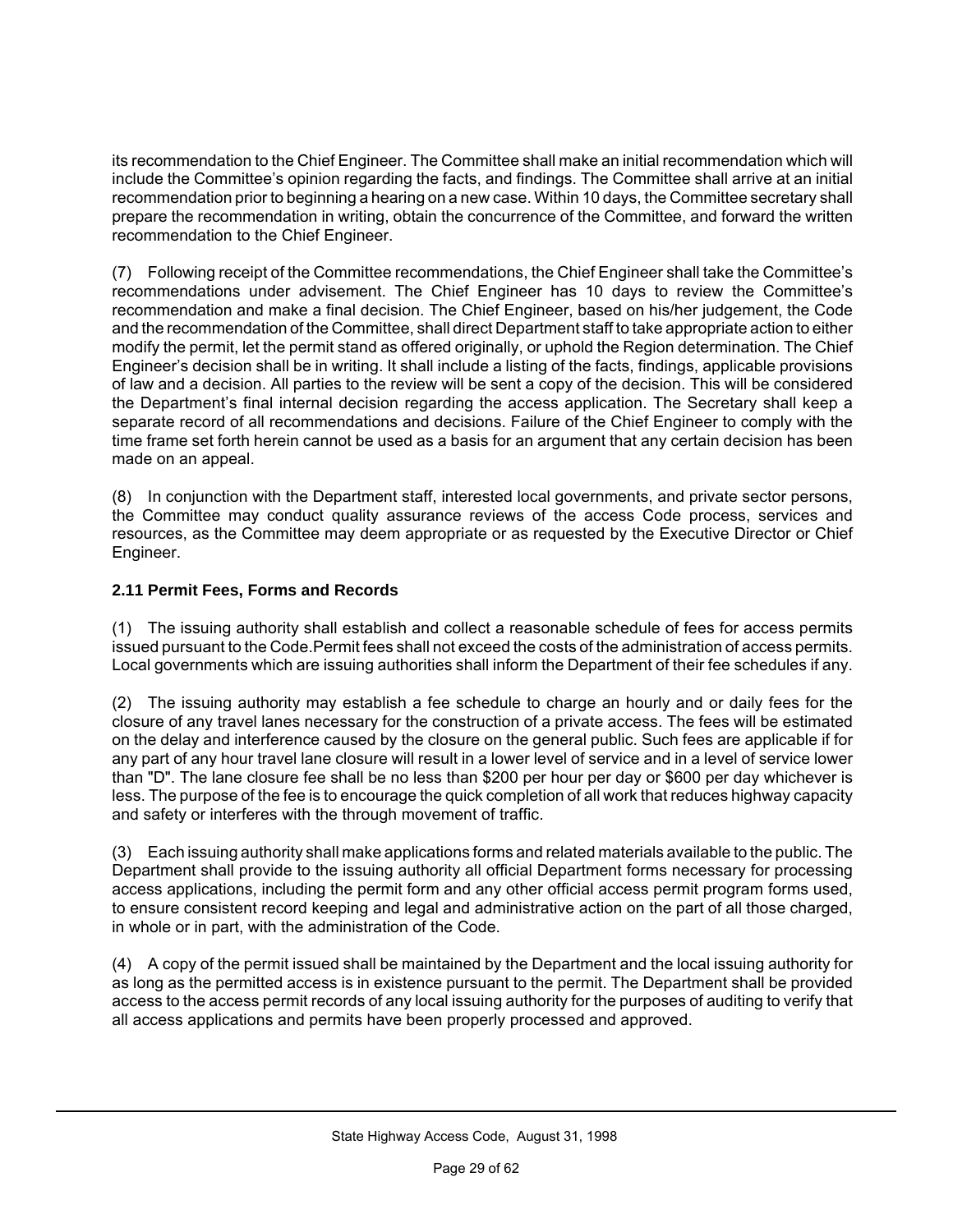its recommendation to the Chief Engineer. The Committee shall make an initial recommendation which will include the Committee's opinion regarding the facts, and findings. The Committee shall arrive at an initial recommendation prior to beginning a hearing on a new case. Within 10 days, the Committee secretary shall prepare the recommendation in writing, obtain the concurrence of the Committee, and forward the written recommendation to the Chief Engineer.

(7) Following receipt of the Committee recommendations, the Chief Engineer shall take the Committee's recommendations under advisement. The Chief Engineer has 10 days to review the Committee's recommendation and make a final decision. The Chief Engineer, based on his/her judgement, the Code and the recommendation of the Committee, shall direct Department staff to take appropriate action to either modify the permit, let the permit stand as offered originally, or uphold the Region determination. The Chief Engineer's decision shall be in writing. It shall include a listing of the facts, findings, applicable provisions of law and a decision. All parties to the review will be sent a copy of the decision. This will be considered the Department's final internal decision regarding the access application. The Secretary shall keep a separate record of all recommendations and decisions. Failure of the Chief Engineer to comply with the time frame set forth herein cannot be used as a basis for an argument that any certain decision has been made on an appeal.

(8) In conjunction with the Department staff, interested local governments, and private sector persons, the Committee may conduct quality assurance reviews of the access Code process, services and resources, as the Committee may deem appropriate or as requested by the Executive Director or Chief Engineer.

### 2.11 Permit Fees, Forms and Records

(1) The issuing authority shall establish and collect a reasonable schedule of fees for access permits issued pursuant to the Code.Permit fees shall not exceed the costs of the administration of access permits. Local governments which are issuing authorities shall inform the Department of their fee schedules if any.

(2) The issuing authority may establish a fee schedule to charge an hourly and or daily fees for the closure of any travel lanes necessary for the construction of a private access. The fees will be estimated on the delay and interference caused by the closure on the general public. Such fees are applicable if for any part of any hour travel lane closure will result in a lower level of service and in a level of service lower than "D". The lane closure fee shall be no less than $200 per hour per day or $600 per day whichever is less. The purpose of the fee is to encourage the quick completion of all work that reduces highway capacity and safety or interferes with the through movement of traffic.

(3) Each issuing authority shall make applications forms and related materials available to the public. The Department shall provide to the issuing authority all official Department forms necessary for processing access applications, including the permit form and any other official access permit program forms used, to ensure consistent record keeping and legal and administrative action on the part of all those charged, in whole or in part, with the administration of the Code.

(4) A copy of the permit issued shall be maintained by the Department and the local issuing authority for as long as the permitted access is in existence pursuant to the permit. The Department shall be provided access to the access permit records of any local issuing authority for the purposes of auditing to verify that all access applications and permits have been properly processed and approved.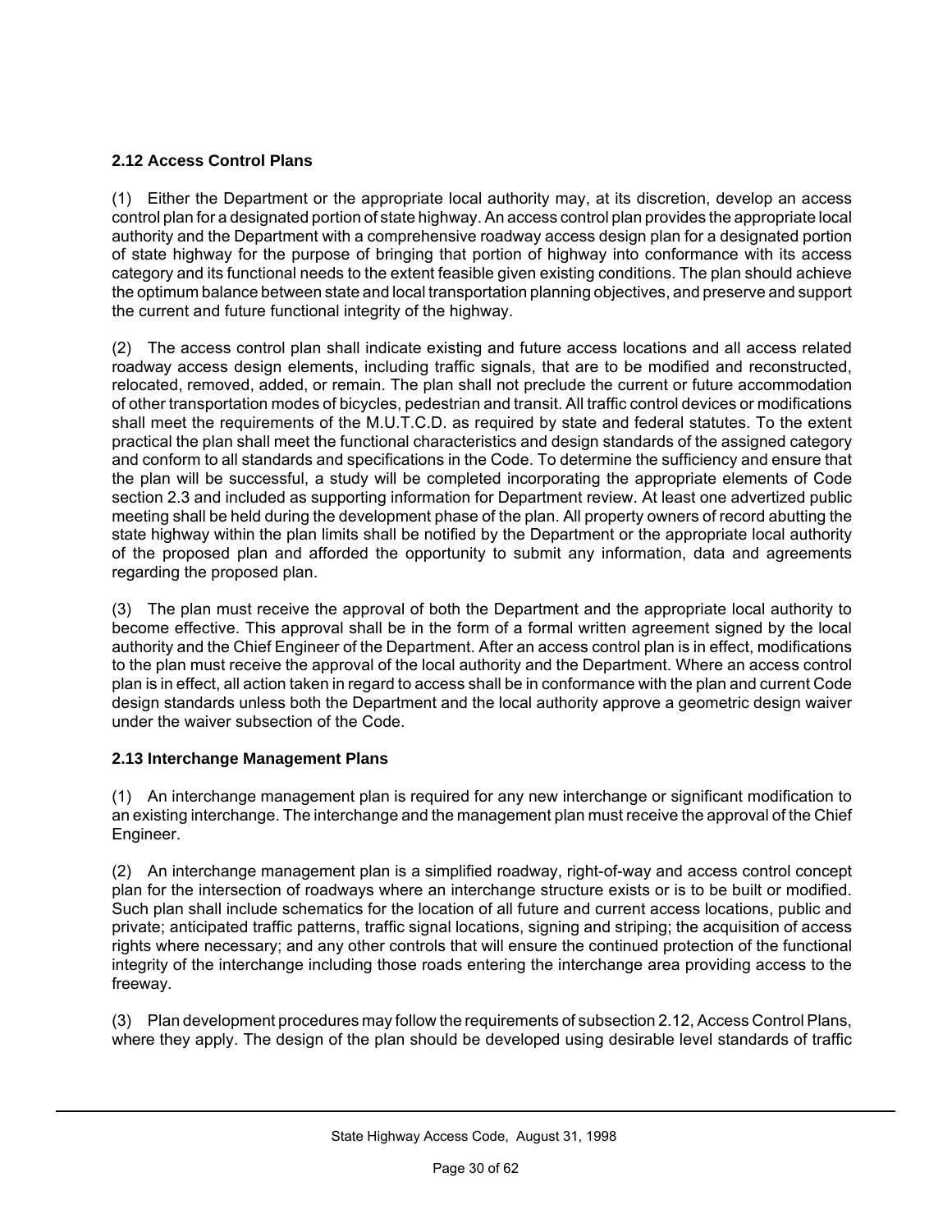### 2.12 Access Control Plans

(1) Either the Department or the appropriate local authority may, at its discretion, develop an access control plan for a designated portion of state highway. An access control plan provides the appropriate local authority and the Department with a comprehensive roadway access design plan for a designated portion of state highway for the purpose of bringing that portion of highway into conformance with its access category and its functional needs to the extent feasible given existing conditions. The plan should achieve the optimum balance between state and local transportation planning objectives, and preserve and support the current and future functional integrity of the highway.

(2) The access control plan shall indicate existing and future access locations and all access related roadway access design elements, including traffic signals, that are to be modified and reconstructed, relocated, removed, added, or remain. The plan shall not preclude the current or future accommodation of other transportation modes of bicycles, pedestrian and transit. All traffic control devices or modifications shall meet the requirements of the M.U.T.C.D. as required by state and federal statutes. To the extent practical the plan shall meet the functional characteristics and design standards of the assigned category and conform to all standards and specifications in the Code. To determine the sufficiency and ensure that the plan will be successful, a study will be completed incorporating the appropriate elements of Code section 2.3 and included as supporting information for Department review. At least one advertized public meeting shall be held during the development phase of the plan. All property owners of record abutting the state highway within the plan limits shall be notified by the Department or the appropriate local authority of the proposed plan and afforded the opportunity to submit any information, data and agreements regarding the proposed plan.

(3) The plan must receive the approval of both the Department and the appropriate local authority to become effective. This approval shall be in the form of a formal written agreement signed by the local authority and the Chief Engineer of the Department. After an access control plan is in effect, modifications to the plan must receive the approval of the local authority and the Department. Where an access control plan is in effect, all action taken in regard to access shall be in conformance with the plan and current Code design standards unless both the Department and the local authority approve a geometric design waiver under the waiver subsection of the Code.

### 2.13 Interchange Management Plans

(1) An interchange management plan is required for any new interchange or significant modification to an existing interchange. The interchange and the management plan must receive the approval of the Chief Engineer.

(2) An interchange management plan is a simplified roadway, right-of-way and access control concept plan for the intersection of roadways where an interchange structure exists or is to be built or modified. Such plan shall include schematics for the location of all future and current access locations, public and private; anticipated traffic patterns, traffic signal locations, signing and striping; the acquisition of access rights where necessary; and any other controls that will ensure the continued protection of the functional integrity of the interchange including those roads entering the interchange area providing access to the freeway.

(3) Plan development procedures may follow the requirements of subsection 2.12, Access Control Plans, where they apply. The design of the plan should be developed using desirable level standards of traffic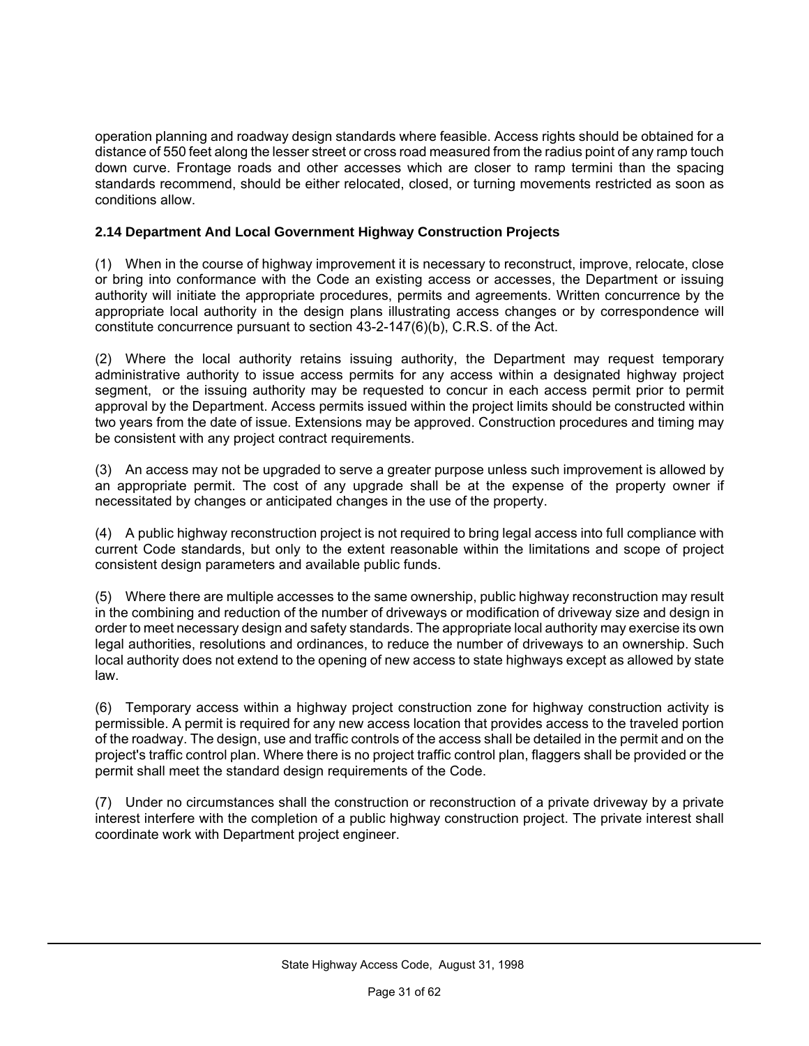operation planning and roadway design standards where feasible. Access rights should be obtained for a distance of 550 feet along the lesser street or cross road measured from the radius point of any ramp touch down curve. Frontage roads and other accesses which are closer to ramp termini than the spacing standards recommend, should be either relocated, closed, or turning movements restricted as soon as conditions allow.

### 2.14 Department And Local Government Highway Construction Projects

(1) When in the course of highway improvement it is necessary to reconstruct, improve, relocate, close or bring into conformance with the Code an existing access or accesses, the Department or issuing authority will initiate the appropriate procedures, permits and agreements. Written concurrence by the appropriate local authority in the design plans illustrating access changes or by correspondence will constitute concurrence pursuant to section 43-2-147(6)(b), C.R.S. of the Act.

(2) Where the local authority retains issuing authority, the Department may request temporary administrative authority to issue access permits for any access within a designated highway project segment, or the issuing authority may be requested to concur in each access permit prior to permit approval by the Department. Access permits issued within the project limits should be constructed within two years from the date of issue. Extensions may be approved. Construction procedures and timing may be consistent with any project contract requirements.

(3) An access may not be upgraded to serve a greater purpose unless such improvement is allowed by an appropriate permit. The cost of any upgrade shall be at the expense of the property owner if necessitated by changes or anticipated changes in the use of the property.

(4) A public highway reconstruction project is not required to bring legal access into full compliance with current Code standards, but only to the extent reasonable within the limitations and scope of project consistent design parameters and available public funds.

(5) Where there are multiple accesses to the same ownership, public highway reconstruction may result in the combining and reduction of the number of driveways or modification of driveway size and design in order to meet necessary design and safety standards. The appropriate local authority may exercise its own legal authorities, resolutions and ordinances, to reduce the number of driveways to an ownership. Such local authority does not extend to the opening of new access to state highways except as allowed by state law.

(6) Temporary access within a highway project construction zone for highway construction activity is permissible. A permit is required for any new access location that provides access to the traveled portion of the roadway. The design, use and traffic controls of the access shall be detailed in the permit and on the project's traffic control plan. Where there is no project traffic control plan, flaggers shall be provided or the permit shall meet the standard design requirements of the Code.

(7) Under no circumstances shall the construction or reconstruction of a private driveway by a private interest interfere with the completion of a public highway construction project. The private interest shall coordinate work with Department project engineer.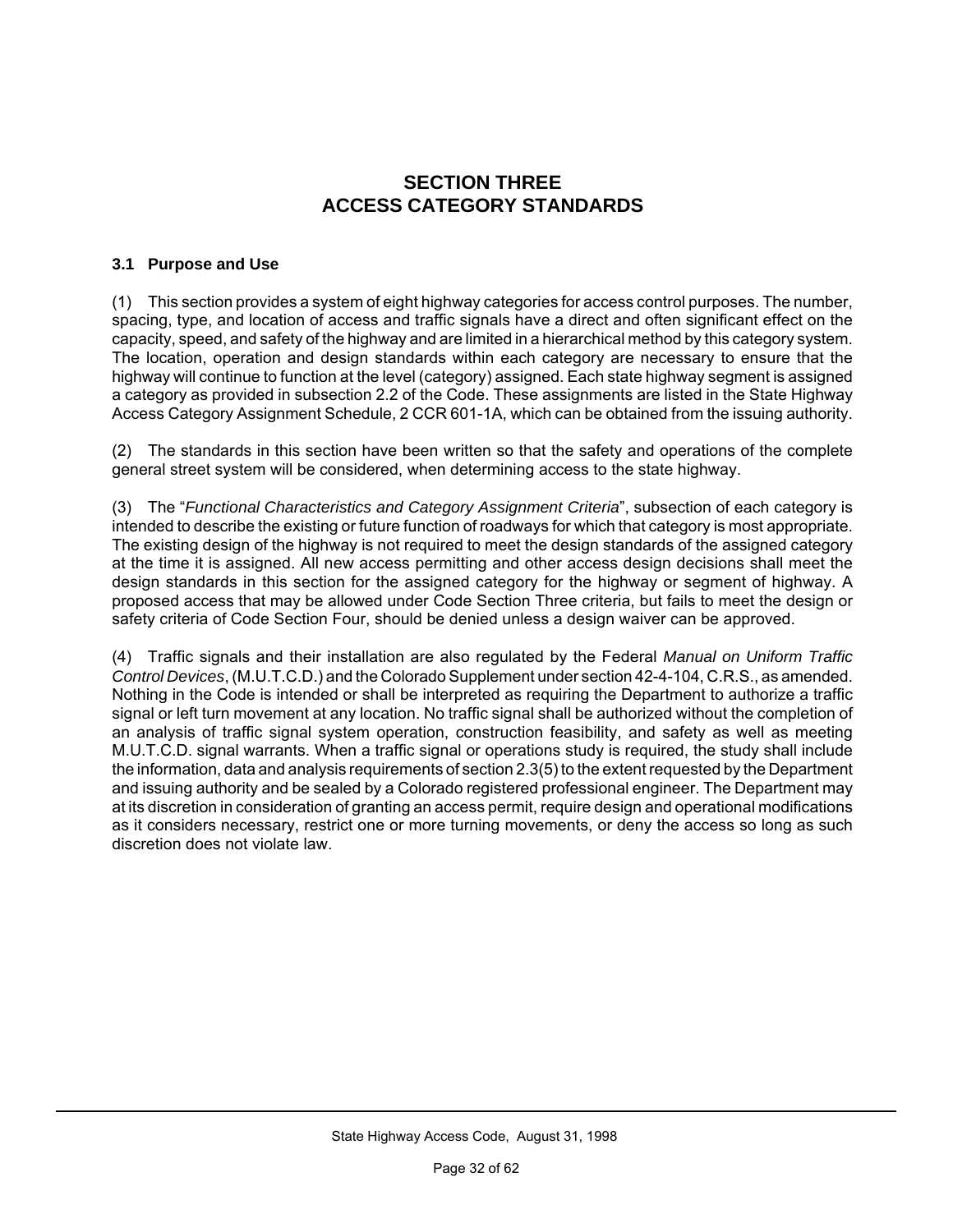# SECTION THREE
# ACCESS CATEGORY STANDARDS

## 3.1 Purpose and Use

(1) This section provides a system of eight highway categories for access control purposes. The number, spacing, type, and location of access and traffic signals have a direct and often significant effect on the capacity, speed, and safety of the highway and are limited in a hierarchical method by this category system. The location, operation and design standards within each category are necessary to ensure that the highway will continue to function at the level (category) assigned. Each state highway segment is assigned a category as provided in subsection 2.2 of the Code. These assignments are listed in the State Highway Access Category Assignment Schedule, 2 CCR 601-1A, which can be obtained from the issuing authority.

(2) The standards in this section have been written so that the safety and operations of the complete general street system will be considered, when determining access to the state highway.

(3) The "*Functional Characteristics and Category Assignment Criteria*", subsection of each category is intended to describe the existing or future function of roadways for which that category is most appropriate. The existing design of the highway is not required to meet the design standards of the assigned category at the time it is assigned. All new access permitting and other access design decisions shall meet the design standards in this section for the assigned category for the highway or segment of highway. A proposed access that may be allowed under Code Section Three criteria, but fails to meet the design or safety criteria of Code Section Four, should be denied unless a design waiver can be approved.

(4) Traffic signals and their installation are also regulated by the Federal *Manual on Uniform Traffic Control Devices*, (M.U.T.C.D.) and the Colorado Supplement under section 42-4-104, C.R.S., as amended. Nothing in the Code is intended or shall be interpreted as requiring the Department to authorize a traffic signal or left turn movement at any location. No traffic signal shall be authorized without the completion of an analysis of traffic signal system operation, construction feasibility, and safety as well as meeting M.U.T.C.D. signal warrants. When a traffic signal or operations study is required, the study shall include the information, data and analysis requirements of section 2.3(5) to the extent requested by the Department and issuing authority and be sealed by a Colorado registered professional engineer. The Department may at its discretion in consideration of granting an access permit, require design and operational modifications as it considers necessary, restrict one or more turning movements, or deny the access so long as such discretion does not violate law.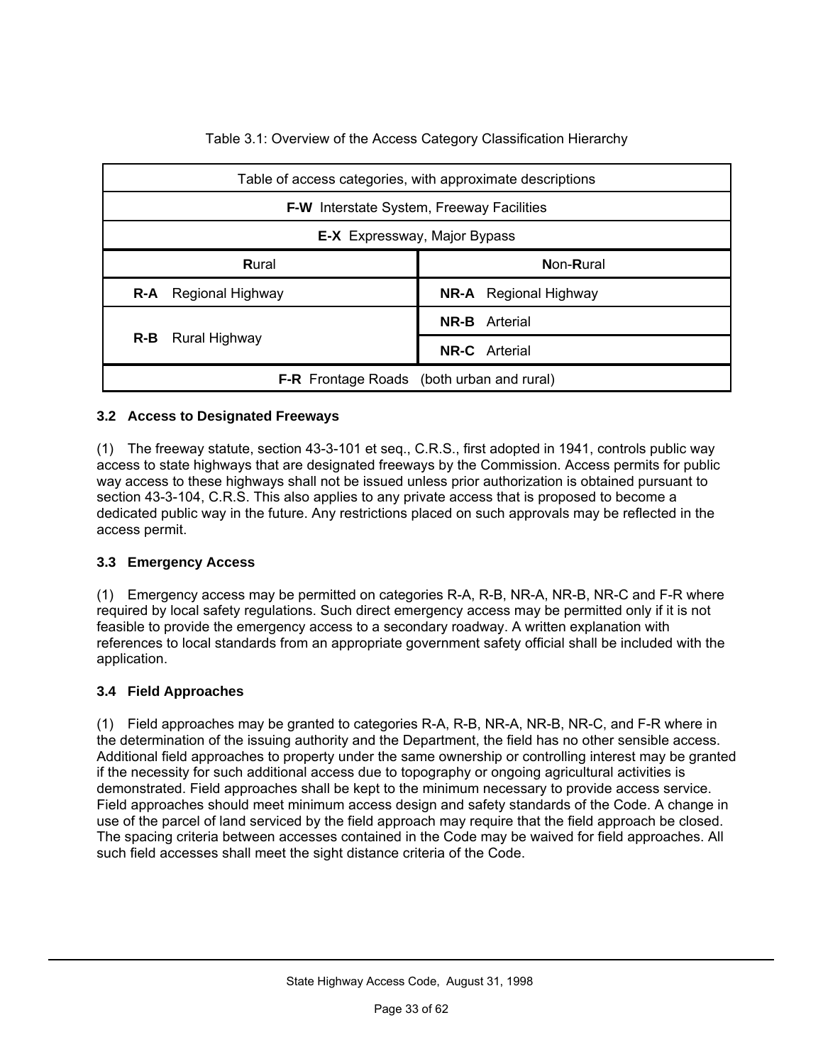Table 3.1: Overview of the Access Category Classification Hierarchy

| Table of access categories, with approximate descriptions | |
|---|---|
| **F-W** Interstate System, Freeway Facilities | |
| **E-X** Expressway, Major Bypass | |
| **R**ural | **N**on-**R**ural |
| **R-A** Regional Highway | **NR-A** Regional Highway |
| **R-B** Rural Highway | **NR-B** Arterial |
| | **NR-C** Arterial |
| **F-R** Frontage Roads (both urban and rural) | |

### 3.2 Access to Designated Freeways

(1) The freeway statute, section 43-3-101 et seq., C.R.S., first adopted in 1941, controls public way access to state highways that are designated freeways by the Commission. Access permits for public way access to these highways shall not be issued unless prior authorization is obtained pursuant to section 43-3-104, C.R.S. This also applies to any private access that is proposed to become a dedicated public way in the future. Any restrictions placed on such approvals may be reflected in the access permit.

### 3.3 Emergency Access

(1) Emergency access may be permitted on categories R-A, R-B, NR-A, NR-B, NR-C and F-R where required by local safety regulations. Such direct emergency access may be permitted only if it is not feasible to provide the emergency access to a secondary roadway. A written explanation with references to local standards from an appropriate government safety official shall be included with the application.

### 3.4 Field Approaches

(1) Field approaches may be granted to categories R-A, R-B, NR-A, NR-B, NR-C, and F-R where in the determination of the issuing authority and the Department, the field has no other sensible access. Additional field approaches to property under the same ownership or controlling interest may be granted if the necessity for such additional access due to topography or ongoing agricultural activities is demonstrated. Field approaches shall be kept to the minimum necessary to provide access service. Field approaches should meet minimum access design and safety standards of the Code. A change in use of the parcel of land serviced by the field approach may require that the field approach be closed. The spacing criteria between accesses contained in the Code may be waived for field approaches. All such field accesses shall meet the sight distance criteria of the Code.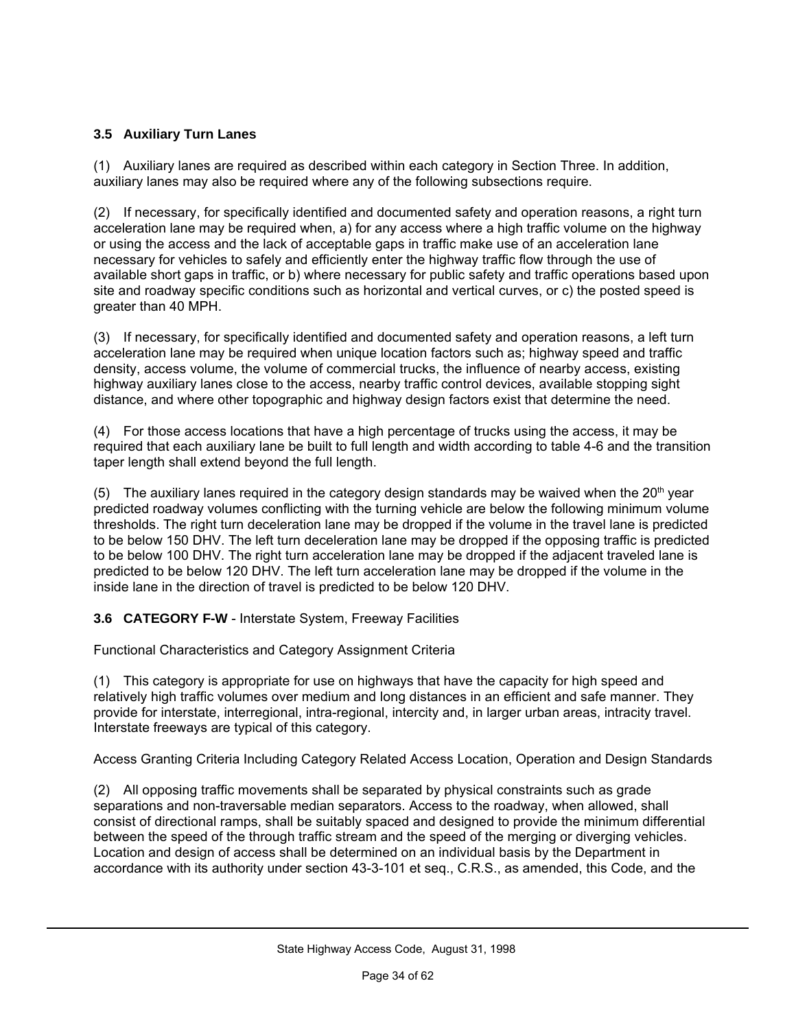### 3.5 Auxiliary Turn Lanes

(1) Auxiliary lanes are required as described within each category in Section Three. In addition, auxiliary lanes may also be required where any of the following subsections require.

(2) If necessary, for specifically identified and documented safety and operation reasons, a right turn acceleration lane may be required when, a) for any access where a high traffic volume on the highway or using the access and the lack of acceptable gaps in traffic make use of an acceleration lane necessary for vehicles to safely and efficiently enter the highway traffic flow through the use of available short gaps in traffic, or b) where necessary for public safety and traffic operations based upon site and roadway specific conditions such as horizontal and vertical curves, or c) the posted speed is greater than 40 MPH.

(3) If necessary, for specifically identified and documented safety and operation reasons, a left turn acceleration lane may be required when unique location factors such as; highway speed and traffic density, access volume, the volume of commercial trucks, the influence of nearby access, existing highway auxiliary lanes close to the access, nearby traffic control devices, available stopping sight distance, and where other topographic and highway design factors exist that determine the need.

(4) For those access locations that have a high percentage of trucks using the access, it may be required that each auxiliary lane be built to full length and width according to table 4-6 and the transition taper length shall extend beyond the full length.

(5) The auxiliary lanes required in the category design standards may be waived when the 20th year predicted roadway volumes conflicting with the turning vehicle are below the following minimum volume thresholds. The right turn deceleration lane may be dropped if the volume in the travel lane is predicted to be below 150 DHV. The left turn deceleration lane may be dropped if the opposing traffic is predicted to be below 100 DHV. The right turn acceleration lane may be dropped if the adjacent traveled lane is predicted to be below 120 DHV. The left turn acceleration lane may be dropped if the volume in the inside lane in the direction of travel is predicted to be below 120 DHV.

### 3.6 CATEGORY F-W - Interstate System, Freeway Facilities

Functional Characteristics and Category Assignment Criteria

(1) This category is appropriate for use on highways that have the capacity for high speed and relatively high traffic volumes over medium and long distances in an efficient and safe manner. They provide for interstate, interregional, intra-regional, intercity and, in larger urban areas, intracity travel. Interstate freeways are typical of this category.

Access Granting Criteria Including Category Related Access Location, Operation and Design Standards

(2) All opposing traffic movements shall be separated by physical constraints such as grade separations and non-traversable median separators. Access to the roadway, when allowed, shall consist of directional ramps, shall be suitably spaced and designed to provide the minimum differential between the speed of the through traffic stream and the speed of the merging or diverging vehicles. Location and design of access shall be determined on an individual basis by the Department in accordance with its authority under section 43-3-101 et seq., C.R.S., as amended, this Code, and the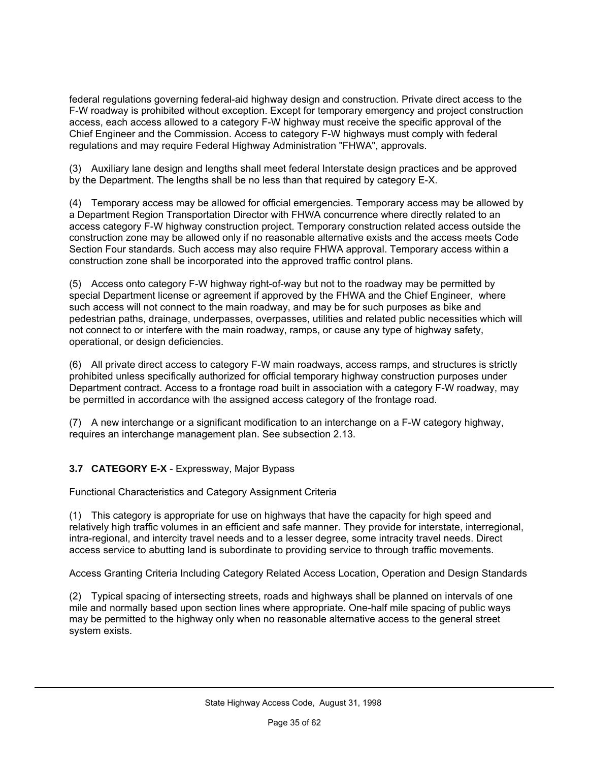federal regulations governing federal-aid highway design and construction. Private direct access to the F-W roadway is prohibited without exception. Except for temporary emergency and project construction access, each access allowed to a category F-W highway must receive the specific approval of the Chief Engineer and the Commission. Access to category F-W highways must comply with federal regulations and may require Federal Highway Administration "FHWA", approvals.

(3) Auxiliary lane design and lengths shall meet federal Interstate design practices and be approved by the Department. The lengths shall be no less than that required by category E-X.

(4) Temporary access may be allowed for official emergencies. Temporary access may be allowed by a Department Region Transportation Director with FHWA concurrence where directly related to an access category F-W highway construction project. Temporary construction related access outside the construction zone may be allowed only if no reasonable alternative exists and the access meets Code Section Four standards. Such access may also require FHWA approval. Temporary access within a construction zone shall be incorporated into the approved traffic control plans.

(5) Access onto category F-W highway right-of-way but not to the roadway may be permitted by special Department license or agreement if approved by the FHWA and the Chief Engineer, where such access will not connect to the main roadway, and may be for such purposes as bike and pedestrian paths, drainage, underpasses, overpasses, utilities and related public necessities which will not connect to or interfere with the main roadway, ramps, or cause any type of highway safety, operational, or design deficiencies.

(6) All private direct access to category F-W main roadways, access ramps, and structures is strictly prohibited unless specifically authorized for official temporary highway construction purposes under Department contract. Access to a frontage road built in association with a category F-W roadway, may be permitted in accordance with the assigned access category of the frontage road.

(7) A new interchange or a significant modification to an interchange on a F-W category highway, requires an interchange management plan. See subsection 2.13.

### 3.7 CATEGORY E-X - Expressway, Major Bypass

Functional Characteristics and Category Assignment Criteria

(1) This category is appropriate for use on highways that have the capacity for high speed and relatively high traffic volumes in an efficient and safe manner. They provide for interstate, interregional, intra-regional, and intercity travel needs and to a lesser degree, some intracity travel needs. Direct access service to abutting land is subordinate to providing service to through traffic movements.

Access Granting Criteria Including Category Related Access Location, Operation and Design Standards

(2) Typical spacing of intersecting streets, roads and highways shall be planned on intervals of one mile and normally based upon section lines where appropriate. One-half mile spacing of public ways may be permitted to the highway only when no reasonable alternative access to the general street system exists.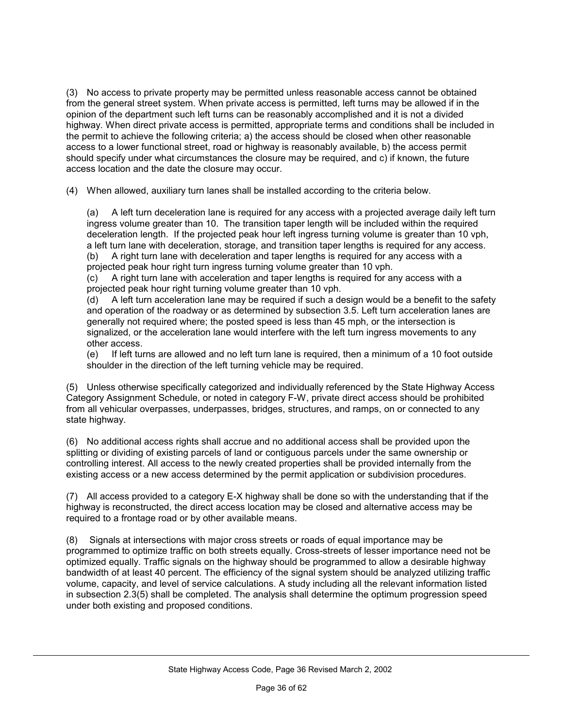(3) No access to private property may be permitted unless reasonable access cannot be obtained from the general street system. When private access is permitted, left turns may be allowed if in the opinion of the department such left turns can be reasonably accomplished and it is not a divided highway. When direct private access is permitted, appropriate terms and conditions shall be included in the permit to achieve the following criteria; a) the access should be closed when other reasonable access to a lower functional street, road or highway is reasonably available, b) the access permit should specify under what circumstances the closure may be required, and c) if known, the future access location and the date the closure may occur.

(4) When allowed, auxiliary turn lanes shall be installed according to the criteria below.

(a) A left turn deceleration lane is required for any access with a projected average daily left turn ingress volume greater than 10. The transition taper length will be included within the required deceleration length. If the projected peak hour left ingress turning volume is greater than 10 vph, a left turn lane with deceleration, storage, and transition taper lengths is required for any access.
(b) A right turn lane with deceleration and taper lengths is required for any access with a projected peak hour right turn ingress turning volume greater than 10 vph.
(c) A right turn lane with acceleration and taper lengths is required for any access with a projected peak hour right turning volume greater than 10 vph.
(d) A left turn acceleration lane may be required if such a design would be a benefit to the safety and operation of the roadway or as determined by subsection 3.5. Left turn acceleration lanes are generally not required where; the posted speed is less than 45 mph, or the intersection is signalized, or the acceleration lane would interfere with the left turn ingress movements to any other access.
(e) If left turns are allowed and no left turn lane is required, then a minimum of a 10 foot outside shoulder in the direction of the left turning vehicle may be required.

(5) Unless otherwise specifically categorized and individually referenced by the State Highway Access Category Assignment Schedule, or noted in category F-W, private direct access should be prohibited from all vehicular overpasses, underpasses, bridges, structures, and ramps, on or connected to any state highway.

(6) No additional access rights shall accrue and no additional access shall be provided upon the splitting or dividing of existing parcels of land or contiguous parcels under the same ownership or controlling interest. All access to the newly created properties shall be provided internally from the existing access or a new access determined by the permit application or subdivision procedures.

(7) All access provided to a category E-X highway shall be done so with the understanding that if the highway is reconstructed, the direct access location may be closed and alternative access may be required to a frontage road or by other available means.

(8) Signals at intersections with major cross streets or roads of equal importance may be programmed to optimize traffic on both streets equally. Cross-streets of lesser importance need not be optimized equally. Traffic signals on the highway should be programmed to allow a desirable highway bandwidth of at least 40 percent. The efficiency of the signal system should be analyzed utilizing traffic volume, capacity, and level of service calculations. A study including all the relevant information listed in subsection 2.3(5) shall be completed. The analysis shall determine the optimum progression speed under both existing and proposed conditions.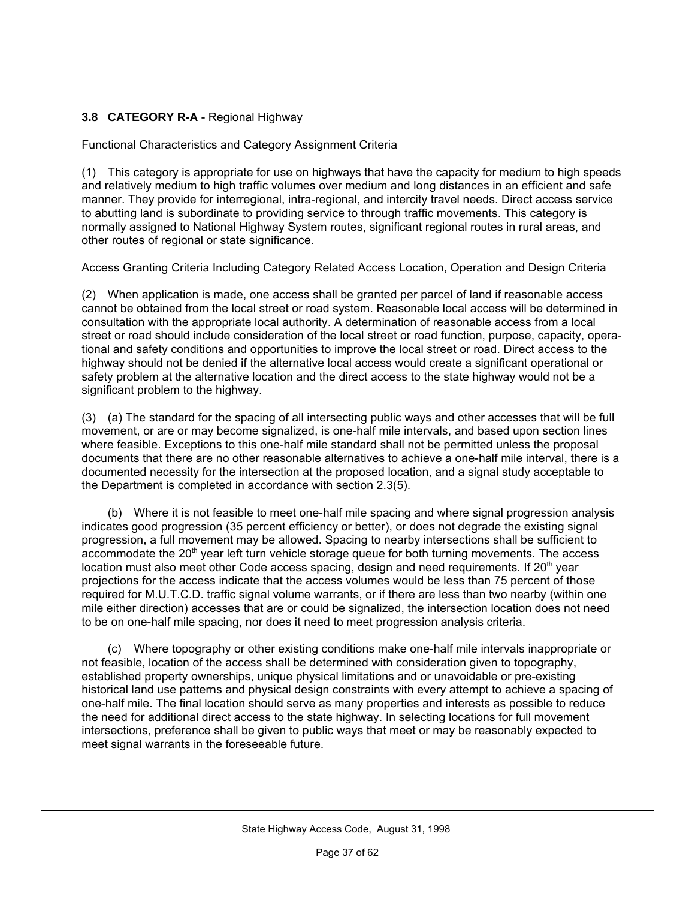### 3.8 CATEGORY R-A - Regional Highway

Functional Characteristics and Category Assignment Criteria

(1) This category is appropriate for use on highways that have the capacity for medium to high speeds and relatively medium to high traffic volumes over medium and long distances in an efficient and safe manner. They provide for interregional, intra-regional, and intercity travel needs. Direct access service to abutting land is subordinate to providing service to through traffic movements. This category is normally assigned to National Highway System routes, significant regional routes in rural areas, and other routes of regional or state significance.

Access Granting Criteria Including Category Related Access Location, Operation and Design Criteria

(2) When application is made, one access shall be granted per parcel of land if reasonable access cannot be obtained from the local street or road system. Reasonable local access will be determined in consultation with the appropriate local authority. A determination of reasonable access from a local street or road should include consideration of the local street or road function, purpose, capacity, operational and safety conditions and opportunities to improve the local street or road. Direct access to the highway should not be denied if the alternative local access would create a significant operational or safety problem at the alternative location and the direct access to the state highway would not be a significant problem to the highway.

(3) (a) The standard for the spacing of all intersecting public ways and other accesses that will be full movement, or are or may become signalized, is one-half mile intervals, and based upon section lines where feasible. Exceptions to this one-half mile standard shall not be permitted unless the proposal documents that there are no other reasonable alternatives to achieve a one-half mile interval, there is a documented necessity for the intersection at the proposed location, and a signal study acceptable to the Department is completed in accordance with section 2.3(5).

(b) Where it is not feasible to meet one-half mile spacing and where signal progression analysis indicates good progression (35 percent efficiency or better), or does not degrade the existing signal progression, a full movement may be allowed. Spacing to nearby intersections shall be sufficient to accommodate the 20th year left turn vehicle storage queue for both turning movements. The access location must also meet other Code access spacing, design and need requirements. If 20th year projections for the access indicate that the access volumes would be less than 75 percent of those required for M.U.T.C.D. traffic signal volume warrants, or if there are less than two nearby (within one mile either direction) accesses that are or could be signalized, the intersection location does not need to be on one-half mile spacing, nor does it need to meet progression analysis criteria.

(c) Where topography or other existing conditions make one-half mile intervals inappropriate or not feasible, location of the access shall be determined with consideration given to topography, established property ownerships, unique physical limitations and or unavoidable or pre-existing historical land use patterns and physical design constraints with every attempt to achieve a spacing of one-half mile. The final location should serve as many properties and interests as possible to reduce the need for additional direct access to the state highway. In selecting locations for full movement intersections, preference shall be given to public ways that meet or may be reasonably expected to meet signal warrants in the foreseeable future.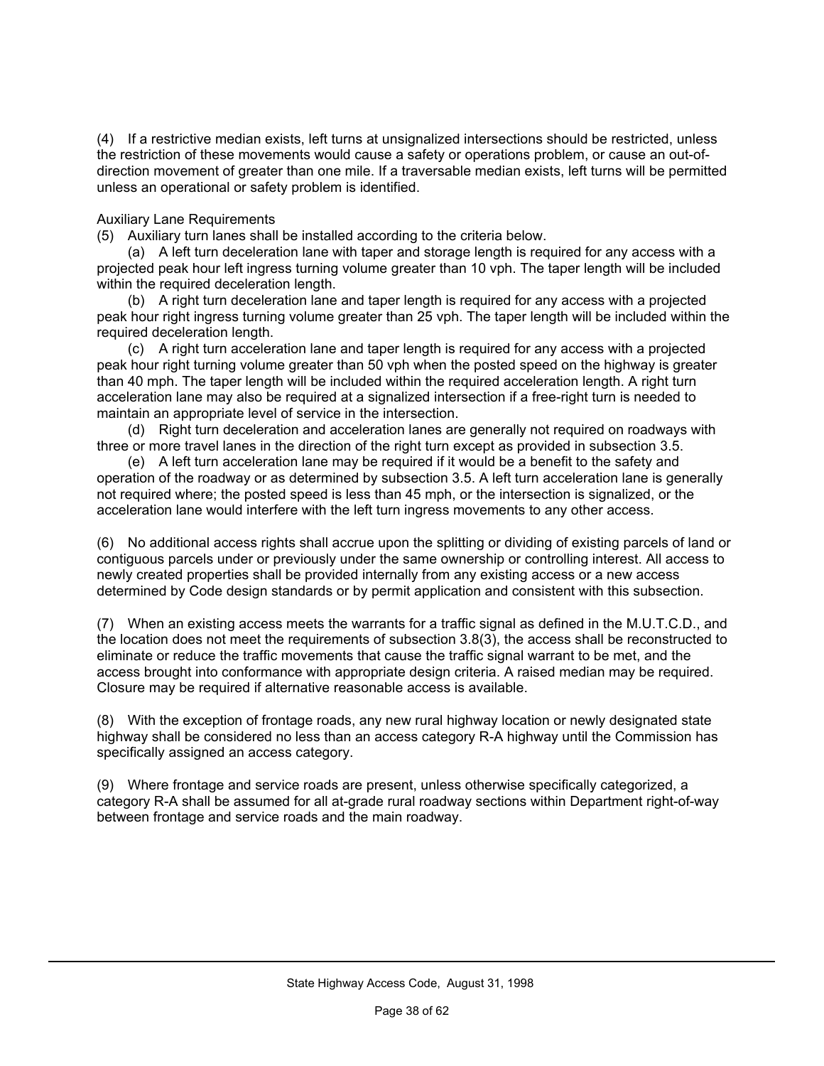(4) If a restrictive median exists, left turns at unsignalized intersections should be restricted, unless the restriction of these movements would cause a safety or operations problem, or cause an out-of-direction movement of greater than one mile. If a traversable median exists, left turns will be permitted unless an operational or safety problem is identified.

Auxiliary Lane Requirements

(5) Auxiliary turn lanes shall be installed according to the criteria below.

(a) A left turn deceleration lane with taper and storage length is required for any access with a projected peak hour left ingress turning volume greater than 10 vph. The taper length will be included within the required deceleration length.

(b) A right turn deceleration lane and taper length is required for any access with a projected peak hour right ingress turning volume greater than 25 vph. The taper length will be included within the required deceleration length.

(c) A right turn acceleration lane and taper length is required for any access with a projected peak hour right turning volume greater than 50 vph when the posted speed on the highway is greater than 40 mph. The taper length will be included within the required acceleration length. A right turn acceleration lane may also be required at a signalized intersection if a free-right turn is needed to maintain an appropriate level of service in the intersection.

(d) Right turn deceleration and acceleration lanes are generally not required on roadways with three or more travel lanes in the direction of the right turn except as provided in subsection 3.5.

(e) A left turn acceleration lane may be required if it would be a benefit to the safety and operation of the roadway or as determined by subsection 3.5. A left turn acceleration lane is generally not required where; the posted speed is less than 45 mph, or the intersection is signalized, or the acceleration lane would interfere with the left turn ingress movements to any other access.

(6) No additional access rights shall accrue upon the splitting or dividing of existing parcels of land or contiguous parcels under or previously under the same ownership or controlling interest. All access to newly created properties shall be provided internally from any existing access or a new access determined by Code design standards or by permit application and consistent with this subsection.

(7) When an existing access meets the warrants for a traffic signal as defined in the M.U.T.C.D., and the location does not meet the requirements of subsection 3.8(3), the access shall be reconstructed to eliminate or reduce the traffic movements that cause the traffic signal warrant to be met, and the access brought into conformance with appropriate design criteria. A raised median may be required. Closure may be required if alternative reasonable access is available.

(8) With the exception of frontage roads, any new rural highway location or newly designated state highway shall be considered no less than an access category R-A highway until the Commission has specifically assigned an access category.

(9) Where frontage and service roads are present, unless otherwise specifically categorized, a category R-A shall be assumed for all at-grade rural roadway sections within Department right-of-way between frontage and service roads and the main roadway.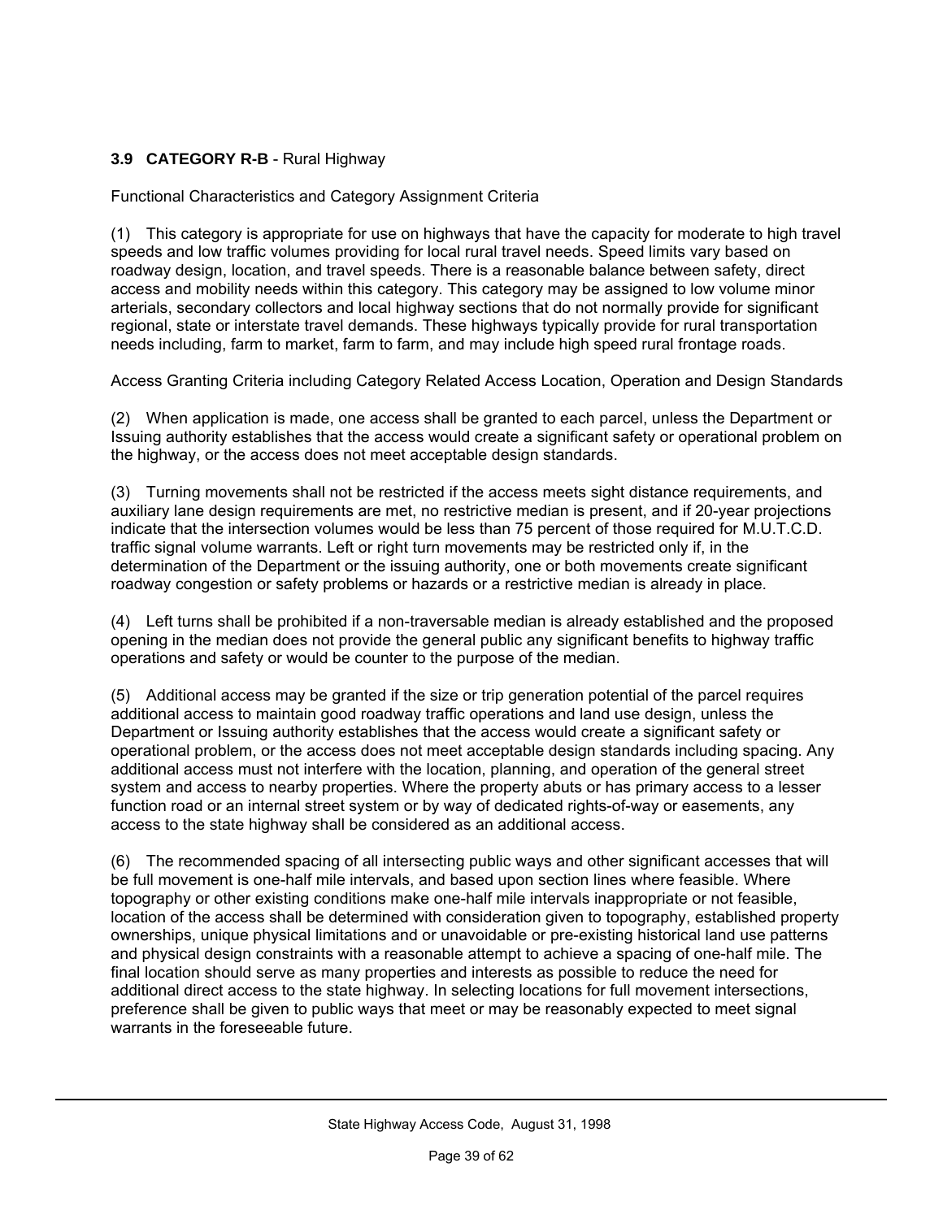### 3.9 CATEGORY R-B - Rural Highway

Functional Characteristics and Category Assignment Criteria

(1) This category is appropriate for use on highways that have the capacity for moderate to high travel speeds and low traffic volumes providing for local rural travel needs. Speed limits vary based on roadway design, location, and travel speeds. There is a reasonable balance between safety, direct access and mobility needs within this category. This category may be assigned to low volume minor arterials, secondary collectors and local highway sections that do not normally provide for significant regional, state or interstate travel demands. These highways typically provide for rural transportation needs including, farm to market, farm to farm, and may include high speed rural frontage roads.

Access Granting Criteria including Category Related Access Location, Operation and Design Standards

(2) When application is made, one access shall be granted to each parcel, unless the Department or Issuing authority establishes that the access would create a significant safety or operational problem on the highway, or the access does not meet acceptable design standards.

(3) Turning movements shall not be restricted if the access meets sight distance requirements, and auxiliary lane design requirements are met, no restrictive median is present, and if 20-year projections indicate that the intersection volumes would be less than 75 percent of those required for M.U.T.C.D. traffic signal volume warrants. Left or right turn movements may be restricted only if, in the determination of the Department or the issuing authority, one or both movements create significant roadway congestion or safety problems or hazards or a restrictive median is already in place.

(4) Left turns shall be prohibited if a non-traversable median is already established and the proposed opening in the median does not provide the general public any significant benefits to highway traffic operations and safety or would be counter to the purpose of the median.

(5) Additional access may be granted if the size or trip generation potential of the parcel requires additional access to maintain good roadway traffic operations and land use design, unless the Department or Issuing authority establishes that the access would create a significant safety or operational problem, or the access does not meet acceptable design standards including spacing. Any additional access must not interfere with the location, planning, and operation of the general street system and access to nearby properties. Where the property abuts or has primary access to a lesser function road or an internal street system or by way of dedicated rights-of-way or easements, any access to the state highway shall be considered as an additional access.

(6) The recommended spacing of all intersecting public ways and other significant accesses that will be full movement is one-half mile intervals, and based upon section lines where feasible. Where topography or other existing conditions make one-half mile intervals inappropriate or not feasible, location of the access shall be determined with consideration given to topography, established property ownerships, unique physical limitations and or unavoidable or pre-existing historical land use patterns and physical design constraints with a reasonable attempt to achieve a spacing of one-half mile. The final location should serve as many properties and interests as possible to reduce the need for additional direct access to the state highway. In selecting locations for full movement intersections, preference shall be given to public ways that meet or may be reasonably expected to meet signal warrants in the foreseeable future.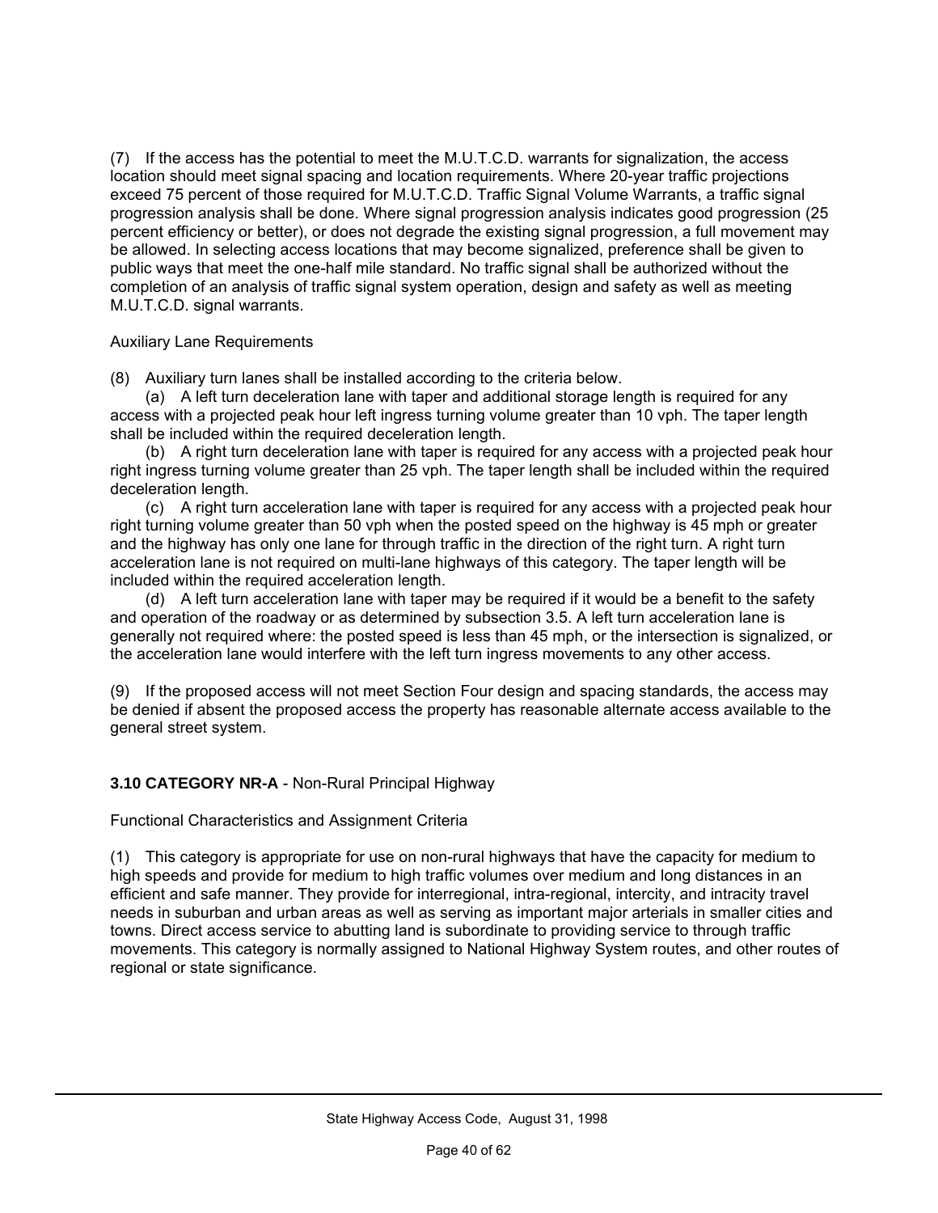(7) If the access has the potential to meet the M.U.T.C.D. warrants for signalization, the access location should meet signal spacing and location requirements. Where 20-year traffic projections exceed 75 percent of those required for M.U.T.C.D. Traffic Signal Volume Warrants, a traffic signal progression analysis shall be done. Where signal progression analysis indicates good progression (25 percent efficiency or better), or does not degrade the existing signal progression, a full movement may be allowed. In selecting access locations that may become signalized, preference shall be given to public ways that meet the one-half mile standard. No traffic signal shall be authorized without the completion of an analysis of traffic signal system operation, design and safety as well as meeting M.U.T.C.D. signal warrants.

Auxiliary Lane Requirements

(8) Auxiliary turn lanes shall be installed according to the criteria below.

(a) A left turn deceleration lane with taper and additional storage length is required for any access with a projected peak hour left ingress turning volume greater than 10 vph. The taper length shall be included within the required deceleration length.

(b) A right turn deceleration lane with taper is required for any access with a projected peak hour right ingress turning volume greater than 25 vph. The taper length shall be included within the required deceleration length.

(c) A right turn acceleration lane with taper is required for any access with a projected peak hour right turning volume greater than 50 vph when the posted speed on the highway is 45 mph or greater and the highway has only one lane for through traffic in the direction of the right turn. A right turn acceleration lane is not required on multi-lane highways of this category. The taper length will be included within the required acceleration length.

(d) A left turn acceleration lane with taper may be required if it would be a benefit to the safety and operation of the roadway or as determined by subsection 3.5. A left turn acceleration lane is generally not required where: the posted speed is less than 45 mph, or the intersection is signalized, or the acceleration lane would interfere with the left turn ingress movements to any other access.

(9) If the proposed access will not meet Section Four design and spacing standards, the access may be denied if absent the proposed access the property has reasonable alternate access available to the general street system.

## 3.10 CATEGORY NR-A - Non-Rural Principal Highway

Functional Characteristics and Assignment Criteria

(1) This category is appropriate for use on non-rural highways that have the capacity for medium to high speeds and provide for medium to high traffic volumes over medium and long distances in an efficient and safe manner. They provide for interregional, intra-regional, intercity, and intracity travel needs in suburban and urban areas as well as serving as important major arterials in smaller cities and towns. Direct access service to abutting land is subordinate to providing service to through traffic movements. This category is normally assigned to National Highway System routes, and other routes of regional or state significance.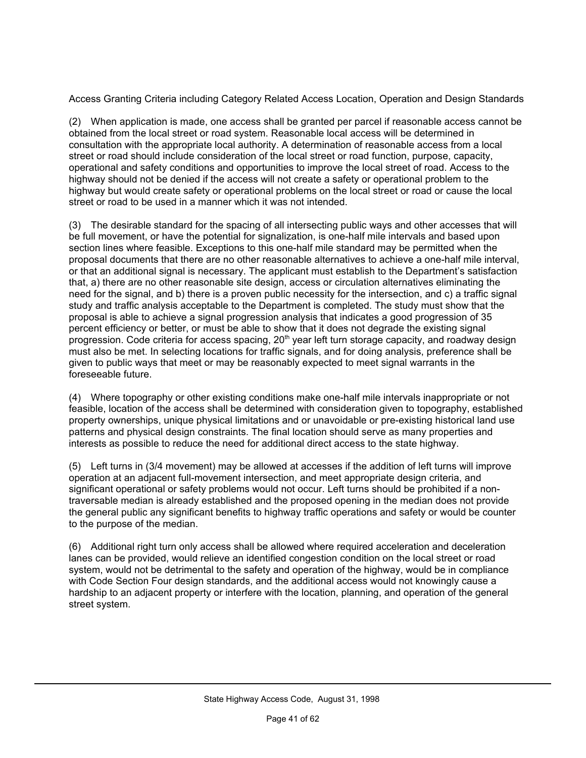Access Granting Criteria including Category Related Access Location, Operation and Design Standards

(2) When application is made, one access shall be granted per parcel if reasonable access cannot be obtained from the local street or road system. Reasonable local access will be determined in consultation with the appropriate local authority. A determination of reasonable access from a local street or road should include consideration of the local street or road function, purpose, capacity, operational and safety conditions and opportunities to improve the local street of road. Access to the highway should not be denied if the access will not create a safety or operational problem to the highway but would create safety or operational problems on the local street or road or cause the local street or road to be used in a manner which it was not intended.

(3) The desirable standard for the spacing of all intersecting public ways and other accesses that will be full movement, or have the potential for signalization, is one-half mile intervals and based upon section lines where feasible. Exceptions to this one-half mile standard may be permitted when the proposal documents that there are no other reasonable alternatives to achieve a one-half mile interval, or that an additional signal is necessary. The applicant must establish to the Department's satisfaction that, a) there are no other reasonable site design, access or circulation alternatives eliminating the need for the signal, and b) there is a proven public necessity for the intersection, and c) a traffic signal study and traffic analysis acceptable to the Department is completed. The study must show that the proposal is able to achieve a signal progression analysis that indicates a good progression of 35 percent efficiency or better, or must be able to show that it does not degrade the existing signal progression. Code criteria for access spacing, 20th year left turn storage capacity, and roadway design must also be met. In selecting locations for traffic signals, and for doing analysis, preference shall be given to public ways that meet or may be reasonably expected to meet signal warrants in the foreseeable future.

(4) Where topography or other existing conditions make one-half mile intervals inappropriate or not feasible, location of the access shall be determined with consideration given to topography, established property ownerships, unique physical limitations and or unavoidable or pre-existing historical land use patterns and physical design constraints. The final location should serve as many properties and interests as possible to reduce the need for additional direct access to the state highway.

(5) Left turns in (3/4 movement) may be allowed at accesses if the addition of left turns will improve operation at an adjacent full-movement intersection, and meet appropriate design criteria, and significant operational or safety problems would not occur. Left turns should be prohibited if a non-traversable median is already established and the proposed opening in the median does not provide the general public any significant benefits to highway traffic operations and safety or would be counter to the purpose of the median.

(6) Additional right turn only access shall be allowed where required acceleration and deceleration lanes can be provided, would relieve an identified congestion condition on the local street or road system, would not be detrimental to the safety and operation of the highway, would be in compliance with Code Section Four design standards, and the additional access would not knowingly cause a hardship to an adjacent property or interfere with the location, planning, and operation of the general street system.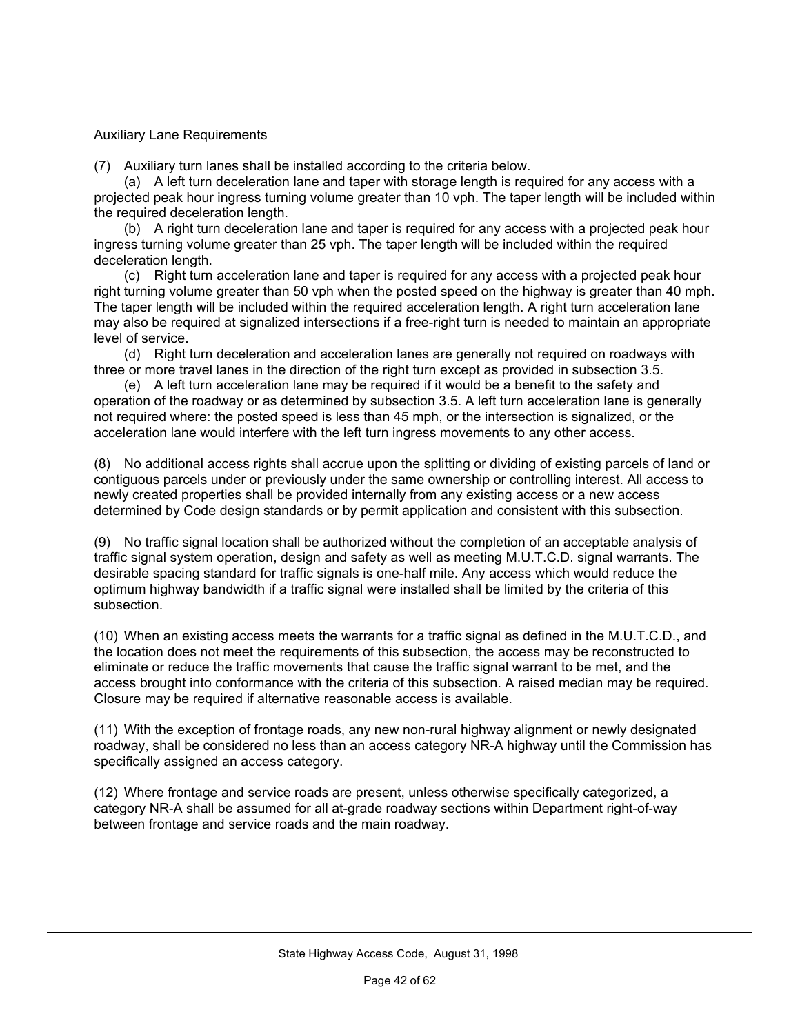Auxiliary Lane Requirements

(7) Auxiliary turn lanes shall be installed according to the criteria below.

(a) A left turn deceleration lane and taper with storage length is required for any access with a projected peak hour ingress turning volume greater than 10 vph. The taper length will be included within the required deceleration length.

(b) A right turn deceleration lane and taper is required for any access with a projected peak hour ingress turning volume greater than 25 vph. The taper length will be included within the required deceleration length.

(c) Right turn acceleration lane and taper is required for any access with a projected peak hour right turning volume greater than 50 vph when the posted speed on the highway is greater than 40 mph. The taper length will be included within the required acceleration length. A right turn acceleration lane may also be required at signalized intersections if a free-right turn is needed to maintain an appropriate level of service.

(d) Right turn deceleration and acceleration lanes are generally not required on roadways with three or more travel lanes in the direction of the right turn except as provided in subsection 3.5.

(e) A left turn acceleration lane may be required if it would be a benefit to the safety and operation of the roadway or as determined by subsection 3.5. A left turn acceleration lane is generally not required where: the posted speed is less than 45 mph, or the intersection is signalized, or the acceleration lane would interfere with the left turn ingress movements to any other access.

(8) No additional access rights shall accrue upon the splitting or dividing of existing parcels of land or contiguous parcels under or previously under the same ownership or controlling interest. All access to newly created properties shall be provided internally from any existing access or a new access determined by Code design standards or by permit application and consistent with this subsection.

(9) No traffic signal location shall be authorized without the completion of an acceptable analysis of traffic signal system operation, design and safety as well as meeting M.U.T.C.D. signal warrants. The desirable spacing standard for traffic signals is one-half mile. Any access which would reduce the optimum highway bandwidth if a traffic signal were installed shall be limited by the criteria of this subsection.

(10) When an existing access meets the warrants for a traffic signal as defined in the M.U.T.C.D., and the location does not meet the requirements of this subsection, the access may be reconstructed to eliminate or reduce the traffic movements that cause the traffic signal warrant to be met, and the access brought into conformance with the criteria of this subsection. A raised median may be required. Closure may be required if alternative reasonable access is available.

(11) With the exception of frontage roads, any new non-rural highway alignment or newly designated roadway, shall be considered no less than an access category NR-A highway until the Commission has specifically assigned an access category.

(12) Where frontage and service roads are present, unless otherwise specifically categorized, a category NR-A shall be assumed for all at-grade roadway sections within Department right-of-way between frontage and service roads and the main roadway.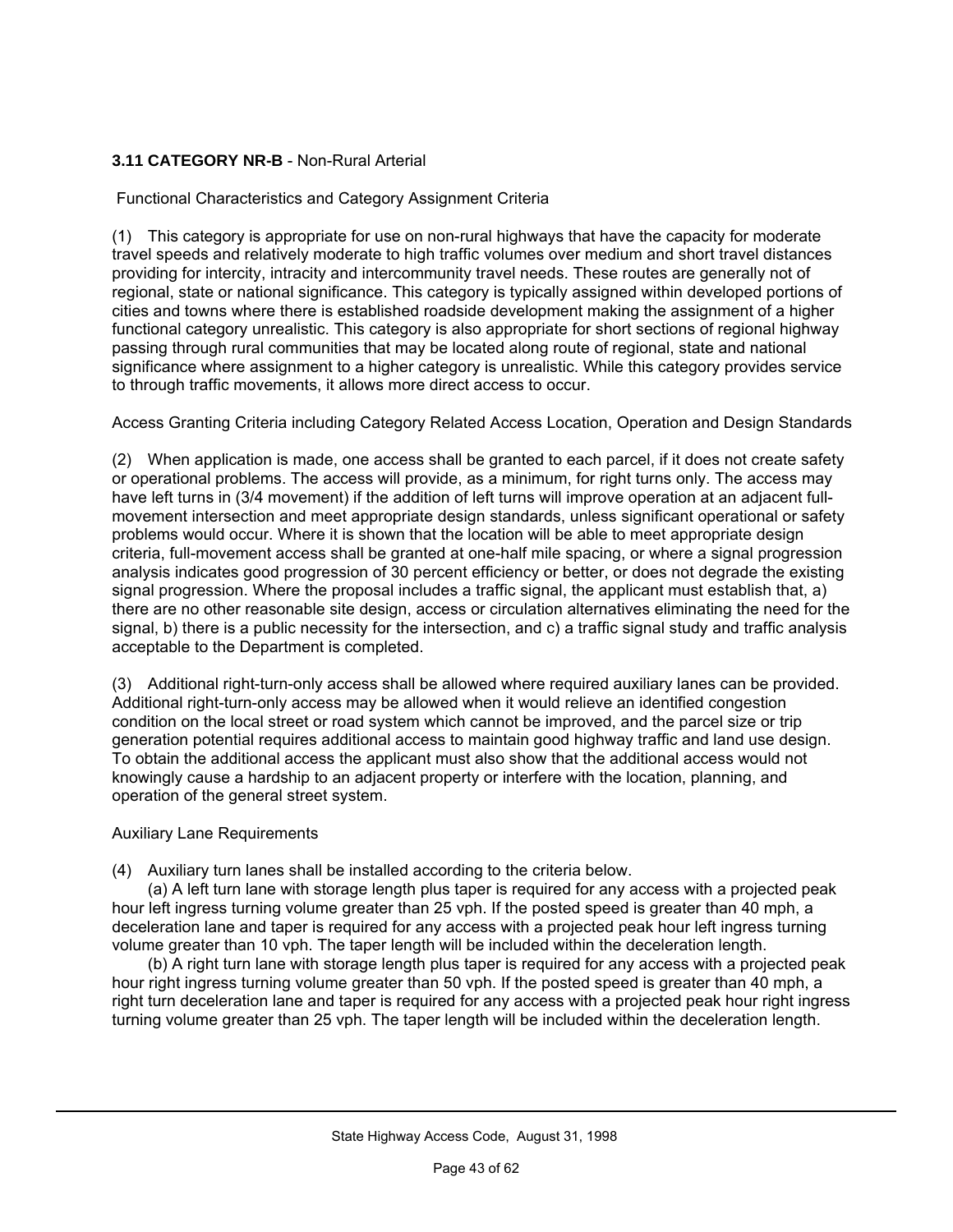### 3.11 CATEGORY NR-B - Non-Rural Arterial

Functional Characteristics and Category Assignment Criteria

(1) This category is appropriate for use on non-rural highways that have the capacity for moderate travel speeds and relatively moderate to high traffic volumes over medium and short travel distances providing for intercity, intracity and intercommunity travel needs. These routes are generally not of regional, state or national significance. This category is typically assigned within developed portions of cities and towns where there is established roadside development making the assignment of a higher functional category unrealistic. This category is also appropriate for short sections of regional highway passing through rural communities that may be located along route of regional, state and national significance where assignment to a higher category is unrealistic. While this category provides service to through traffic movements, it allows more direct access to occur.

Access Granting Criteria including Category Related Access Location, Operation and Design Standards

(2) When application is made, one access shall be granted to each parcel, if it does not create safety or operational problems. The access will provide, as a minimum, for right turns only. The access may have left turns in (3/4 movement) if the addition of left turns will improve operation at an adjacent full-movement intersection and meet appropriate design standards, unless significant operational or safety problems would occur. Where it is shown that the location will be able to meet appropriate design criteria, full-movement access shall be granted at one-half mile spacing, or where a signal progression analysis indicates good progression of 30 percent efficiency or better, or does not degrade the existing signal progression. Where the proposal includes a traffic signal, the applicant must establish that, a) there are no other reasonable site design, access or circulation alternatives eliminating the need for the signal, b) there is a public necessity for the intersection, and c) a traffic signal study and traffic analysis acceptable to the Department is completed.

(3) Additional right-turn-only access shall be allowed where required auxiliary lanes can be provided. Additional right-turn-only access may be allowed when it would relieve an identified congestion condition on the local street or road system which cannot be improved, and the parcel size or trip generation potential requires additional access to maintain good highway traffic and land use design. To obtain the additional access the applicant must also show that the additional access would not knowingly cause a hardship to an adjacent property or interfere with the location, planning, and operation of the general street system.

Auxiliary Lane Requirements

(4) Auxiliary turn lanes shall be installed according to the criteria below.

(a) A left turn lane with storage length plus taper is required for any access with a projected peak hour left ingress turning volume greater than 25 vph. If the posted speed is greater than 40 mph, a deceleration lane and taper is required for any access with a projected peak hour left ingress turning volume greater than 10 vph. The taper length will be included within the deceleration length.

(b) A right turn lane with storage length plus taper is required for any access with a projected peak hour right ingress turning volume greater than 50 vph. If the posted speed is greater than 40 mph, a right turn deceleration lane and taper is required for any access with a projected peak hour right ingress turning volume greater than 25 vph. The taper length will be included within the deceleration length.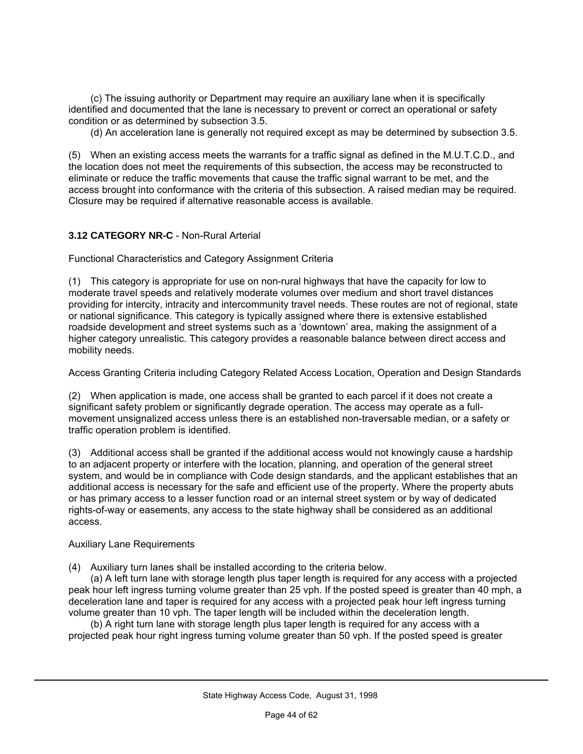(c) The issuing authority or Department may require an auxiliary lane when it is specifically identified and documented that the lane is necessary to prevent or correct an operational or safety condition or as determined by subsection 3.5.

(d) An acceleration lane is generally not required except as may be determined by subsection 3.5.

(5) When an existing access meets the warrants for a traffic signal as defined in the M.U.T.C.D., and the location does not meet the requirements of this subsection, the access may be reconstructed to eliminate or reduce the traffic movements that cause the traffic signal warrant to be met, and the access brought into conformance with the criteria of this subsection. A raised median may be required. Closure may be required if alternative reasonable access is available.

### 3.12 CATEGORY NR-C - Non-Rural Arterial

Functional Characteristics and Category Assignment Criteria

(1) This category is appropriate for use on non-rural highways that have the capacity for low to moderate travel speeds and relatively moderate volumes over medium and short travel distances providing for intercity, intracity and intercommunity travel needs. These routes are not of regional, state or national significance. This category is typically assigned where there is extensive established roadside development and street systems such as a 'downtown' area, making the assignment of a higher category unrealistic. This category provides a reasonable balance between direct access and mobility needs.

Access Granting Criteria including Category Related Access Location, Operation and Design Standards

(2) When application is made, one access shall be granted to each parcel if it does not create a significant safety problem or significantly degrade operation. The access may operate as a full-movement unsignalized access unless there is an established non-traversable median, or a safety or traffic operation problem is identified.

(3) Additional access shall be granted if the additional access would not knowingly cause a hardship to an adjacent property or interfere with the location, planning, and operation of the general street system, and would be in compliance with Code design standards, and the applicant establishes that an additional access is necessary for the safe and efficient use of the property. Where the property abuts or has primary access to a lesser function road or an internal street system or by way of dedicated rights-of-way or easements, any access to the state highway shall be considered as an additional access.

Auxiliary Lane Requirements

(4) Auxiliary turn lanes shall be installed according to the criteria below.

(a) A left turn lane with storage length plus taper length is required for any access with a projected peak hour left ingress turning volume greater than 25 vph. If the posted speed is greater than 40 mph, a deceleration lane and taper is required for any access with a projected peak hour left ingress turning volume greater than 10 vph. The taper length will be included within the deceleration length.

(b) A right turn lane with storage length plus taper length is required for any access with a projected peak hour right ingress turning volume greater than 50 vph. If the posted speed is greater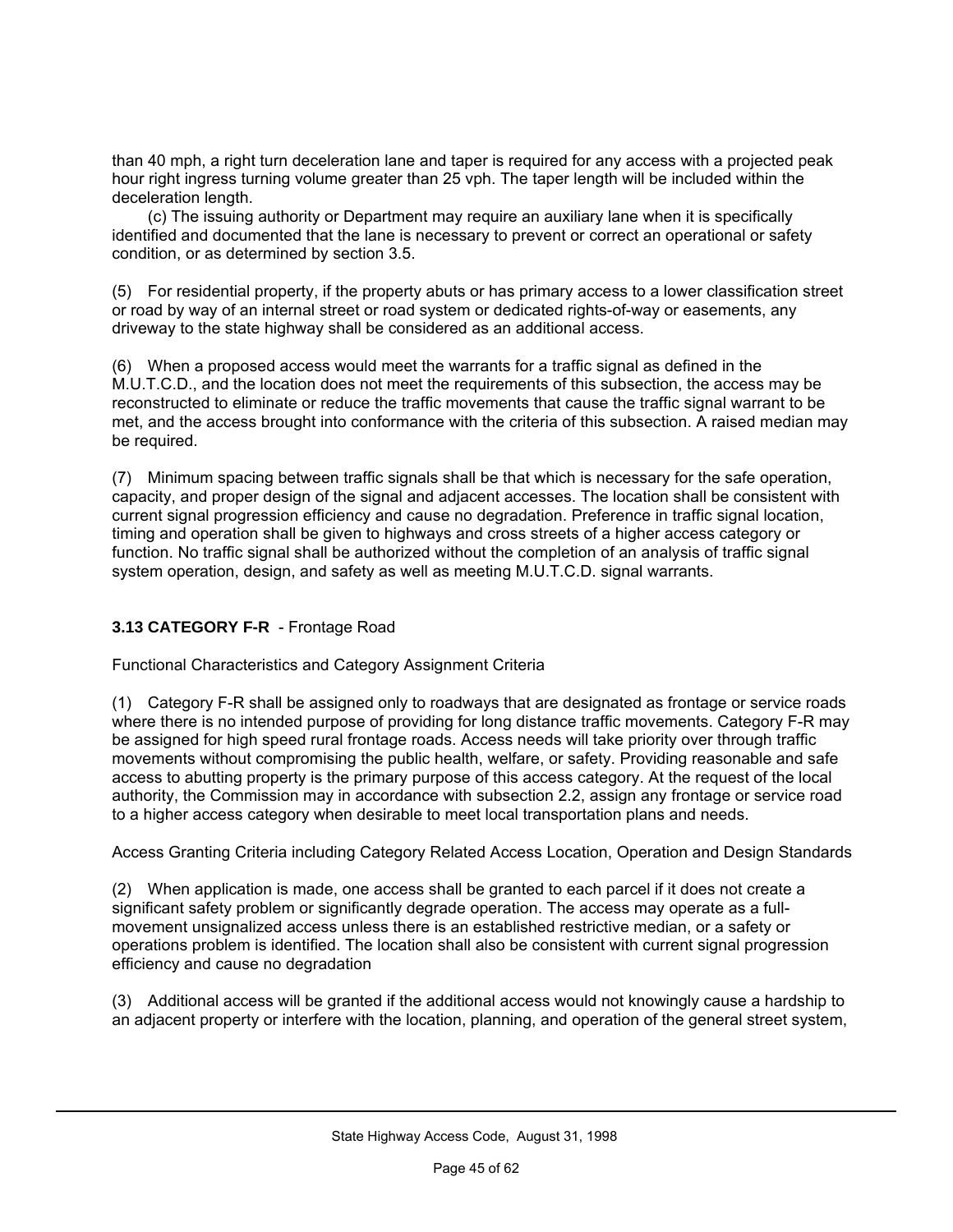than 40 mph, a right turn deceleration lane and taper is required for any access with a projected peak hour right ingress turning volume greater than 25 vph. The taper length will be included within the deceleration length.

(c) The issuing authority or Department may require an auxiliary lane when it is specifically identified and documented that the lane is necessary to prevent or correct an operational or safety condition, or as determined by section 3.5.

(5) For residential property, if the property abuts or has primary access to a lower classification street or road by way of an internal street or road system or dedicated rights-of-way or easements, any driveway to the state highway shall be considered as an additional access.

(6) When a proposed access would meet the warrants for a traffic signal as defined in the M.U.T.C.D., and the location does not meet the requirements of this subsection, the access may be reconstructed to eliminate or reduce the traffic movements that cause the traffic signal warrant to be met, and the access brought into conformance with the criteria of this subsection. A raised median may be required.

(7) Minimum spacing between traffic signals shall be that which is necessary for the safe operation, capacity, and proper design of the signal and adjacent accesses. The location shall be consistent with current signal progression efficiency and cause no degradation. Preference in traffic signal location, timing and operation shall be given to highways and cross streets of a higher access category or function. No traffic signal shall be authorized without the completion of an analysis of traffic signal system operation, design, and safety as well as meeting M.U.T.C.D. signal warrants.

### **3.13 CATEGORY F-R** - Frontage Road

Functional Characteristics and Category Assignment Criteria

(1) Category F-R shall be assigned only to roadways that are designated as frontage or service roads where there is no intended purpose of providing for long distance traffic movements. Category F-R may be assigned for high speed rural frontage roads. Access needs will take priority over through traffic movements without compromising the public health, welfare, or safety. Providing reasonable and safe access to abutting property is the primary purpose of this access category. At the request of the local authority, the Commission may in accordance with subsection 2.2, assign any frontage or service road to a higher access category when desirable to meet local transportation plans and needs.

Access Granting Criteria including Category Related Access Location, Operation and Design Standards

(2) When application is made, one access shall be granted to each parcel if it does not create a significant safety problem or significantly degrade operation. The access may operate as a full-movement unsignalized access unless there is an established restrictive median, or a safety or operations problem is identified. The location shall also be consistent with current signal progression efficiency and cause no degradation

(3) Additional access will be granted if the additional access would not knowingly cause a hardship to an adjacent property or interfere with the location, planning, and operation of the general street system,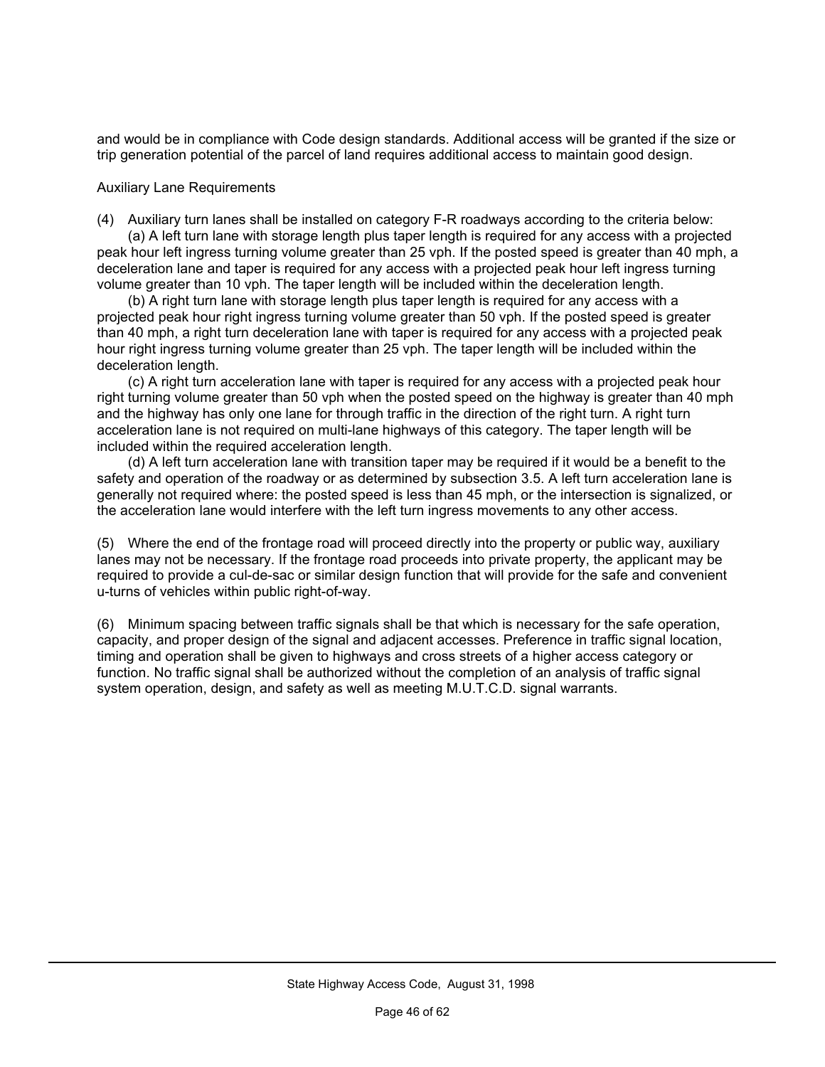and would be in compliance with Code design standards. Additional access will be granted if the size or trip generation potential of the parcel of land requires additional access to maintain good design.

Auxiliary Lane Requirements

(4) Auxiliary turn lanes shall be installed on category F-R roadways according to the criteria below:

(a) A left turn lane with storage length plus taper length is required for any access with a projected peak hour left ingress turning volume greater than 25 vph. If the posted speed is greater than 40 mph, a deceleration lane and taper is required for any access with a projected peak hour left ingress turning volume greater than 10 vph. The taper length will be included within the deceleration length.

(b) A right turn lane with storage length plus taper length is required for any access with a projected peak hour right ingress turning volume greater than 50 vph. If the posted speed is greater than 40 mph, a right turn deceleration lane with taper is required for any access with a projected peak hour right ingress turning volume greater than 25 vph. The taper length will be included within the deceleration length.

(c) A right turn acceleration lane with taper is required for any access with a projected peak hour right turning volume greater than 50 vph when the posted speed on the highway is greater than 40 mph and the highway has only one lane for through traffic in the direction of the right turn. A right turn acceleration lane is not required on multi-lane highways of this category. The taper length will be included within the required acceleration length.

(d) A left turn acceleration lane with transition taper may be required if it would be a benefit to the safety and operation of the roadway or as determined by subsection 3.5. A left turn acceleration lane is generally not required where: the posted speed is less than 45 mph, or the intersection is signalized, or the acceleration lane would interfere with the left turn ingress movements to any other access.

(5) Where the end of the frontage road will proceed directly into the property or public way, auxiliary lanes may not be necessary. If the frontage road proceeds into private property, the applicant may be required to provide a cul-de-sac or similar design function that will provide for the safe and convenient u-turns of vehicles within public right-of-way.

(6) Minimum spacing between traffic signals shall be that which is necessary for the safe operation, capacity, and proper design of the signal and adjacent accesses. Preference in traffic signal location, timing and operation shall be given to highways and cross streets of a higher access category or function. No traffic signal shall be authorized without the completion of an analysis of traffic signal system operation, design, and safety as well as meeting M.U.T.C.D. signal warrants.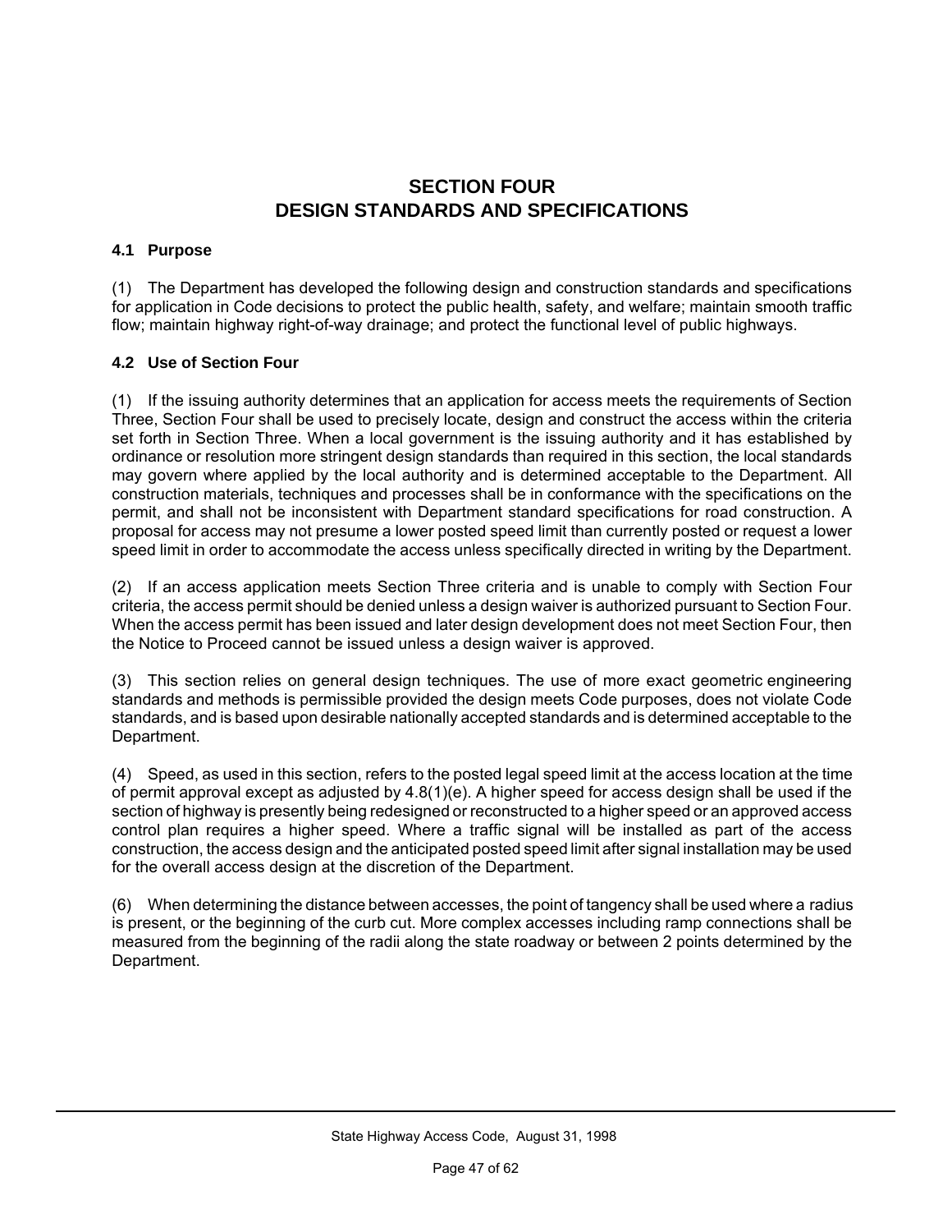# SECTION FOUR
# DESIGN STANDARDS AND SPECIFICATIONS

### 4.1 Purpose

(1) The Department has developed the following design and construction standards and specifications for application in Code decisions to protect the public health, safety, and welfare; maintain smooth traffic flow; maintain highway right-of-way drainage; and protect the functional level of public highways.

### 4.2 Use of Section Four

(1) If the issuing authority determines that an application for access meets the requirements of Section Three, Section Four shall be used to precisely locate, design and construct the access within the criteria set forth in Section Three. When a local government is the issuing authority and it has established by ordinance or resolution more stringent design standards than required in this section, the local standards may govern where applied by the local authority and is determined acceptable to the Department. All construction materials, techniques and processes shall be in conformance with the specifications on the permit, and shall not be inconsistent with Department standard specifications for road construction. A proposal for access may not presume a lower posted speed limit than currently posted or request a lower speed limit in order to accommodate the access unless specifically directed in writing by the Department.

(2) If an access application meets Section Three criteria and is unable to comply with Section Four criteria, the access permit should be denied unless a design waiver is authorized pursuant to Section Four. When the access permit has been issued and later design development does not meet Section Four, then the Notice to Proceed cannot be issued unless a design waiver is approved.

(3) This section relies on general design techniques. The use of more exact geometric engineering standards and methods is permissible provided the design meets Code purposes, does not violate Code standards, and is based upon desirable nationally accepted standards and is determined acceptable to the Department.

(4) Speed, as used in this section, refers to the posted legal speed limit at the access location at the time of permit approval except as adjusted by 4.8(1)(e). A higher speed for access design shall be used if the section of highway is presently being redesigned or reconstructed to a higher speed or an approved access control plan requires a higher speed. Where a traffic signal will be installed as part of the access construction, the access design and the anticipated posted speed limit after signal installation may be used for the overall access design at the discretion of the Department.

(6) When determining the distance between accesses, the point of tangency shall be used where a radius is present, or the beginning of the curb cut. More complex accesses including ramp connections shall be measured from the beginning of the radii along the state roadway or between 2 points determined by the Department.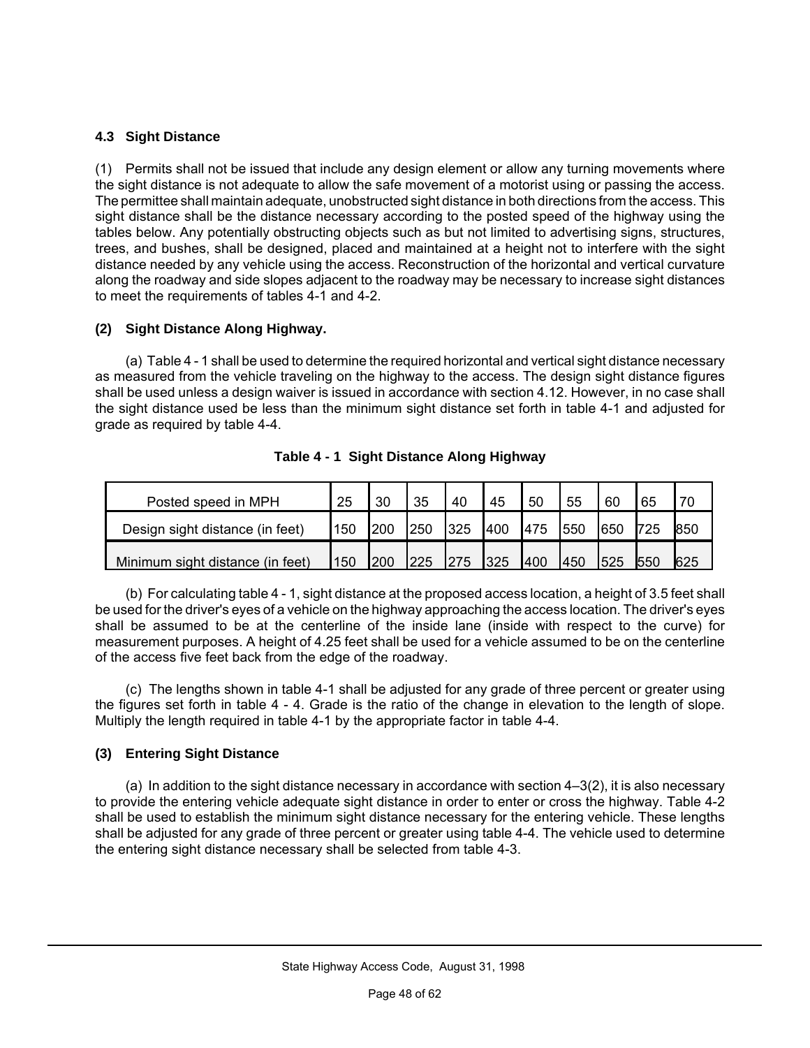### 4.3 Sight Distance

(1) Permits shall not be issued that include any design element or allow any turning movements where the sight distance is not adequate to allow the safe movement of a motorist using or passing the access. The permittee shall maintain adequate, unobstructed sight distance in both directions from the access. This sight distance shall be the distance necessary according to the posted speed of the highway using the tables below. Any potentially obstructing objects such as but not limited to advertising signs, structures, trees, and bushes, shall be designed, placed and maintained at a height not to interfere with the sight distance needed by any vehicle using the access. Reconstruction of the horizontal and vertical curvature along the roadway and side slopes adjacent to the roadway may be necessary to increase sight distances to meet the requirements of tables 4-1 and 4-2.

**(2) Sight Distance Along Highway.**

(a) Table 4 - 1 shall be used to determine the required horizontal and vertical sight distance necessary as measured from the vehicle traveling on the highway to the access. The design sight distance figures shall be used unless a design waiver is issued in accordance with section 4.12. However, in no case shall the sight distance used be less than the minimum sight distance set forth in table 4-1 and adjusted for grade as required by table 4-4.

**Table 4 - 1 Sight Distance Along Highway**

| Posted speed in MPH | 25 | 30 | 35 | 40 | 45 | 50 | 55 | 60 | 65 | 70 |
|---|---|---|---|---|---|---|---|---|---|---|
| Design sight distance (in feet) | 150 | 200 | 250 | 325 | 400 | 475 | 550 | 650 | 725 | 850 |
| Minimum sight distance (in feet) | 150 | 200 | 225 | 275 | 325 | 400 | 450 | 525 | 550 | 625 |

(b) For calculating table 4 - 1, sight distance at the proposed access location, a height of 3.5 feet shall be used for the driver's eyes of a vehicle on the highway approaching the access location. The driver's eyes shall be assumed to be at the centerline of the inside lane (inside with respect to the curve) for measurement purposes. A height of 4.25 feet shall be used for a vehicle assumed to be on the centerline of the access five feet back from the edge of the roadway.

(c) The lengths shown in table 4-1 shall be adjusted for any grade of three percent or greater using the figures set forth in table 4 - 4. Grade is the ratio of the change in elevation to the length of slope. Multiply the length required in table 4-1 by the appropriate factor in table 4-4.

**(3) Entering Sight Distance**

(a) In addition to the sight distance necessary in accordance with section 4–3(2), it is also necessary to provide the entering vehicle adequate sight distance in order to enter or cross the highway. Table 4-2 shall be used to establish the minimum sight distance necessary for the entering vehicle. These lengths shall be adjusted for any grade of three percent or greater using table 4-4. The vehicle used to determine the entering sight distance necessary shall be selected from table 4-3.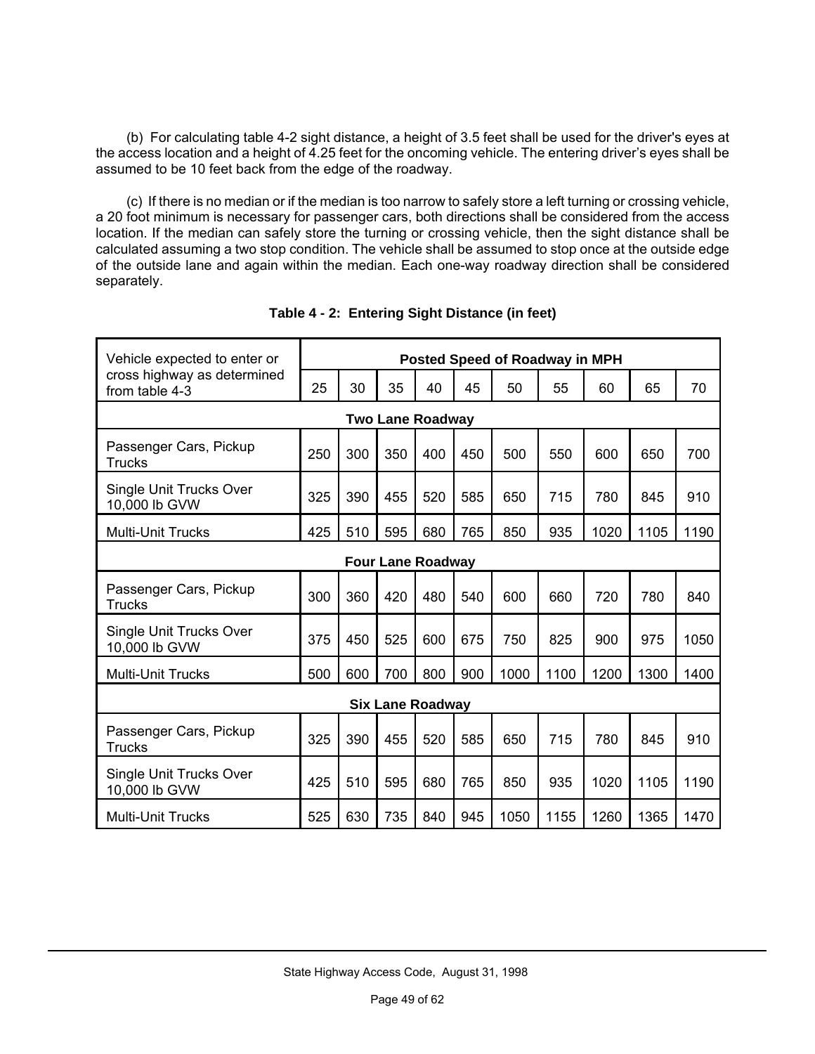(b) For calculating table 4-2 sight distance, a height of 3.5 feet shall be used for the driver's eyes at the access location and a height of 4.25 feet for the oncoming vehicle. The entering driver's eyes shall be assumed to be 10 feet back from the edge of the roadway.

(c) If there is no median or if the median is too narrow to safely store a left turning or crossing vehicle, a 20 foot minimum is necessary for passenger cars, both directions shall be considered from the access location. If the median can safely store the turning or crossing vehicle, then the sight distance shall be calculated assuming a two stop condition. The vehicle shall be assumed to stop once at the outside edge of the outside lane and again within the median. Each one-way roadway direction shall be considered separately.

**Table 4 - 2: Entering Sight Distance (in feet)**

| Vehicle expected to enter or cross highway as determined from table 4-3 | **Posted Speed of Roadway in MPH** | | | | | | | | | |
|---|---|---|---|---|---|---|---|---|---|---|
| | 25 | 30 | 35 | 40 | 45 | 50 | 55 | 60 | 65 | 70 |
| **Two Lane Roadway** | | | | | | | | | | |
| Passenger Cars, Pickup Trucks | 250 | 300 | 350 | 400 | 450 | 500 | 550 | 600 | 650 | 700 |
| Single Unit Trucks Over 10,000 lb GVW | 325 | 390 | 455 | 520 | 585 | 650 | 715 | 780 | 845 | 910 |
| Multi-Unit Trucks | 425 | 510 | 595 | 680 | 765 | 850 | 935 | 1020 | 1105 | 1190 |
| **Four Lane Roadway** | | | | | | | | | | |
| Passenger Cars, Pickup Trucks | 300 | 360 | 420 | 480 | 540 | 600 | 660 | 720 | 780 | 840 |
| Single Unit Trucks Over 10,000 lb GVW | 375 | 450 | 525 | 600 | 675 | 750 | 825 | 900 | 975 | 1050 |
| Multi-Unit Trucks | 500 | 600 | 700 | 800 | 900 | 1000 | 1100 | 1200 | 1300 | 1400 |
| **Six Lane Roadway** | | | | | | | | | | |
| Passenger Cars, Pickup Trucks | 325 | 390 | 455 | 520 | 585 | 650 | 715 | 780 | 845 | 910 |
| Single Unit Trucks Over 10,000 lb GVW | 425 | 510 | 595 | 680 | 765 | 850 | 935 | 1020 | 1105 | 1190 |
| Multi-Unit Trucks | 525 | 630 | 735 | 840 | 945 | 1050 | 1155 | 1260 | 1365 | 1470 |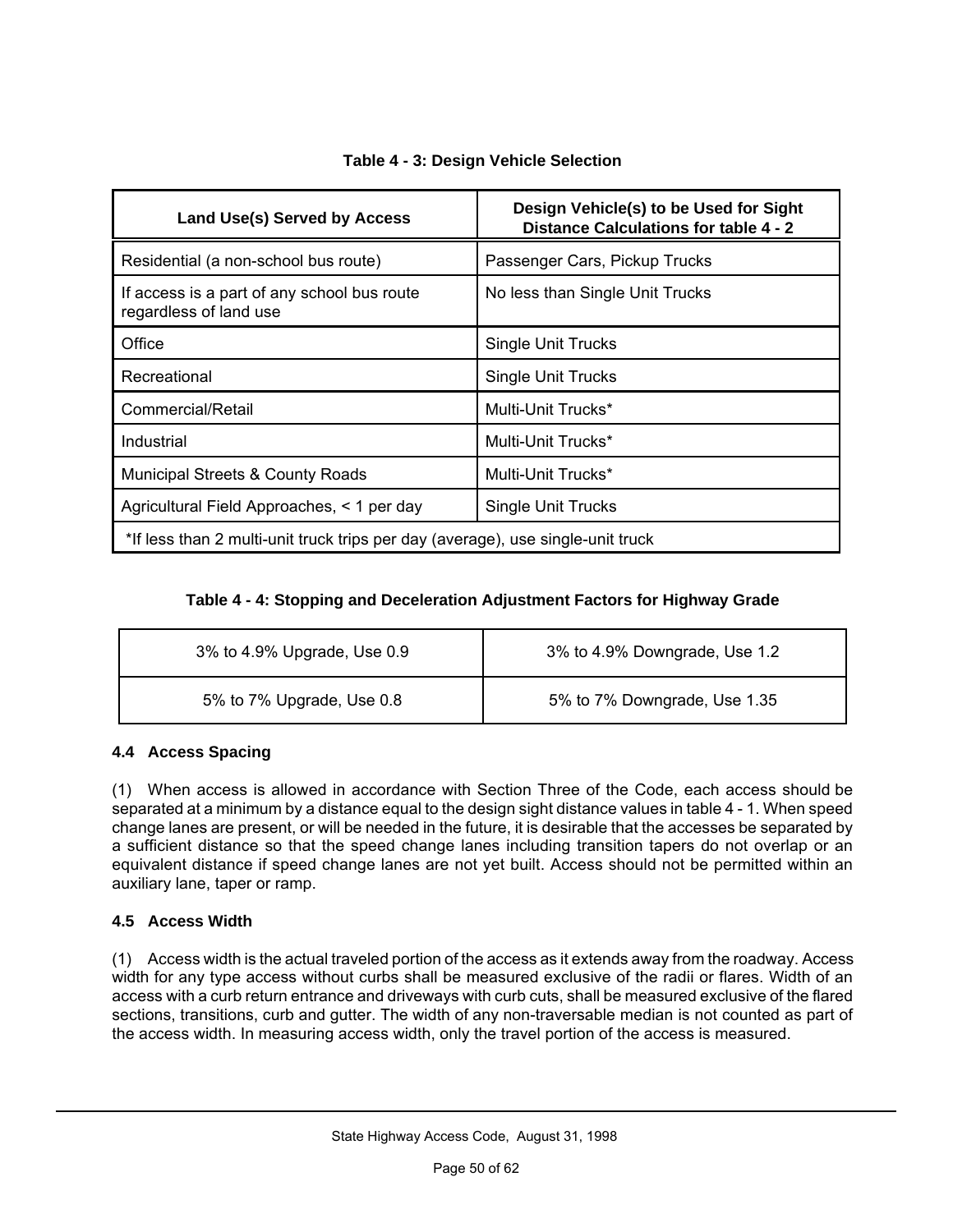**Table 4 - 3: Design Vehicle Selection**

| Land Use(s) Served by Access | Design Vehicle(s) to be Used for Sight Distance Calculations for table 4 - 2 |
|---|---|
| Residential (a non-school bus route) | Passenger Cars, Pickup Trucks |
| If access is a part of any school bus route regardless of land use | No less than Single Unit Trucks |
| Office | Single Unit Trucks |
| Recreational | Single Unit Trucks |
| Commercial/Retail | Multi-Unit Trucks* |
| Industrial | Multi-Unit Trucks* |
| Municipal Streets & County Roads | Multi-Unit Trucks* |
| Agricultural Field Approaches, < 1 per day | Single Unit Trucks |
| *If less than 2 multi-unit truck trips per day (average), use single-unit truck | |

**Table 4 - 4: Stopping and Deceleration Adjustment Factors for Highway Grade**

| | |
|---|---|
| 3% to 4.9% Upgrade, Use 0.9 | 3% to 4.9% Downgrade, Use 1.2 |
| 5% to 7% Upgrade, Use 0.8 | 5% to 7% Downgrade, Use 1.35 |

### 4.4 Access Spacing

(1) When access is allowed in accordance with Section Three of the Code, each access should be separated at a minimum by a distance equal to the design sight distance values in table 4 - 1. When speed change lanes are present, or will be needed in the future, it is desirable that the accesses be separated by a sufficient distance so that the speed change lanes including transition tapers do not overlap or an equivalent distance if speed change lanes are not yet built. Access should not be permitted within an auxiliary lane, taper or ramp.

### 4.5 Access Width

(1) Access width is the actual traveled portion of the access as it extends away from the roadway. Access width for any type access without curbs shall be measured exclusive of the radii or flares. Width of an access with a curb return entrance and driveways with curb cuts, shall be measured exclusive of the flared sections, transitions, curb and gutter. The width of any non-traversable median is not counted as part of the access width. In measuring access width, only the travel portion of the access is measured.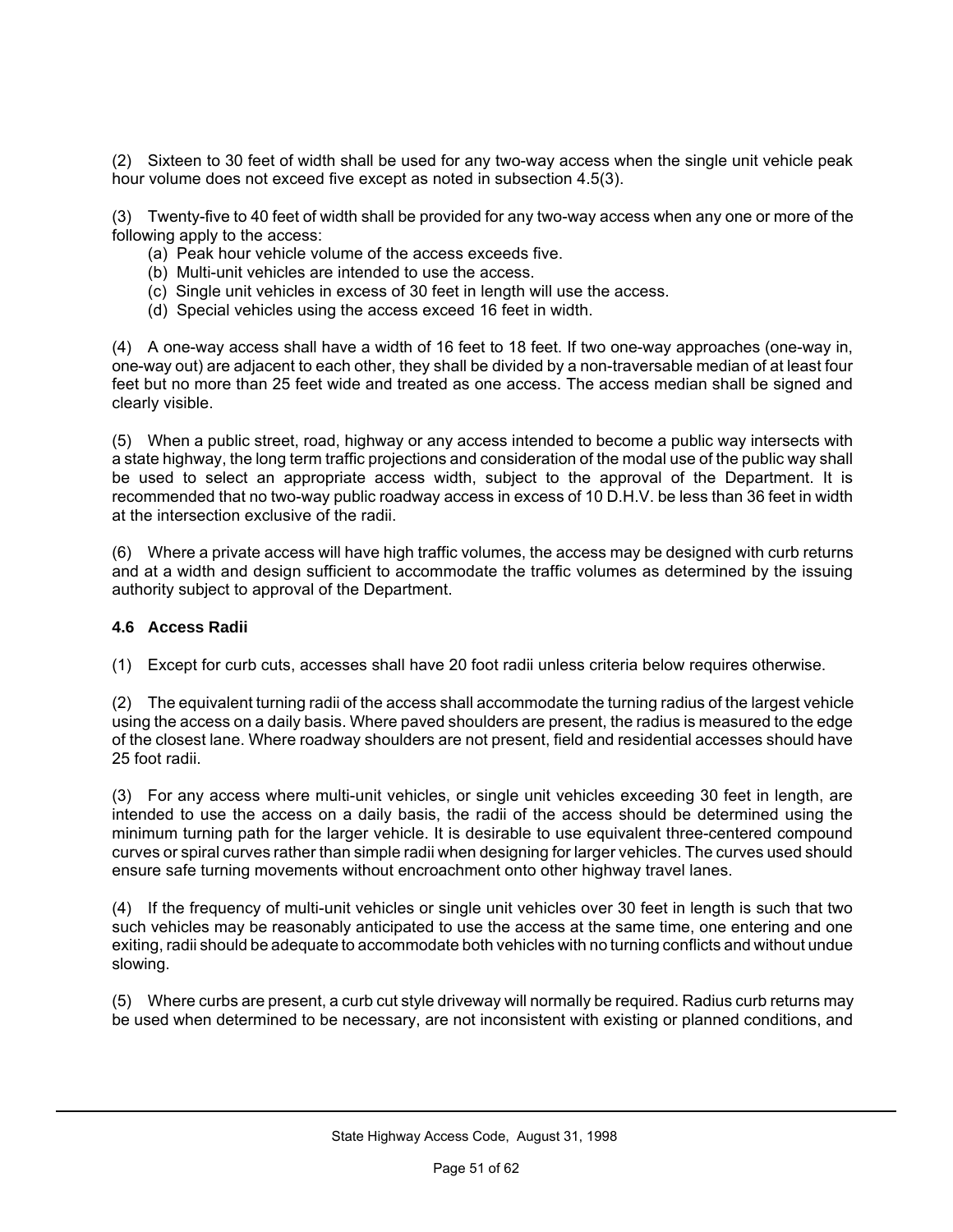(2) Sixteen to 30 feet of width shall be used for any two-way access when the single unit vehicle peak hour volume does not exceed five except as noted in subsection 4.5(3).

(3) Twenty-five to 40 feet of width shall be provided for any two-way access when any one or more of the following apply to the access:

- (a) Peak hour vehicle volume of the access exceeds five.
- (b) Multi-unit vehicles are intended to use the access.
- (c) Single unit vehicles in excess of 30 feet in length will use the access.
- (d) Special vehicles using the access exceed 16 feet in width.

(4) A one-way access shall have a width of 16 feet to 18 feet. If two one-way approaches (one-way in, one-way out) are adjacent to each other, they shall be divided by a non-traversable median of at least four feet but no more than 25 feet wide and treated as one access. The access median shall be signed and clearly visible.

(5) When a public street, road, highway or any access intended to become a public way intersects with a state highway, the long term traffic projections and consideration of the modal use of the public way shall be used to select an appropriate access width, subject to the approval of the Department. It is recommended that no two-way public roadway access in excess of 10 D.H.V. be less than 36 feet in width at the intersection exclusive of the radii.

(6) Where a private access will have high traffic volumes, the access may be designed with curb returns and at a width and design sufficient to accommodate the traffic volumes as determined by the issuing authority subject to approval of the Department.

### 4.6 Access Radii

(1) Except for curb cuts, accesses shall have 20 foot radii unless criteria below requires otherwise.

(2) The equivalent turning radii of the access shall accommodate the turning radius of the largest vehicle using the access on a daily basis. Where paved shoulders are present, the radius is measured to the edge of the closest lane. Where roadway shoulders are not present, field and residential accesses should have 25 foot radii.

(3) For any access where multi-unit vehicles, or single unit vehicles exceeding 30 feet in length, are intended to use the access on a daily basis, the radii of the access should be determined using the minimum turning path for the larger vehicle. It is desirable to use equivalent three-centered compound curves or spiral curves rather than simple radii when designing for larger vehicles. The curves used should ensure safe turning movements without encroachment onto other highway travel lanes.

(4) If the frequency of multi-unit vehicles or single unit vehicles over 30 feet in length is such that two such vehicles may be reasonably anticipated to use the access at the same time, one entering and one exiting, radii should be adequate to accommodate both vehicles with no turning conflicts and without undue slowing.

(5) Where curbs are present, a curb cut style driveway will normally be required. Radius curb returns may be used when determined to be necessary, are not inconsistent with existing or planned conditions, and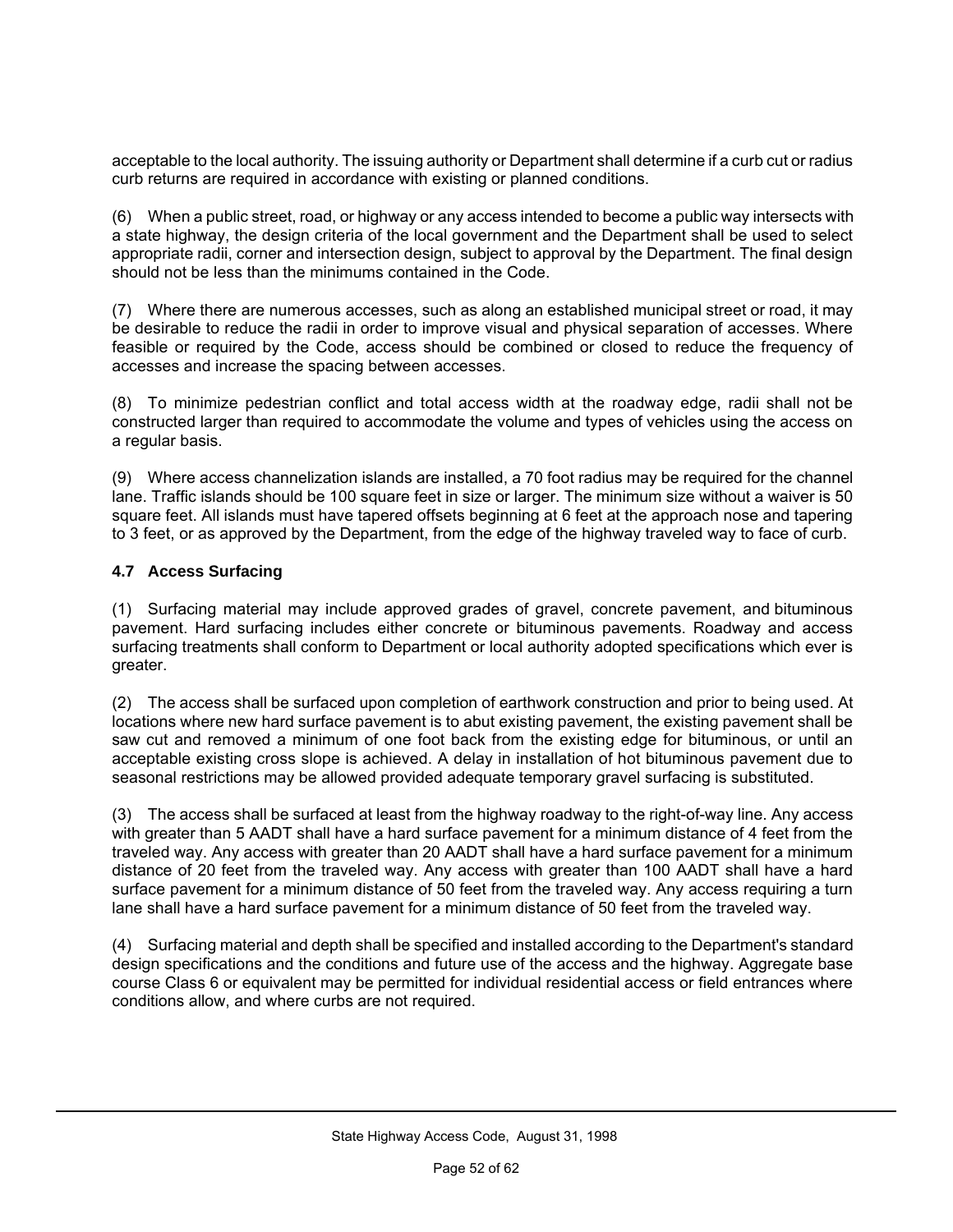acceptable to the local authority. The issuing authority or Department shall determine if a curb cut or radius curb returns are required in accordance with existing or planned conditions.

(6) When a public street, road, or highway or any access intended to become a public way intersects with a state highway, the design criteria of the local government and the Department shall be used to select appropriate radii, corner and intersection design, subject to approval by the Department. The final design should not be less than the minimums contained in the Code.

(7) Where there are numerous accesses, such as along an established municipal street or road, it may be desirable to reduce the radii in order to improve visual and physical separation of accesses. Where feasible or required by the Code, access should be combined or closed to reduce the frequency of accesses and increase the spacing between accesses.

(8) To minimize pedestrian conflict and total access width at the roadway edge, radii shall not be constructed larger than required to accommodate the volume and types of vehicles using the access on a regular basis.

(9) Where access channelization islands are installed, a 70 foot radius may be required for the channel lane. Traffic islands should be 100 square feet in size or larger. The minimum size without a waiver is 50 square feet. All islands must have tapered offsets beginning at 6 feet at the approach nose and tapering to 3 feet, or as approved by the Department, from the edge of the highway traveled way to face of curb.

### 4.7 Access Surfacing

(1) Surfacing material may include approved grades of gravel, concrete pavement, and bituminous pavement. Hard surfacing includes either concrete or bituminous pavements. Roadway and access surfacing treatments shall conform to Department or local authority adopted specifications which ever is greater.

(2) The access shall be surfaced upon completion of earthwork construction and prior to being used. At locations where new hard surface pavement is to abut existing pavement, the existing pavement shall be saw cut and removed a minimum of one foot back from the existing edge for bituminous, or until an acceptable existing cross slope is achieved. A delay in installation of hot bituminous pavement due to seasonal restrictions may be allowed provided adequate temporary gravel surfacing is substituted.

(3) The access shall be surfaced at least from the highway roadway to the right-of-way line. Any access with greater than 5 AADT shall have a hard surface pavement for a minimum distance of 4 feet from the traveled way. Any access with greater than 20 AADT shall have a hard surface pavement for a minimum distance of 20 feet from the traveled way. Any access with greater than 100 AADT shall have a hard surface pavement for a minimum distance of 50 feet from the traveled way. Any access requiring a turn lane shall have a hard surface pavement for a minimum distance of 50 feet from the traveled way.

(4) Surfacing material and depth shall be specified and installed according to the Department's standard design specifications and the conditions and future use of the access and the highway. Aggregate base course Class 6 or equivalent may be permitted for individual residential access or field entrances where conditions allow, and where curbs are not required.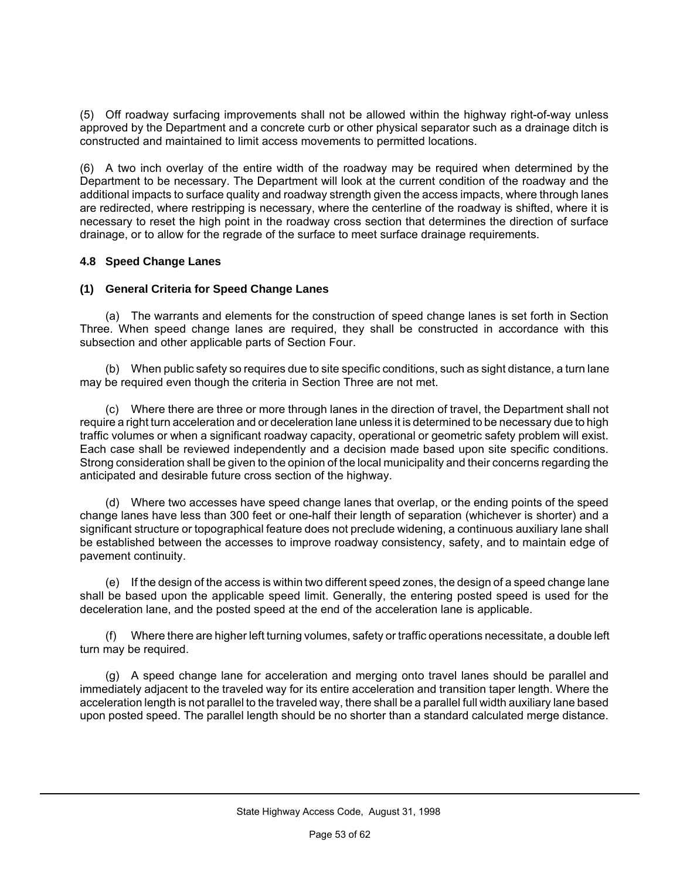(5) Off roadway surfacing improvements shall not be allowed within the highway right-of-way unless approved by the Department and a concrete curb or other physical separator such as a drainage ditch is constructed and maintained to limit access movements to permitted locations.

(6) A two inch overlay of the entire width of the roadway may be required when determined by the Department to be necessary. The Department will look at the current condition of the roadway and the additional impacts to surface quality and roadway strength given the access impacts, where through lanes are redirected, where restripping is necessary, where the centerline of the roadway is shifted, where it is necessary to reset the high point in the roadway cross section that determines the direction of surface drainage, or to allow for the regrade of the surface to meet surface drainage requirements.

### 4.8 Speed Change Lanes

#### (1) General Criteria for Speed Change Lanes

(a) The warrants and elements for the construction of speed change lanes is set forth in Section Three. When speed change lanes are required, they shall be constructed in accordance with this subsection and other applicable parts of Section Four.

(b) When public safety so requires due to site specific conditions, such as sight distance, a turn lane may be required even though the criteria in Section Three are not met.

(c) Where there are three or more through lanes in the direction of travel, the Department shall not require a right turn acceleration and or deceleration lane unless it is determined to be necessary due to high traffic volumes or when a significant roadway capacity, operational or geometric safety problem will exist. Each case shall be reviewed independently and a decision made based upon site specific conditions. Strong consideration shall be given to the opinion of the local municipality and their concerns regarding the anticipated and desirable future cross section of the highway.

(d) Where two accesses have speed change lanes that overlap, or the ending points of the speed change lanes have less than 300 feet or one-half their length of separation (whichever is shorter) and a significant structure or topographical feature does not preclude widening, a continuous auxiliary lane shall be established between the accesses to improve roadway consistency, safety, and to maintain edge of pavement continuity.

(e) If the design of the access is within two different speed zones, the design of a speed change lane shall be based upon the applicable speed limit. Generally, the entering posted speed is used for the deceleration lane, and the posted speed at the end of the acceleration lane is applicable.

(f) Where there are higher left turning volumes, safety or traffic operations necessitate, a double left turn may be required.

(g) A speed change lane for acceleration and merging onto travel lanes should be parallel and immediately adjacent to the traveled way for its entire acceleration and transition taper length. Where the acceleration length is not parallel to the traveled way, there shall be a parallel full width auxiliary lane based upon posted speed. The parallel length should be no shorter than a standard calculated merge distance.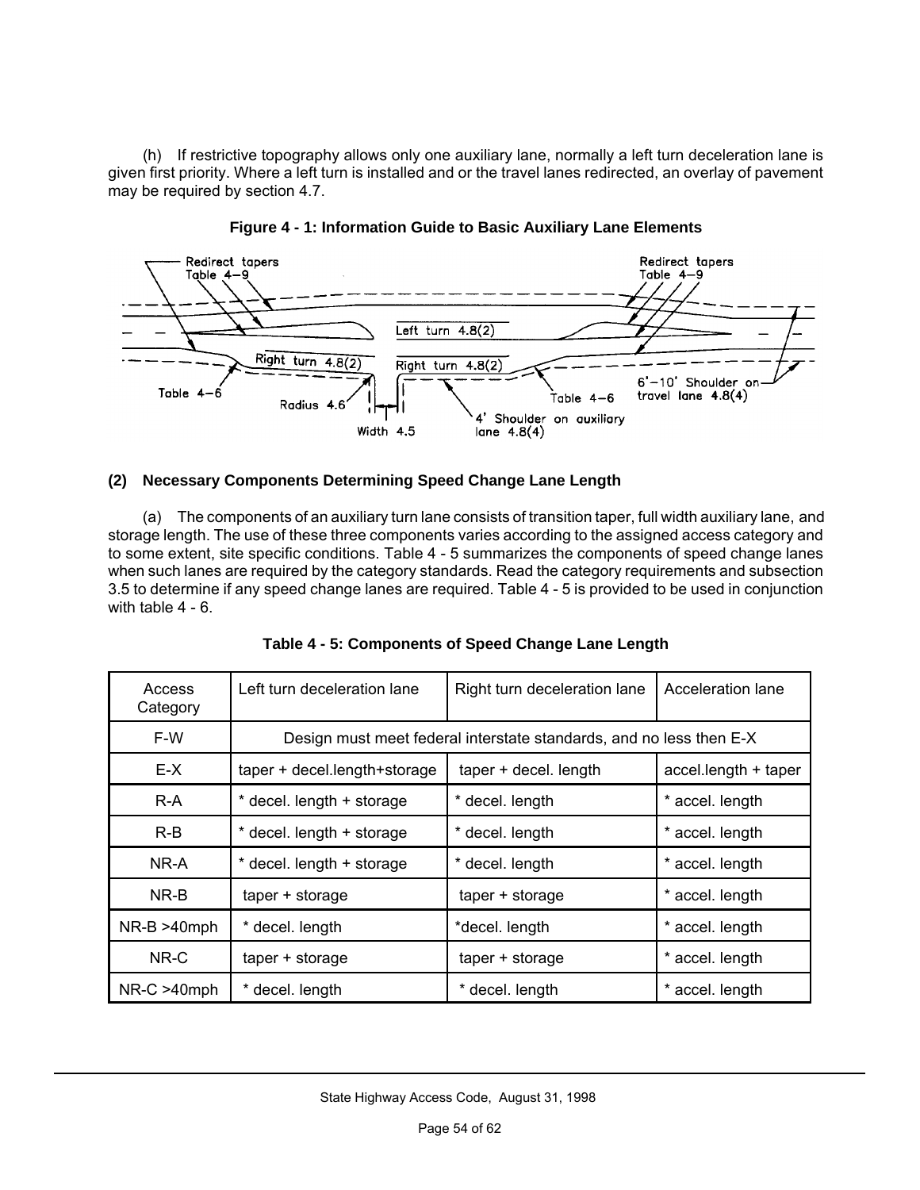(h) If restrictive topography allows only one auxiliary lane, normally a left turn deceleration lane is given first priority. Where a left turn is installed and or the travel lanes redirected, an overlay of pavement may be required by section 4.7.

**Figure 4 - 1: Information Guide to Basic Auxiliary Lane Elements**

**(2) Necessary Components Determining Speed Change Lane Length**

(a) The components of an auxiliary turn lane consists of transition taper, full width auxiliary lane, and storage length. The use of these three components varies according to the assigned access category and to some extent, site specific conditions. Table 4 - 5 summarizes the components of speed change lanes when such lanes are required by the category standards. Read the category requirements and subsection 3.5 to determine if any speed change lanes are required. Table 4 - 5 is provided to be used in conjunction with table 4 - 6.

**Table 4 - 5: Components of Speed Change Lane Length**

| Access Category | Left turn deceleration lane | Right turn deceleration lane | Acceleration lane |
|---|---|---|---|
| F-W | Design must meet federal interstate standards, and no less then E-X | | |
| E-X | taper + decel.length+storage | taper + decel. length | accel.length + taper |
| R-A | * decel. length + storage | * decel. length | * accel. length |
| R-B | * decel. length + storage | * decel. length | * accel. length |
| NR-A | * decel. length + storage | * decel. length | * accel. length |
| NR-B | taper + storage | taper + storage | * accel. length |
| NR-B >40mph | * decel. length | *decel. length | * accel. length |
| NR-C | taper + storage | taper + storage | * accel. length |
| NR-C >40mph | * decel. length | * decel. length | * accel. length |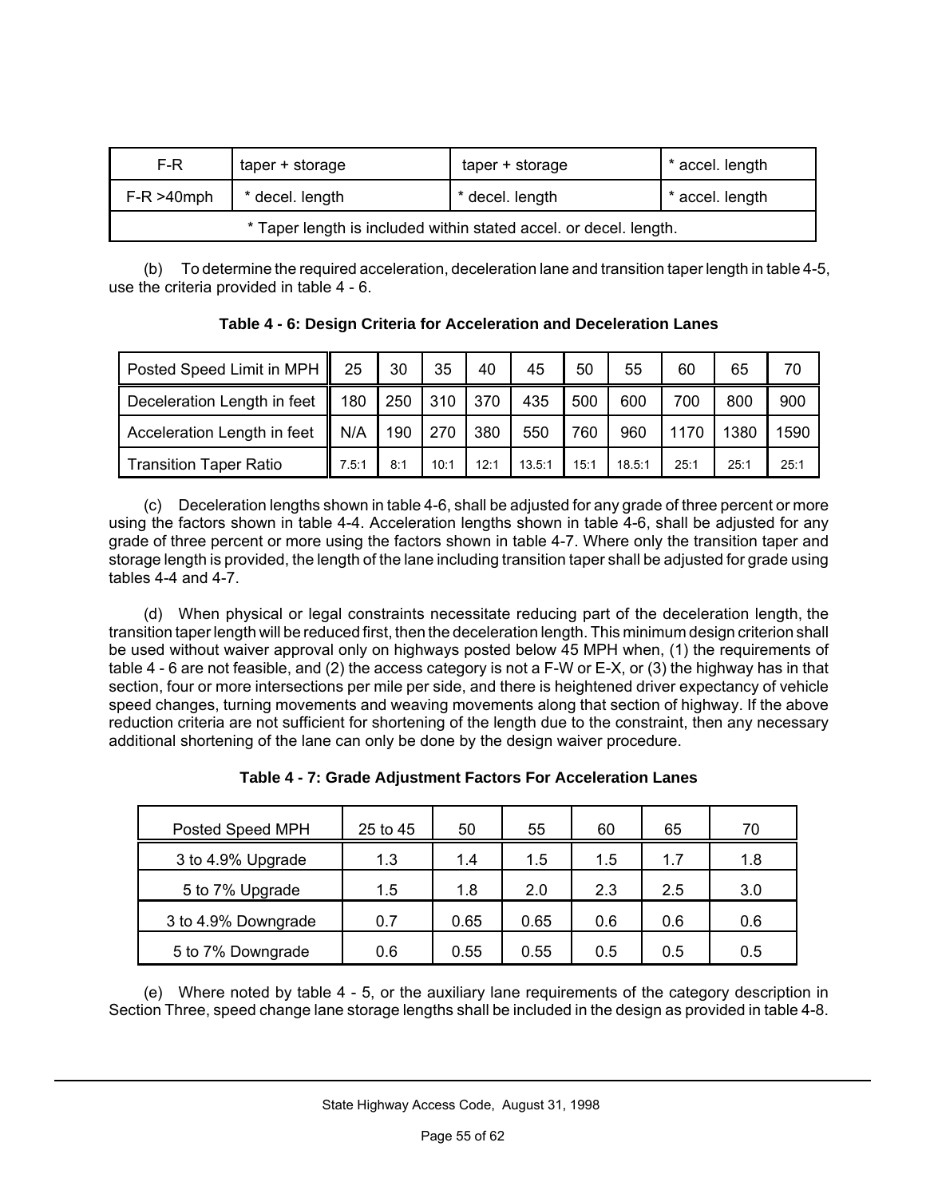| F-R | taper + storage | taper + storage | * accel. length |
|---|---|---|---|
| F-R >40mph | * decel. length | * decel. length | * accel. length |
| * Taper length is included within stated accel. or decel. length. | | | |

(b) To determine the required acceleration, deceleration lane and transition taper length in table 4-5, use the criteria provided in table 4 - 6.

**Table 4 - 6: Design Criteria for Acceleration and Deceleration Lanes**

| Posted Speed Limit in MPH | 25 | 30 | 35 | 40 | 45 | 50 | 55 | 60 | 65 | 70 |
|---|---|---|---|---|---|---|---|---|---|---|
| Deceleration Length in feet | 180 | 250 | 310 | 370 | 435 | 500 | 600 | 700 | 800 | 900 |
| Acceleration Length in feet | N/A | 190 | 270 | 380 | 550 | 760 | 960 | 1170 | 1380 | 1590 |
| Transition Taper Ratio | 7.5:1 | 8:1 | 10:1 | 12:1 | 13.5:1 | 15:1 | 18.5:1 | 25:1 | 25:1 | 25:1 |

(c) Deceleration lengths shown in table 4-6, shall be adjusted for any grade of three percent or more using the factors shown in table 4-4. Acceleration lengths shown in table 4-6, shall be adjusted for any grade of three percent or more using the factors shown in table 4-7. Where only the transition taper and storage length is provided, the length of the lane including transition taper shall be adjusted for grade using tables 4-4 and 4-7.

(d) When physical or legal constraints necessitate reducing part of the deceleration length, the transition taper length will be reduced first, then the deceleration length. This minimum design criterion shall be used without waiver approval only on highways posted below 45 MPH when, (1) the requirements of table 4 - 6 are not feasible, and (2) the access category is not a F-W or E-X, or (3) the highway has in that section, four or more intersections per mile per side, and there is heightened driver expectancy of vehicle speed changes, turning movements and weaving movements along that section of highway. If the above reduction criteria are not sufficient for shortening of the length due to the constraint, then any necessary additional shortening of the lane can only be done by the design waiver procedure.

**Table 4 - 7: Grade Adjustment Factors For Acceleration Lanes**

| Posted Speed MPH | 25 to 45 | 50 | 55 | 60 | 65 | 70 |
|---|---|---|---|---|---|---|
| 3 to 4.9% Upgrade | 1.3 | 1.4 | 1.5 | 1.5 | 1.7 | 1.8 |
| 5 to 7% Upgrade | 1.5 | 1.8 | 2.0 | 2.3 | 2.5 | 3.0 |
| 3 to 4.9% Downgrade | 0.7 | 0.65 | 0.65 | 0.6 | 0.6 | 0.6 |
| 5 to 7% Downgrade | 0.6 | 0.55 | 0.55 | 0.5 | 0.5 | 0.5 |

(e) Where noted by table 4 - 5, or the auxiliary lane requirements of the category description in Section Three, speed change lane storage lengths shall be included in the design as provided in table 4-8.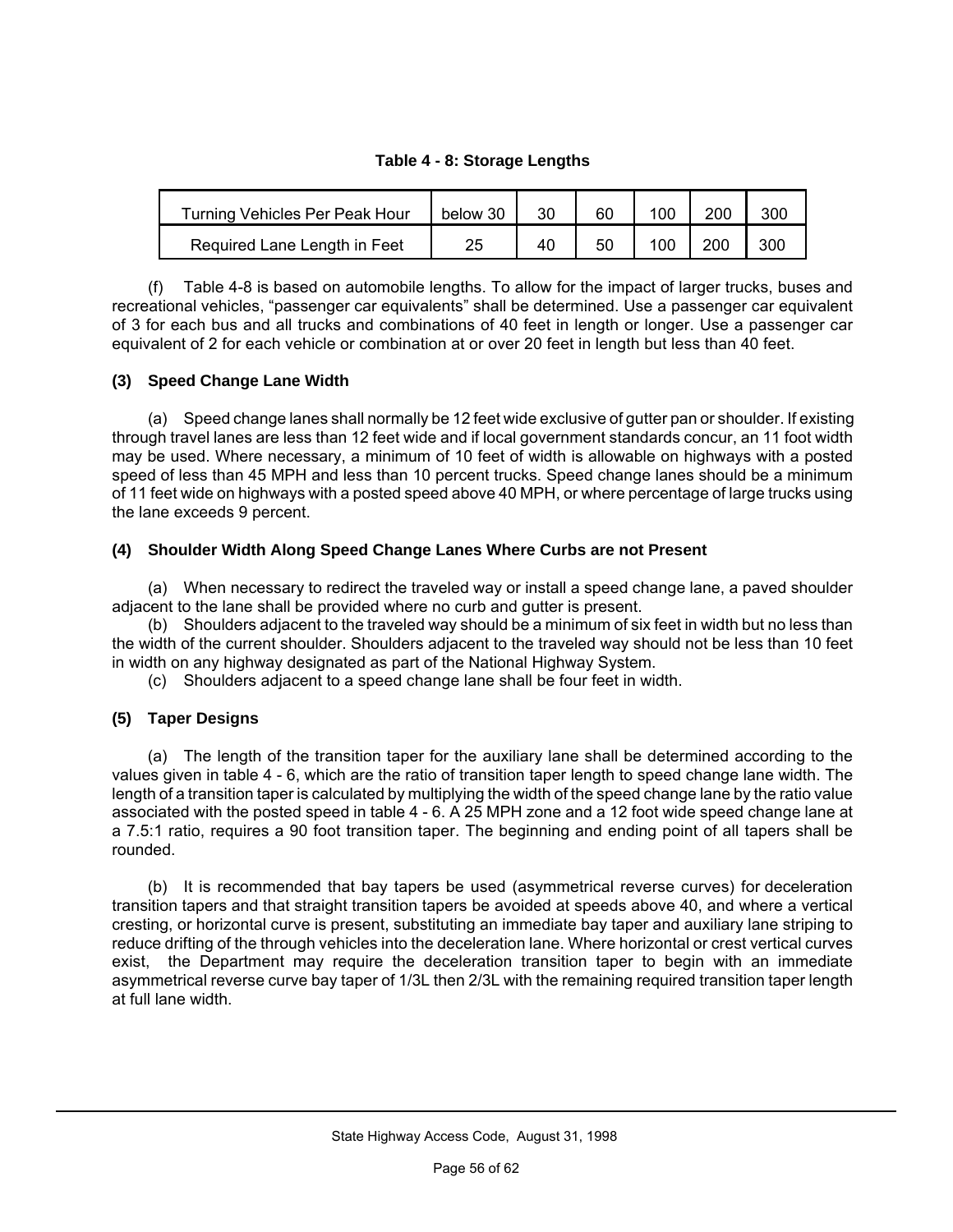**Table 4 - 8: Storage Lengths**

| Turning Vehicles Per Peak Hour | below 30 | 30 | 60 | 100 | 200 | 300 |
|---|---|---|---|---|---|---|
| Required Lane Length in Feet | 25 | 40 | 50 | 100 | 200 | 300 |

(f) Table 4-8 is based on automobile lengths. To allow for the impact of larger trucks, buses and recreational vehicles, "passenger car equivalents" shall be determined. Use a passenger car equivalent of 3 for each bus and all trucks and combinations of 40 feet in length or longer. Use a passenger car equivalent of 2 for each vehicle or combination at or over 20 feet in length but less than 40 feet.

### (3) Speed Change Lane Width

(a) Speed change lanes shall normally be 12 feet wide exclusive of gutter pan or shoulder. If existing through travel lanes are less than 12 feet wide and if local government standards concur, an 11 foot width may be used. Where necessary, a minimum of 10 feet of width is allowable on highways with a posted speed of less than 45 MPH and less than 10 percent trucks. Speed change lanes should be a minimum of 11 feet wide on highways with a posted speed above 40 MPH, or where percentage of large trucks using the lane exceeds 9 percent.

### (4) Shoulder Width Along Speed Change Lanes Where Curbs are not Present

(a) When necessary to redirect the traveled way or install a speed change lane, a paved shoulder adjacent to the lane shall be provided where no curb and gutter is present.

(b) Shoulders adjacent to the traveled way should be a minimum of six feet in width but no less than the width of the current shoulder. Shoulders adjacent to the traveled way should not be less than 10 feet in width on any highway designated as part of the National Highway System.

(c) Shoulders adjacent to a speed change lane shall be four feet in width.

### (5) Taper Designs

(a) The length of the transition taper for the auxiliary lane shall be determined according to the values given in table 4 - 6, which are the ratio of transition taper length to speed change lane width. The length of a transition taper is calculated by multiplying the width of the speed change lane by the ratio value associated with the posted speed in table 4 - 6. A 25 MPH zone and a 12 foot wide speed change lane at a 7.5:1 ratio, requires a 90 foot transition taper. The beginning and ending point of all tapers shall be rounded.

(b) It is recommended that bay tapers be used (asymmetrical reverse curves) for deceleration transition tapers and that straight transition tapers be avoided at speeds above 40, and where a vertical cresting, or horizontal curve is present, substituting an immediate bay taper and auxiliary lane striping to reduce drifting of the through vehicles into the deceleration lane. Where horizontal or crest vertical curves exist, the Department may require the deceleration transition taper to begin with an immediate asymmetrical reverse curve bay taper of 1/3L then 2/3L with the remaining required transition taper length at full lane width.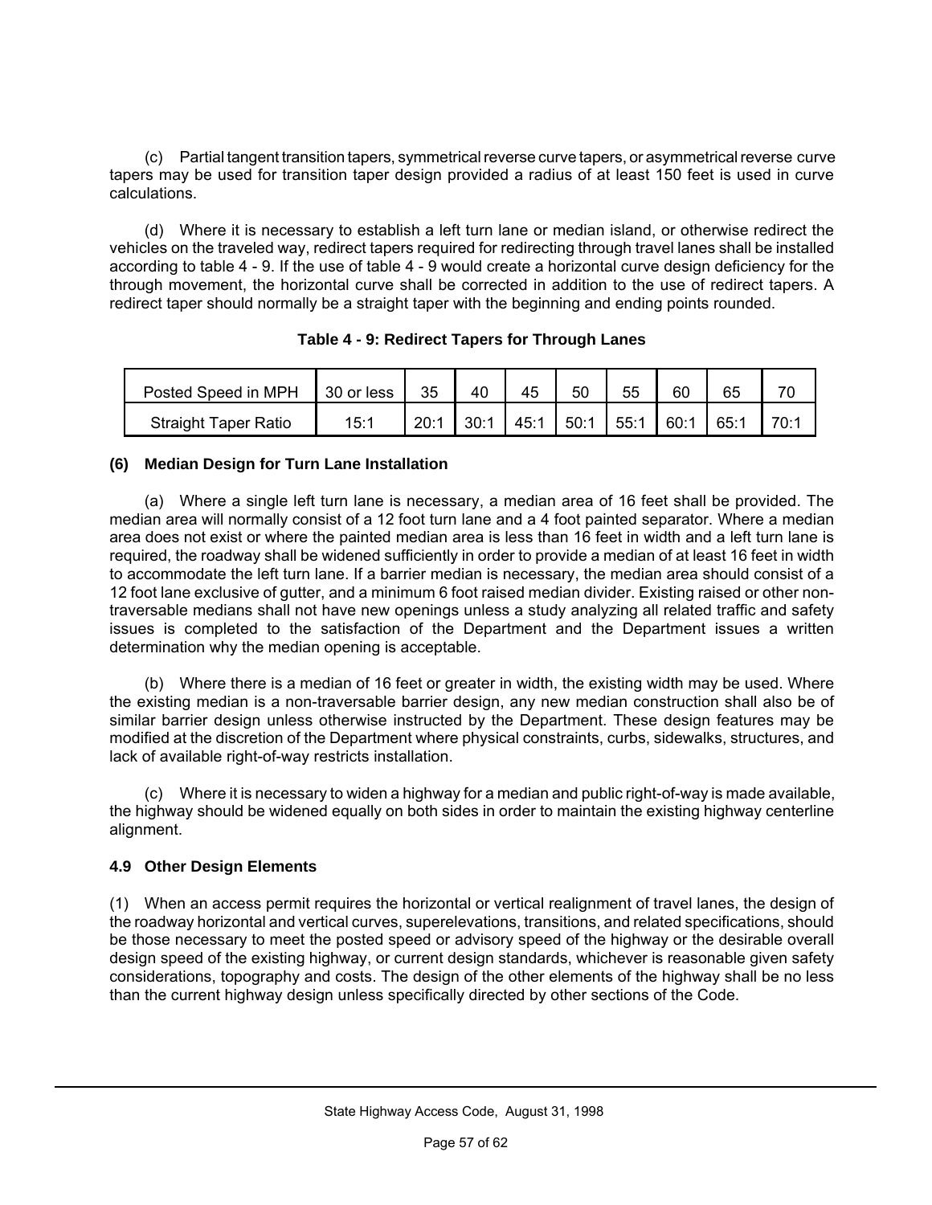(c) Partial tangent transition tapers, symmetrical reverse curve tapers, or asymmetrical reverse curve tapers may be used for transition taper design provided a radius of at least 150 feet is used in curve calculations.

(d) Where it is necessary to establish a left turn lane or median island, or otherwise redirect the vehicles on the traveled way, redirect tapers required for redirecting through travel lanes shall be installed according to table 4 - 9. If the use of table 4 - 9 would create a horizontal curve design deficiency for the through movement, the horizontal curve shall be corrected in addition to the use of redirect tapers. A redirect taper should normally be a straight taper with the beginning and ending points rounded.

**Table 4 - 9: Redirect Tapers for Through Lanes**

| Posted Speed in MPH | 30 or less | 35 | 40 | 45 | 50 | 55 | 60 | 65 | 70 |
|---|---|---|---|---|---|---|---|---|---|
| Straight Taper Ratio | 15:1 | 20:1 | 30:1 | 45:1 | 50:1 | 55:1 | 60:1 | 65:1 | 70:1 |

**(6) Median Design for Turn Lane Installation**

(a) Where a single left turn lane is necessary, a median area of 16 feet shall be provided. The median area will normally consist of a 12 foot turn lane and a 4 foot painted separator. Where a median area does not exist or where the painted median area is less than 16 feet in width and a left turn lane is required, the roadway shall be widened sufficiently in order to provide a median of at least 16 feet in width to accommodate the left turn lane. If a barrier median is necessary, the median area should consist of a 12 foot lane exclusive of gutter, and a minimum 6 foot raised median divider. Existing raised or other non-traversable medians shall not have new openings unless a study analyzing all related traffic and safety issues is completed to the satisfaction of the Department and the Department issues a written determination why the median opening is acceptable.

(b) Where there is a median of 16 feet or greater in width, the existing width may be used. Where the existing median is a non-traversable barrier design, any new median construction shall also be of similar barrier design unless otherwise instructed by the Department. These design features may be modified at the discretion of the Department where physical constraints, curbs, sidewalks, structures, and lack of available right-of-way restricts installation.

(c) Where it is necessary to widen a highway for a median and public right-of-way is made available, the highway should be widened equally on both sides in order to maintain the existing highway centerline alignment.

**4.9 Other Design Elements**

(1) When an access permit requires the horizontal or vertical realignment of travel lanes, the design of the roadway horizontal and vertical curves, superelevations, transitions, and related specifications, should be those necessary to meet the posted speed or advisory speed of the highway or the desirable overall design speed of the existing highway, or current design standards, whichever is reasonable given safety considerations, topography and costs. The design of the other elements of the highway shall be no less than the current highway design unless specifically directed by other sections of the Code.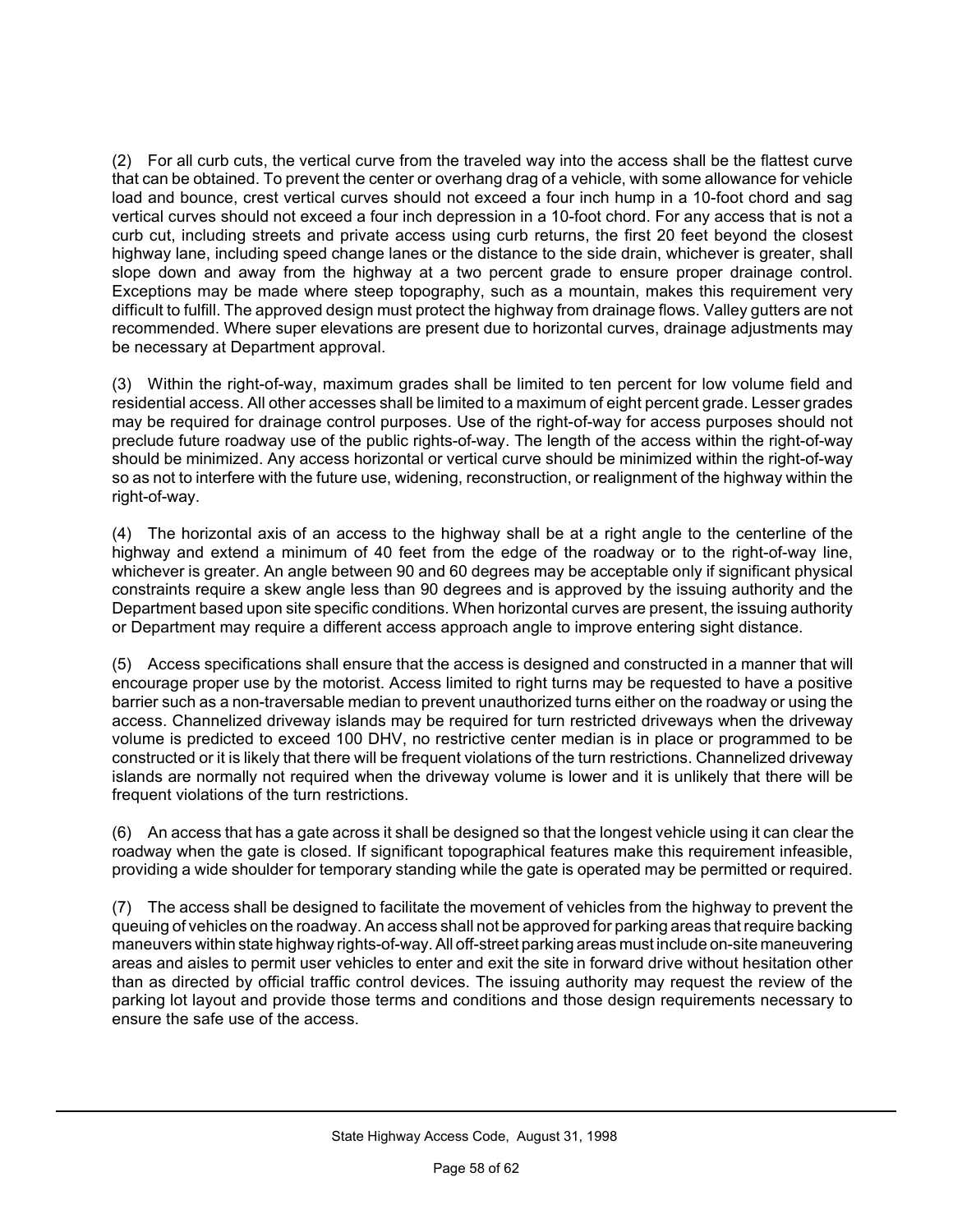(2) For all curb cuts, the vertical curve from the traveled way into the access shall be the flattest curve that can be obtained. To prevent the center or overhang drag of a vehicle, with some allowance for vehicle load and bounce, crest vertical curves should not exceed a four inch hump in a 10-foot chord and sag vertical curves should not exceed a four inch depression in a 10-foot chord. For any access that is not a curb cut, including streets and private access using curb returns, the first 20 feet beyond the closest highway lane, including speed change lanes or the distance to the side drain, whichever is greater, shall slope down and away from the highway at a two percent grade to ensure proper drainage control. Exceptions may be made where steep topography, such as a mountain, makes this requirement very difficult to fulfill. The approved design must protect the highway from drainage flows. Valley gutters are not recommended. Where super elevations are present due to horizontal curves, drainage adjustments may be necessary at Department approval.

(3) Within the right-of-way, maximum grades shall be limited to ten percent for low volume field and residential access. All other accesses shall be limited to a maximum of eight percent grade. Lesser grades may be required for drainage control purposes. Use of the right-of-way for access purposes should not preclude future roadway use of the public rights-of-way. The length of the access within the right-of-way should be minimized. Any access horizontal or vertical curve should be minimized within the right-of-way so as not to interfere with the future use, widening, reconstruction, or realignment of the highway within the right-of-way.

(4) The horizontal axis of an access to the highway shall be at a right angle to the centerline of the highway and extend a minimum of 40 feet from the edge of the roadway or to the right-of-way line, whichever is greater. An angle between 90 and 60 degrees may be acceptable only if significant physical constraints require a skew angle less than 90 degrees and is approved by the issuing authority and the Department based upon site specific conditions. When horizontal curves are present, the issuing authority or Department may require a different access approach angle to improve entering sight distance.

(5) Access specifications shall ensure that the access is designed and constructed in a manner that will encourage proper use by the motorist. Access limited to right turns may be requested to have a positive barrier such as a non-traversable median to prevent unauthorized turns either on the roadway or using the access. Channelized driveway islands may be required for turn restricted driveways when the driveway volume is predicted to exceed 100 DHV, no restrictive center median is in place or programmed to be constructed or it is likely that there will be frequent violations of the turn restrictions. Channelized driveway islands are normally not required when the driveway volume is lower and it is unlikely that there will be frequent violations of the turn restrictions.

(6) An access that has a gate across it shall be designed so that the longest vehicle using it can clear the roadway when the gate is closed. If significant topographical features make this requirement infeasible, providing a wide shoulder for temporary standing while the gate is operated may be permitted or required.

(7) The access shall be designed to facilitate the movement of vehicles from the highway to prevent the queuing of vehicles on the roadway. An access shall not be approved for parking areas that require backing maneuvers within state highway rights-of-way. All off-street parking areas must include on-site maneuvering areas and aisles to permit user vehicles to enter and exit the site in forward drive without hesitation other than as directed by official traffic control devices. The issuing authority may request the review of the parking lot layout and provide those terms and conditions and those design requirements necessary to ensure the safe use of the access.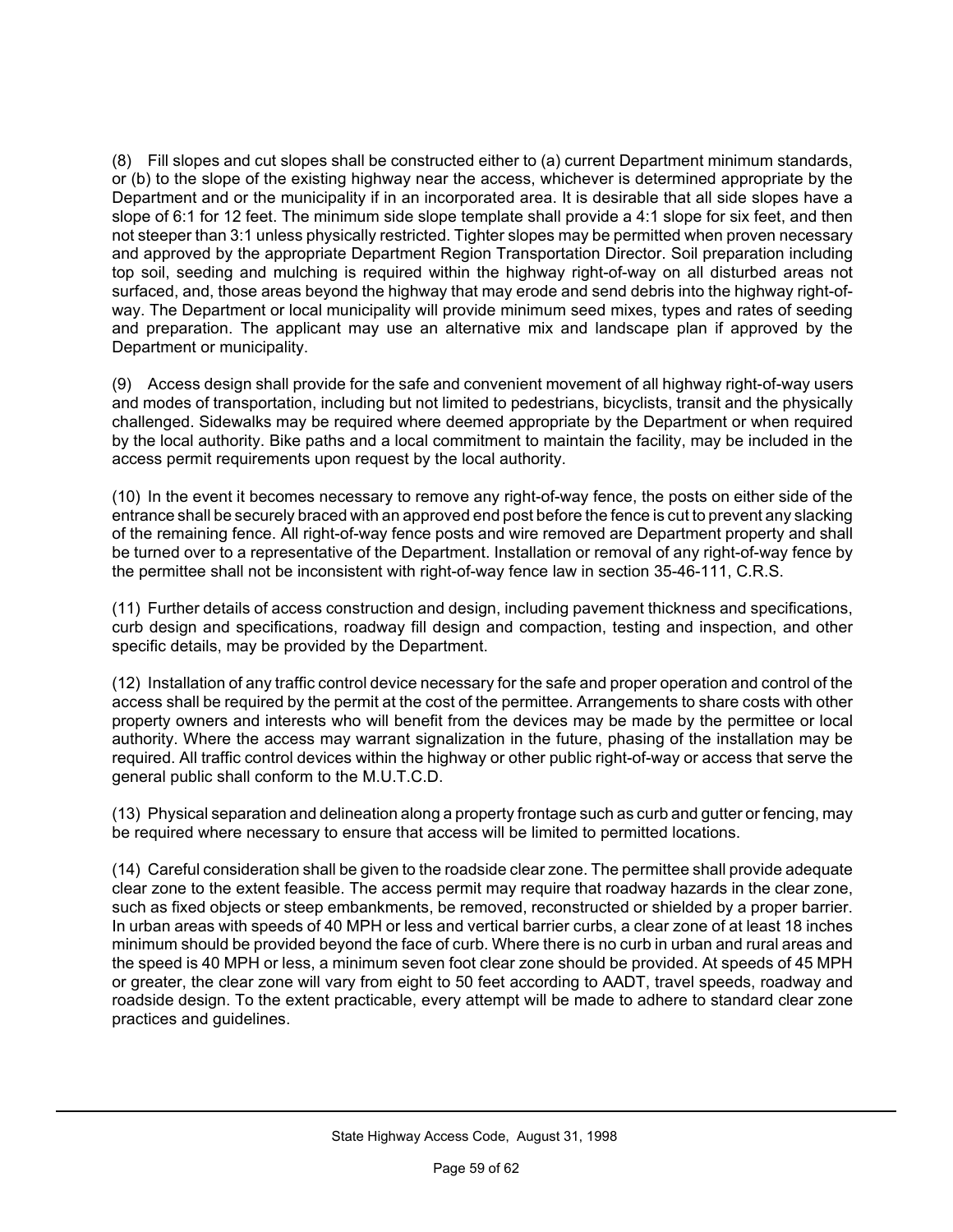(8) Fill slopes and cut slopes shall be constructed either to (a) current Department minimum standards, or (b) to the slope of the existing highway near the access, whichever is determined appropriate by the Department and or the municipality if in an incorporated area. It is desirable that all side slopes have a slope of 6:1 for 12 feet. The minimum side slope template shall provide a 4:1 slope for six feet, and then not steeper than 3:1 unless physically restricted. Tighter slopes may be permitted when proven necessary and approved by the appropriate Department Region Transportation Director. Soil preparation including top soil, seeding and mulching is required within the highway right-of-way on all disturbed areas not surfaced, and, those areas beyond the highway that may erode and send debris into the highway right-of-way. The Department or local municipality will provide minimum seed mixes, types and rates of seeding and preparation. The applicant may use an alternative mix and landscape plan if approved by the Department or municipality.

(9) Access design shall provide for the safe and convenient movement of all highway right-of-way users and modes of transportation, including but not limited to pedestrians, bicyclists, transit and the physically challenged. Sidewalks may be required where deemed appropriate by the Department or when required by the local authority. Bike paths and a local commitment to maintain the facility, may be included in the access permit requirements upon request by the local authority.

(10) In the event it becomes necessary to remove any right-of-way fence, the posts on either side of the entrance shall be securely braced with an approved end post before the fence is cut to prevent any slacking of the remaining fence. All right-of-way fence posts and wire removed are Department property and shall be turned over to a representative of the Department. Installation or removal of any right-of-way fence by the permittee shall not be inconsistent with right-of-way fence law in section 35-46-111, C.R.S.

(11) Further details of access construction and design, including pavement thickness and specifications, curb design and specifications, roadway fill design and compaction, testing and inspection, and other specific details, may be provided by the Department.

(12) Installation of any traffic control device necessary for the safe and proper operation and control of the access shall be required by the permit at the cost of the permittee. Arrangements to share costs with other property owners and interests who will benefit from the devices may be made by the permittee or local authority. Where the access may warrant signalization in the future, phasing of the installation may be required. All traffic control devices within the highway or other public right-of-way or access that serve the general public shall conform to the M.U.T.C.D.

(13) Physical separation and delineation along a property frontage such as curb and gutter or fencing, may be required where necessary to ensure that access will be limited to permitted locations.

(14) Careful consideration shall be given to the roadside clear zone. The permittee shall provide adequate clear zone to the extent feasible. The access permit may require that roadway hazards in the clear zone, such as fixed objects or steep embankments, be removed, reconstructed or shielded by a proper barrier. In urban areas with speeds of 40 MPH or less and vertical barrier curbs, a clear zone of at least 18 inches minimum should be provided beyond the face of curb. Where there is no curb in urban and rural areas and the speed is 40 MPH or less, a minimum seven foot clear zone should be provided. At speeds of 45 MPH or greater, the clear zone will vary from eight to 50 feet according to AADT, travel speeds, roadway and roadside design. To the extent practicable, every attempt will be made to adhere to standard clear zone practices and guidelines.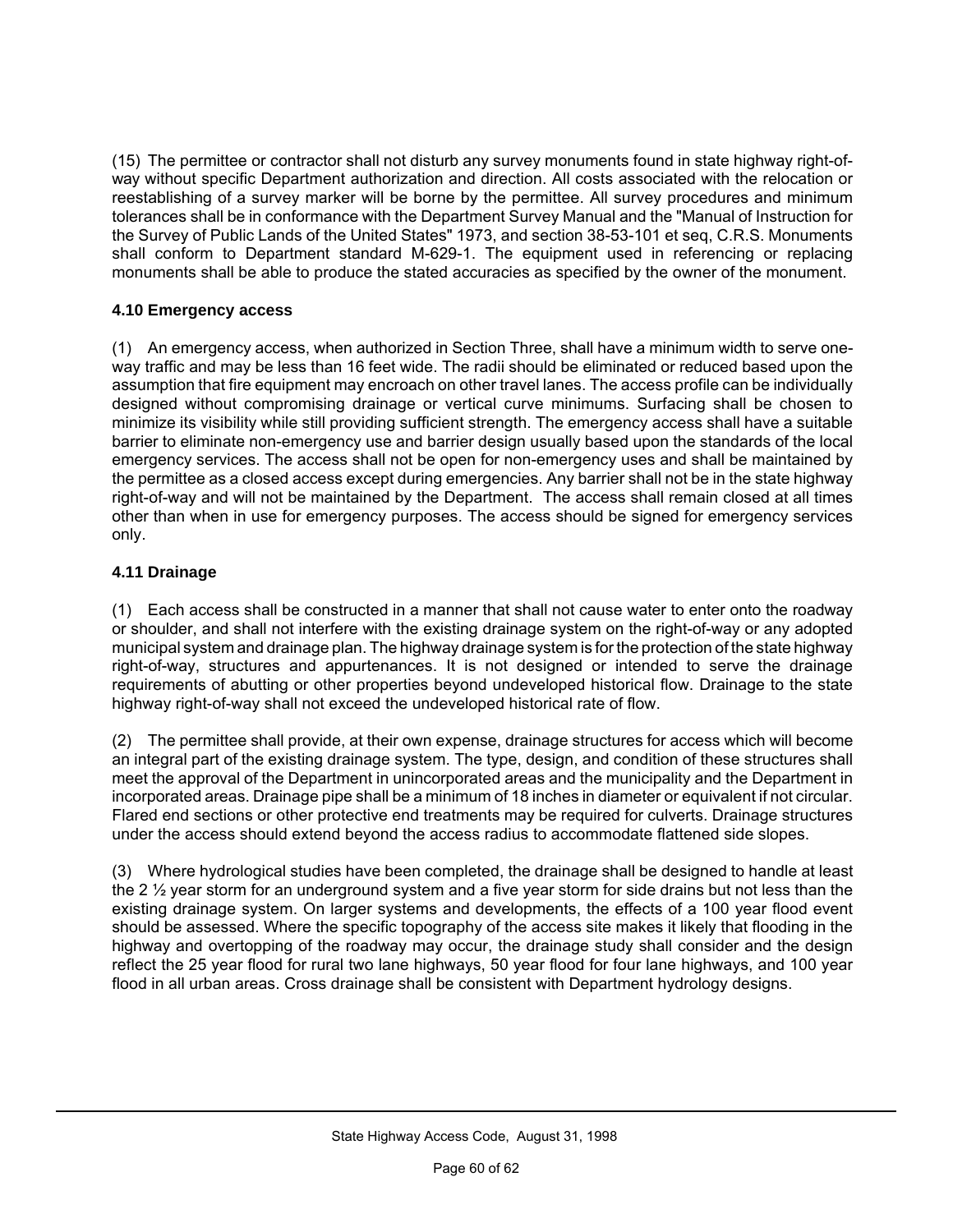(15) The permittee or contractor shall not disturb any survey monuments found in state highway right-of-way without specific Department authorization and direction. All costs associated with the relocation or reestablishing of a survey marker will be borne by the permittee. All survey procedures and minimum tolerances shall be in conformance with the Department Survey Manual and the "Manual of Instruction for the Survey of Public Lands of the United States" 1973, and section 38-53-101 et seq, C.R.S. Monuments shall conform to Department standard M-629-1. The equipment used in referencing or replacing monuments shall be able to produce the stated accuracies as specified by the owner of the monument.

### 4.10 Emergency access

(1) An emergency access, when authorized in Section Three, shall have a minimum width to serve one-way traffic and may be less than 16 feet wide. The radii should be eliminated or reduced based upon the assumption that fire equipment may encroach on other travel lanes. The access profile can be individually designed without compromising drainage or vertical curve minimums. Surfacing shall be chosen to minimize its visibility while still providing sufficient strength. The emergency access shall have a suitable barrier to eliminate non-emergency use and barrier design usually based upon the standards of the local emergency services. The access shall not be open for non-emergency uses and shall be maintained by the permittee as a closed access except during emergencies. Any barrier shall not be in the state highway right-of-way and will not be maintained by the Department. The access shall remain closed at all times other than when in use for emergency purposes. The access should be signed for emergency services only.

### 4.11 Drainage

(1) Each access shall be constructed in a manner that shall not cause water to enter onto the roadway or shoulder, and shall not interfere with the existing drainage system on the right-of-way or any adopted municipal system and drainage plan. The highway drainage system is for the protection of the state highway right-of-way, structures and appurtenances. It is not designed or intended to serve the drainage requirements of abutting or other properties beyond undeveloped historical flow. Drainage to the state highway right-of-way shall not exceed the undeveloped historical rate of flow.

(2) The permittee shall provide, at their own expense, drainage structures for access which will become an integral part of the existing drainage system. The type, design, and condition of these structures shall meet the approval of the Department in unincorporated areas and the municipality and the Department in incorporated areas. Drainage pipe shall be a minimum of 18 inches in diameter or equivalent if not circular. Flared end sections or other protective end treatments may be required for culverts. Drainage structures under the access should extend beyond the access radius to accommodate flattened side slopes.

(3) Where hydrological studies have been completed, the drainage shall be designed to handle at least the 2 ½ year storm for an underground system and a five year storm for side drains but not less than the existing drainage system. On larger systems and developments, the effects of a 100 year flood event should be assessed. Where the specific topography of the access site makes it likely that flooding in the highway and overtopping of the roadway may occur, the drainage study shall consider and the design reflect the 25 year flood for rural two lane highways, 50 year flood for four lane highways, and 100 year flood in all urban areas. Cross drainage shall be consistent with Department hydrology designs.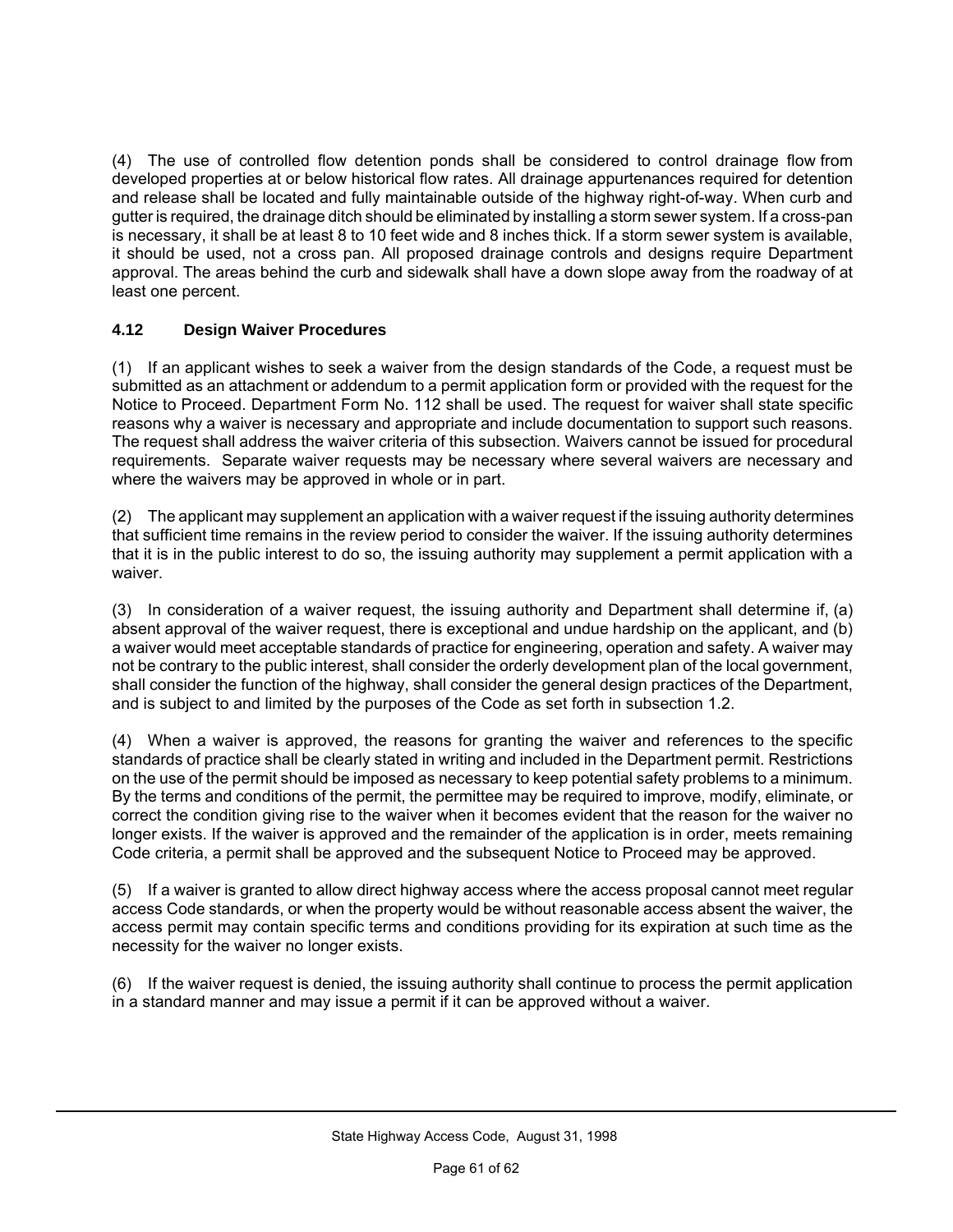(4) The use of controlled flow detention ponds shall be considered to control drainage flow from developed properties at or below historical flow rates. All drainage appurtenances required for detention and release shall be located and fully maintainable outside of the highway right-of-way. When curb and gutter is required, the drainage ditch should be eliminated by installing a storm sewer system. If a cross-pan is necessary, it shall be at least 8 to 10 feet wide and 8 inches thick. If a storm sewer system is available, it should be used, not a cross pan. All proposed drainage controls and designs require Department approval. The areas behind the curb and sidewalk shall have a down slope away from the roadway of at least one percent.

### 4.12 Design Waiver Procedures

(1) If an applicant wishes to seek a waiver from the design standards of the Code, a request must be submitted as an attachment or addendum to a permit application form or provided with the request for the Notice to Proceed. Department Form No. 112 shall be used. The request for waiver shall state specific reasons why a waiver is necessary and appropriate and include documentation to support such reasons. The request shall address the waiver criteria of this subsection. Waivers cannot be issued for procedural requirements. Separate waiver requests may be necessary where several waivers are necessary and where the waivers may be approved in whole or in part.

(2) The applicant may supplement an application with a waiver request if the issuing authority determines that sufficient time remains in the review period to consider the waiver. If the issuing authority determines that it is in the public interest to do so, the issuing authority may supplement a permit application with a waiver.

(3) In consideration of a waiver request, the issuing authority and Department shall determine if, (a) absent approval of the waiver request, there is exceptional and undue hardship on the applicant, and (b) a waiver would meet acceptable standards of practice for engineering, operation and safety. A waiver may not be contrary to the public interest, shall consider the orderly development plan of the local government, shall consider the function of the highway, shall consider the general design practices of the Department, and is subject to and limited by the purposes of the Code as set forth in subsection 1.2.

(4) When a waiver is approved, the reasons for granting the waiver and references to the specific standards of practice shall be clearly stated in writing and included in the Department permit. Restrictions on the use of the permit should be imposed as necessary to keep potential safety problems to a minimum. By the terms and conditions of the permit, the permittee may be required to improve, modify, eliminate, or correct the condition giving rise to the waiver when it becomes evident that the reason for the waiver no longer exists. If the waiver is approved and the remainder of the application is in order, meets remaining Code criteria, a permit shall be approved and the subsequent Notice to Proceed may be approved.

(5) If a waiver is granted to allow direct highway access where the access proposal cannot meet regular access Code standards, or when the property would be without reasonable access absent the waiver, the access permit may contain specific terms and conditions providing for its expiration at such time as the necessity for the waiver no longer exists.

(6) If the waiver request is denied, the issuing authority shall continue to process the permit application in a standard manner and may issue a permit if it can be approved without a waiver.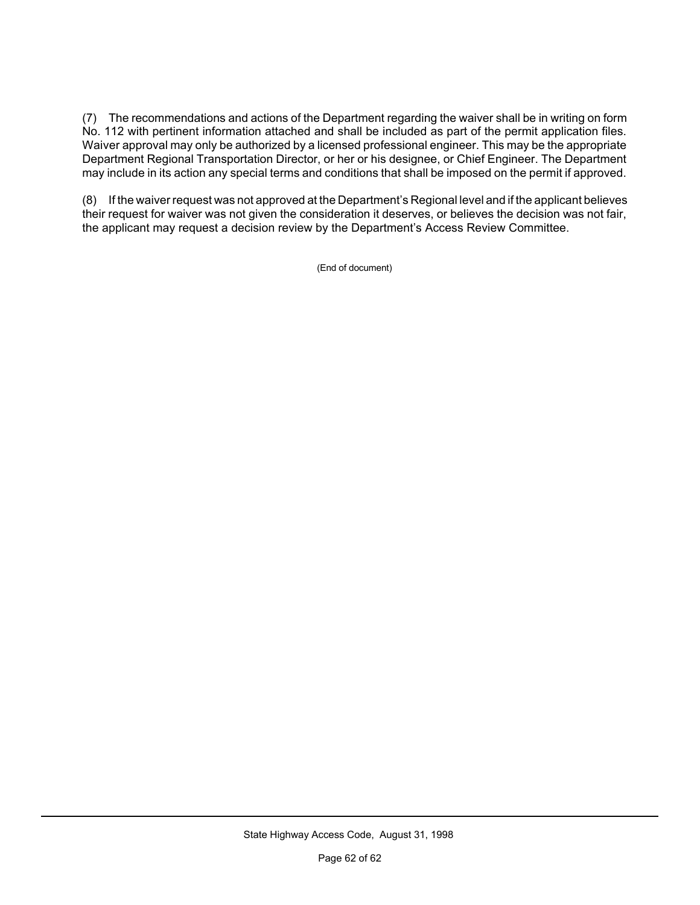(7) The recommendations and actions of the Department regarding the waiver shall be in writing on form No. 112 with pertinent information attached and shall be included as part of the permit application files. Waiver approval may only be authorized by a licensed professional engineer. This may be the appropriate Department Regional Transportation Director, or her or his designee, or Chief Engineer. The Department may include in its action any special terms and conditions that shall be imposed on the permit if approved.

(8) If the waiver request was not approved at the Department's Regional level and if the applicant believes their request for waiver was not given the consideration it deserves, or believes the decision was not fair, the applicant may request a decision review by the Department's Access Review Committee.

(End of document)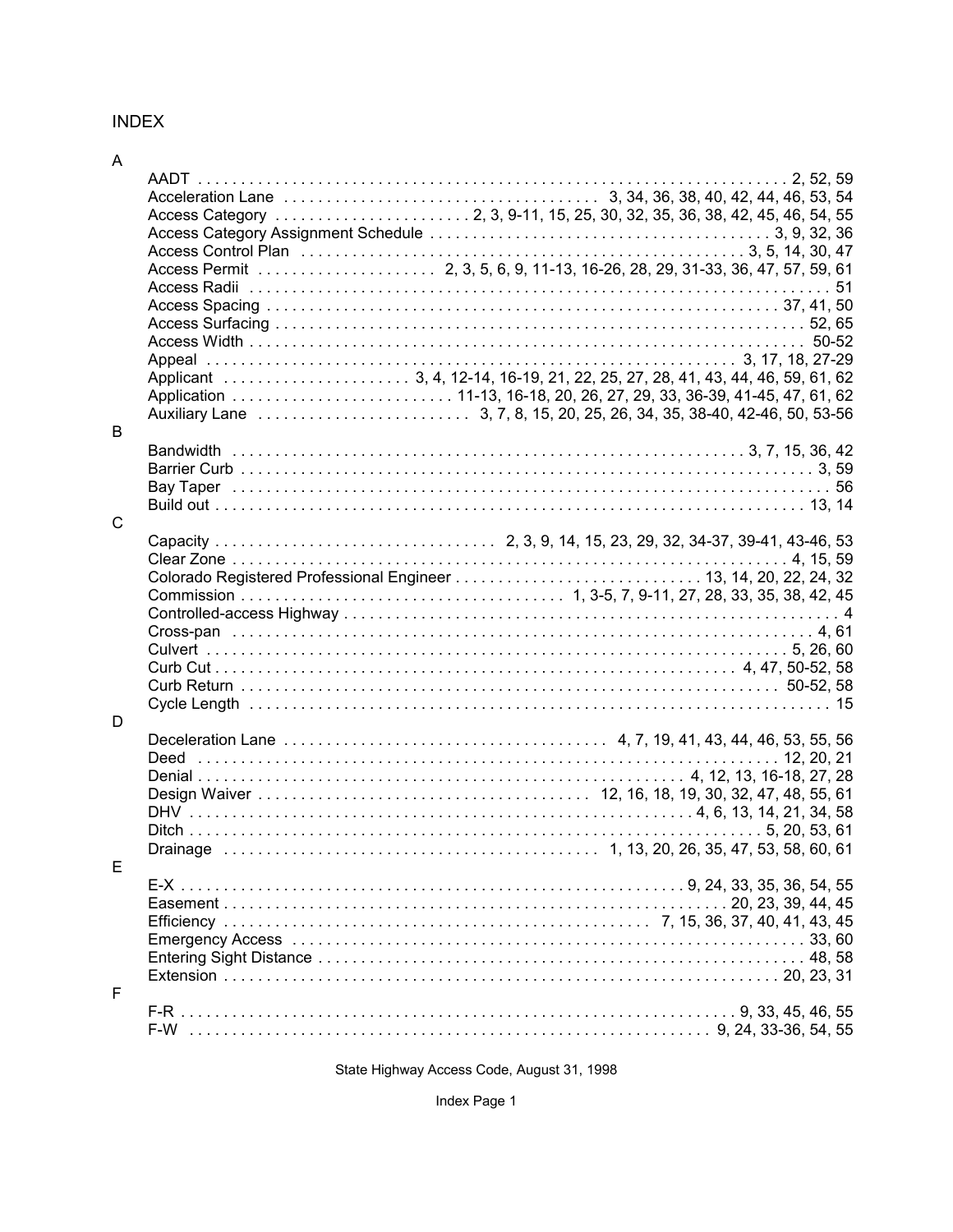# INDEX

## A

- AADT . . . 2, 52, 59
- Acceleration Lane . . . 3, 34, 36, 38, 40, 42, 44, 46, 53, 54
- Access Category . . . 2, 3, 9-11, 15, 25, 30, 32, 35, 36, 38, 42, 45, 46, 54, 55
- Access Category Assignment Schedule . . . 3, 9, 32, 36
- Access Control Plan . . . 3, 5, 14, 30, 47
- Access Permit . . . 2, 3, 5, 6, 9, 11-13, 16-26, 28, 29, 31-33, 36, 47, 57, 59, 61
- Access Radii . . . 51
- Access Spacing . . . 37, 41, 50
- Access Surfacing . . . 52, 65
- Access Width . . . 50-52
- Appeal . . . 3, 17, 18, 27-29
- Applicant . . . 3, 4, 12-14, 16-19, 21, 22, 25, 27, 28, 41, 43, 44, 46, 59, 61, 62
- Application . . . 11-13, 16-18, 20, 26, 27, 29, 33, 36-39, 41-45, 47, 61, 62
- Auxiliary Lane . . . 3, 7, 8, 15, 20, 25, 26, 34, 35, 38-40, 42-46, 50, 53-56

## B

- Bandwidth . . . 3, 7, 15, 36, 42
- Barrier Curb . . . 3, 59
- Bay Taper . . . 56
- Build out . . . 13, 14

## C

- Capacity . . . 2, 3, 9, 14, 15, 23, 29, 32, 34-37, 39-41, 43-46, 53
- Clear Zone . . . 4, 15, 59
- Colorado Registered Professional Engineer . . . 13, 14, 20, 22, 24, 32
- Commission . . . 1, 3-5, 7, 9-11, 27, 28, 33, 35, 38, 42, 45
- Controlled-access Highway . . . 4
- Cross-pan . . . 4, 61
- Culvert . . . 5, 26, 60
- Curb Cut . . . 4, 47, 50-52, 58
- Curb Return . . . 50-52, 58
- Cycle Length . . . 15

## D

- Deceleration Lane . . . 4, 7, 19, 41, 43, 44, 46, 53, 55, 56
- Deed . . . 12, 20, 21
- Denial . . . 4, 12, 13, 16-18, 27, 28
- Design Waiver . . . 12, 16, 18, 19, 30, 32, 47, 48, 55, 61
- DHV . . . 4, 6, 13, 14, 21, 34, 58
- Ditch . . . 5, 20, 53, 61
- Drainage . . . 1, 13, 20, 26, 35, 47, 53, 58, 60, 61

## E

- E-X . . . 9, 24, 33, 35, 36, 54, 55
- Easement . . . 20, 23, 39, 44, 45
- Efficiency . . . 7, 15, 36, 37, 40, 41, 43, 45
- Emergency Access . . . 33, 60
- Entering Sight Distance . . . 48, 58
- Extension . . . 20, 23, 31

## F

- F-R . . . 9, 33, 45, 46, 55
- F-W . . . 9, 24, 33-36, 54, 55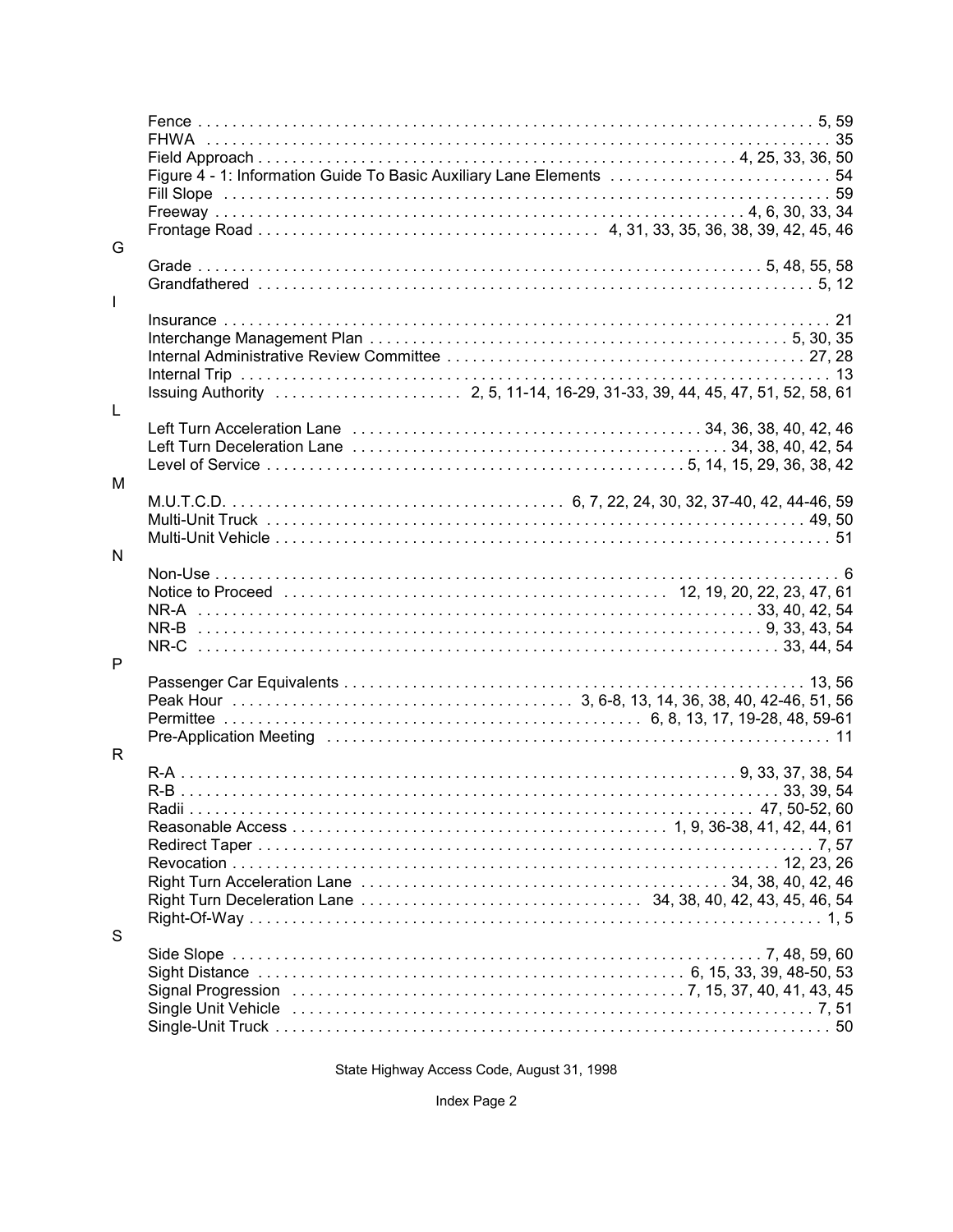Fence . . . . . . . . . . . . . . . . . . . . . . . . . . . . . . . . . . . . . . . . . . . . . . . . . . . . . . . . . . . . . . . . . . . . . 5, 59
FHWA . . . . . . . . . . . . . . . . . . . . . . . . . . . . . . . . . . . . . . . . . . . . . . . . . . . . . . . . . . . . . . . . . . . . . 35
Field Approach . . . . . . . . . . . . . . . . . . . . . . . . . . . . . . . . . . . . . . . . . . . . . . . . . . . . . . . . 4, 25, 33, 36, 50
Figure 4 - 1: Information Guide To Basic Auxiliary Lane Elements . . . . . . . . . . . . . . . . . . . . . . . . . 54
Fill Slope . . . . . . . . . . . . . . . . . . . . . . . . . . . . . . . . . . . . . . . . . . . . . . . . . . . . . . . . . . . . . . . . . . . 59
Freeway . . . . . . . . . . . . . . . . . . . . . . . . . . . . . . . . . . . . . . . . . . . . . . . . . . . . . . . . . . 4, 6, 30, 33, 34
Frontage Road . . . . . . . . . . . . . . . . . . . . . . . . . . . . . . . . . 4, 31, 33, 35, 36, 38, 39, 42, 45, 46

G

Grade . . . . . . . . . . . . . . . . . . . . . . . . . . . . . . . . . . . . . . . . . . . . . . . . . . . . . . . . . . . . . . 5, 48, 55, 58
Grandfathered . . . . . . . . . . . . . . . . . . . . . . . . . . . . . . . . . . . . . . . . . . . . . . . . . . . . . . . . . . . . . 5, 12

I

Insurance . . . . . . . . . . . . . . . . . . . . . . . . . . . . . . . . . . . . . . . . . . . . . . . . . . . . . . . . . . . . . . . . . . 21
Interchange Management Plan . . . . . . . . . . . . . . . . . . . . . . . . . . . . . . . . . . . . . . . . . . . . . 5, 30, 35
Internal Administrative Review Committee . . . . . . . . . . . . . . . . . . . . . . . . . . . . . . . . . . . . . . . 27, 28
Internal Trip . . . . . . . . . . . . . . . . . . . . . . . . . . . . . . . . . . . . . . . . . . . . . . . . . . . . . . . . . . . . . . . . 13
Issuing Authority . . . . . . . . . . . . . . . . . . . . . 2, 5, 11-14, 16-29, 31-33, 39, 44, 45, 47, 51, 52, 58, 61

L

Left Turn Acceleration Lane . . . . . . . . . . . . . . . . . . . . . . . . . . . . . . . . . . . . . . . 34, 36, 38, 40, 42, 46
Left Turn Deceleration Lane . . . . . . . . . . . . . . . . . . . . . . . . . . . . . . . . . . . . . . . . . . . 34, 38, 40, 42, 54
Level of Service . . . . . . . . . . . . . . . . . . . . . . . . . . . . . . . . . . . . . . . . . . . . . . . 5, 14, 15, 29, 36, 38, 42

M

M.U.T.C.D. . . . . . . . . . . . . . . . . . . . . . . . . . . . . . . . . . . . . . . . 6, 7, 22, 24, 30, 32, 37-40, 42, 44-46, 59
Multi-Unit Truck . . . . . . . . . . . . . . . . . . . . . . . . . . . . . . . . . . . . . . . . . . . . . . . . . . . . . . . . . . . . 49, 50
Multi-Unit Vehicle . . . . . . . . . . . . . . . . . . . . . . . . . . . . . . . . . . . . . . . . . . . . . . . . . . . . . . . . . . . . . 51

N

Non-Use . . . . . . . . . . . . . . . . . . . . . . . . . . . . . . . . . . . . . . . . . . . . . . . . . . . . . . . . . . . . . . . . . . . . 6
Notice to Proceed . . . . . . . . . . . . . . . . . . . . . . . . . . . . . . . . . . . . . . . . . . . . 12, 19, 20, 22, 23, 47, 61
NR-A . . . . . . . . . . . . . . . . . . . . . . . . . . . . . . . . . . . . . . . . . . . . . . . . . . . . . . . . . . . . . 33, 40, 42, 54
NR-B . . . . . . . . . . . . . . . . . . . . . . . . . . . . . . . . . . . . . . . . . . . . . . . . . . . . . . . . . . . . . . 9, 33, 43, 54
NR-C . . . . . . . . . . . . . . . . . . . . . . . . . . . . . . . . . . . . . . . . . . . . . . . . . . . . . . . . . . . . . . . . 33, 44, 54

P

Passenger Car Equivalents . . . . . . . . . . . . . . . . . . . . . . . . . . . . . . . . . . . . . . . . . . . . . . . . . . . . 13, 56
Peak Hour . . . . . . . . . . . . . . . . . . . . . . . . . . . . . . . . . . . . . . . . 3, 6-8, 13, 14, 36, 38, 40, 42-46, 51, 56
Permittee . . . . . . . . . . . . . . . . . . . . . . . . . . . . . . . . . . . . . . . . . . . . . . . 6, 8, 13, 17, 19-28, 48, 59-61
Pre-Application Meeting . . . . . . . . . . . . . . . . . . . . . . . . . . . . . . . . . . . . . . . . . . . . . . . . . . . . . . . . 11

R

R-A . . . . . . . . . . . . . . . . . . . . . . . . . . . . . . . . . . . . . . . . . . . . . . . . . . . . . . . . . . . . . . 9, 33, 37, 38, 54
R-B . . . . . . . . . . . . . . . . . . . . . . . . . . . . . . . . . . . . . . . . . . . . . . . . . . . . . . . . . . . . . . . . . 33, 39, 54
Radii . . . . . . . . . . . . . . . . . . . . . . . . . . . . . . . . . . . . . . . . . . . . . . . . . . . . . . . . . . . . . . . 47, 50-52, 60
Reasonable Access . . . . . . . . . . . . . . . . . . . . . . . . . . . . . . . . . . . . . . . . . . . . 1, 9, 36-38, 41, 42, 44, 61
Redirect Taper . . . . . . . . . . . . . . . . . . . . . . . . . . . . . . . . . . . . . . . . . . . . . . . . . . . . . . . . . . . . . . 7, 57
Revocation . . . . . . . . . . . . . . . . . . . . . . . . . . . . . . . . . . . . . . . . . . . . . . . . . . . . . . . . . . . . . 12, 23, 26
Right Turn Acceleration Lane . . . . . . . . . . . . . . . . . . . . . . . . . . . . . . . . . . . . . . . . . . . 34, 38, 40, 42, 46
Right Turn Deceleration Lane . . . . . . . . . . . . . . . . . . . . . . . . . . . . . . . . 34, 38, 40, 42, 43, 45, 46, 54
Right-Of-Way . . . . . . . . . . . . . . . . . . . . . . . . . . . . . . . . . . . . . . . . . . . . . . . . . . . . . . . . . . . . . . . . 1, 5

S

Side Slope . . . . . . . . . . . . . . . . . . . . . . . . . . . . . . . . . . . . . . . . . . . . . . . . . . . . . . . . . . . . 7, 48, 59, 60
Sight Distance . . . . . . . . . . . . . . . . . . . . . . . . . . . . . . . . . . . . . . . . . . . . . . . . 6, 15, 33, 39, 48-50, 53
Signal Progression . . . . . . . . . . . . . . . . . . . . . . . . . . . . . . . . . . . . . . . . . . . . . . 7, 15, 37, 40, 41, 43, 45
Single Unit Vehicle . . . . . . . . . . . . . . . . . . . . . . . . . . . . . . . . . . . . . . . . . . . . . . . . . . . . . . . . . . . 7, 51
Single-Unit Truck . . . . . . . . . . . . . . . . . . . . . . . . . . . . . . . . . . . . . . . . . . . . . . . . . . . . . . . . . . . . . . 50

State Highway Access Code, August 31, 1998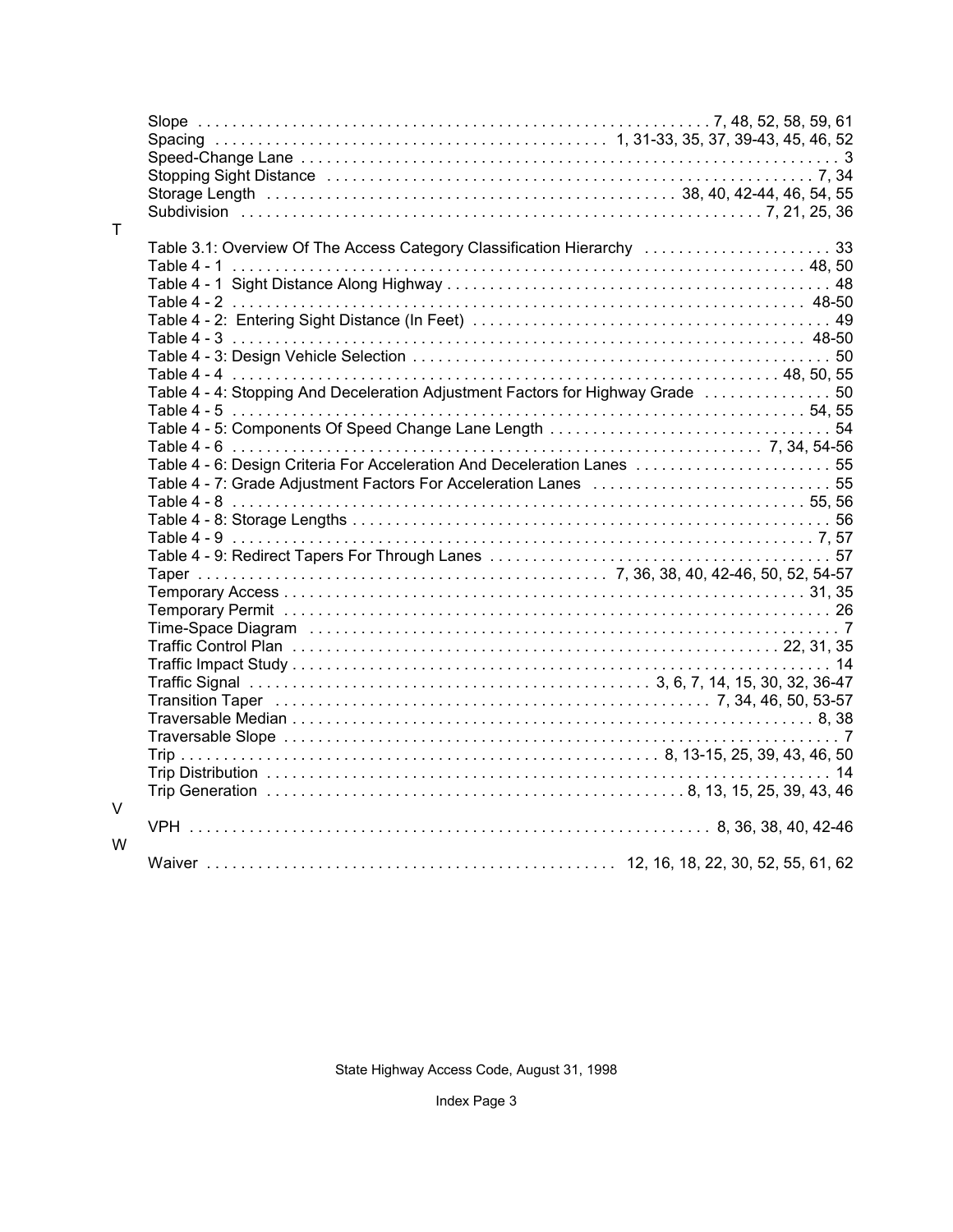Slope . . . . . . . . . . . . . . . . . . . . . . . . . . . . . . . . . . . . . . . . . . . . . . . . . . . . . . . . . . . . 7, 48, 52, 58, 59, 61
Spacing . . . . . . . . . . . . . . . . . . . . . . . . . . . . . . . . . . . . . . . . . . . . . 1, 31-33, 35, 37, 39-43, 45, 46, 52
Speed-Change Lane . . . . . . . . . . . . . . . . . . . . . . . . . . . . . . . . . . . . . . . . . . . . . . . . . . . . . . . . . . . . 3
Stopping Sight Distance . . . . . . . . . . . . . . . . . . . . . . . . . . . . . . . . . . . . . . . . . . . . . . . . . . . . . . . . 7, 34
Storage Length . . . . . . . . . . . . . . . . . . . . . . . . . . . . . . . . . . . . . . . . . . . . . 38, 40, 42-44, 46, 54, 55
Subdivision . . . . . . . . . . . . . . . . . . . . . . . . . . . . . . . . . . . . . . . . . . . . . . . . . . . . . . . . . 7, 21, 25, 36

T

Table 3.1: Overview Of The Access Category Classification Hierarchy . . . . . . . . . . . . . . . . . . . . . . 33
Table 4 - 1 . . . . . . . . . . . . . . . . . . . . . . . . . . . . . . . . . . . . . . . . . . . . . . . . . . . . . . . . . . . . . . . . . 48, 50
Table 4 - 1 Sight Distance Along Highway . . . . . . . . . . . . . . . . . . . . . . . . . . . . . . . . . . . . . . . . . . . . 48
Table 4 - 2 . . . . . . . . . . . . . . . . . . . . . . . . . . . . . . . . . . . . . . . . . . . . . . . . . . . . . . . . . . . . . . . . . 48-50
Table 4 - 2: Entering Sight Distance (In Feet) . . . . . . . . . . . . . . . . . . . . . . . . . . . . . . . . . . . . . . . . . 49
Table 4 - 3 . . . . . . . . . . . . . . . . . . . . . . . . . . . . . . . . . . . . . . . . . . . . . . . . . . . . . . . . . . . . . . . . . 48-50
Table 4 - 3: Design Vehicle Selection . . . . . . . . . . . . . . . . . . . . . . . . . . . . . . . . . . . . . . . . . . . . . . . . 50
Table 4 - 4 . . . . . . . . . . . . . . . . . . . . . . . . . . . . . . . . . . . . . . . . . . . . . . . . . . . . . . . . . . . . . . 48, 50, 55
Table 4 - 4: Stopping And Deceleration Adjustment Factors for Highway Grade . . . . . . . . . . . . . . . 50
Table 4 - 5 . . . . . . . . . . . . . . . . . . . . . . . . . . . . . . . . . . . . . . . . . . . . . . . . . . . . . . . . . . . . . . . . . 54, 55
Table 4 - 5: Components Of Speed Change Lane Length . . . . . . . . . . . . . . . . . . . . . . . . . . . . . . . . . 54
Table 4 - 6 . . . . . . . . . . . . . . . . . . . . . . . . . . . . . . . . . . . . . . . . . . . . . . . . . . . . . . . . . . . . 7, 34, 54-56
Table 4 - 6: Design Criteria For Acceleration And Deceleration Lanes . . . . . . . . . . . . . . . . . . . . . . . 55
Table 4 - 7: Grade Adjustment Factors For Acceleration Lanes . . . . . . . . . . . . . . . . . . . . . . . . . . . . 55
Table 4 - 8 . . . . . . . . . . . . . . . . . . . . . . . . . . . . . . . . . . . . . . . . . . . . . . . . . . . . . . . . . . . . . . . . . 55, 56
Table 4 - 8: Storage Lengths . . . . . . . . . . . . . . . . . . . . . . . . . . . . . . . . . . . . . . . . . . . . . . . . . . . . . . . 56
Table 4 - 9 . . . . . . . . . . . . . . . . . . . . . . . . . . . . . . . . . . . . . . . . . . . . . . . . . . . . . . . . . . . . . . . . . . 7, 57
Table 4 - 9: Redirect Tapers For Through Lanes . . . . . . . . . . . . . . . . . . . . . . . . . . . . . . . . . . . . . . . 57
Taper . . . . . . . . . . . . . . . . . . . . . . . . . . . . . . . . . . . . . . . . . . . . . . 7, 36, 38, 40, 42-46, 50, 52, 54-57
Temporary Access . . . . . . . . . . . . . . . . . . . . . . . . . . . . . . . . . . . . . . . . . . . . . . . . . . . . . . . . . . . 31, 35
Temporary Permit . . . . . . . . . . . . . . . . . . . . . . . . . . . . . . . . . . . . . . . . . . . . . . . . . . . . . . . . . . . . . . . 26
Time-Space Diagram . . . . . . . . . . . . . . . . . . . . . . . . . . . . . . . . . . . . . . . . . . . . . . . . . . . . . . . . . . . . . 7
Traffic Control Plan . . . . . . . . . . . . . . . . . . . . . . . . . . . . . . . . . . . . . . . . . . . . . . . . . . . . . . . 22, 31, 35
Traffic Impact Study . . . . . . . . . . . . . . . . . . . . . . . . . . . . . . . . . . . . . . . . . . . . . . . . . . . . . . . . . . . . . 14
Traffic Signal . . . . . . . . . . . . . . . . . . . . . . . . . . . . . . . . . . . . . . . . . . . . . . 3, 6, 7, 14, 15, 30, 32, 36-47
Transition Taper . . . . . . . . . . . . . . . . . . . . . . . . . . . . . . . . . . . . . . . . . . . . . . . . . . . 7, 34, 46, 50, 53-57
Traversable Median . . . . . . . . . . . . . . . . . . . . . . . . . . . . . . . . . . . . . . . . . . . . . . . . . . . . . . . . . . . . 8, 38
Traversable Slope . . . . . . . . . . . . . . . . . . . . . . . . . . . . . . . . . . . . . . . . . . . . . . . . . . . . . . . . . . . . . . . . 7
Trip . . . . . . . . . . . . . . . . . . . . . . . . . . . . . . . . . . . . . . . . . . . . . . . . . . . . . . 8, 13-15, 25, 39, 43, 46, 50
Trip Distribution . . . . . . . . . . . . . . . . . . . . . . . . . . . . . . . . . . . . . . . . . . . . . . . . . . . . . . . . . . . . . . . . 14
Trip Generation . . . . . . . . . . . . . . . . . . . . . . . . . . . . . . . . . . . . . . . . . . . . . . . 8, 13, 15, 25, 39, 43, 46

V

VPH . . . . . . . . . . . . . . . . . . . . . . . . . . . . . . . . . . . . . . . . . . . . . . . . . . . . . . . . . . . 8, 36, 38, 40, 42-46

W

Waiver . . . . . . . . . . . . . . . . . . . . . . . . . . . . . . . . . . . . . . . . . . . . . 12, 16, 18, 22, 30, 52, 55, 61, 62

State Highway Access Code, August 31, 1998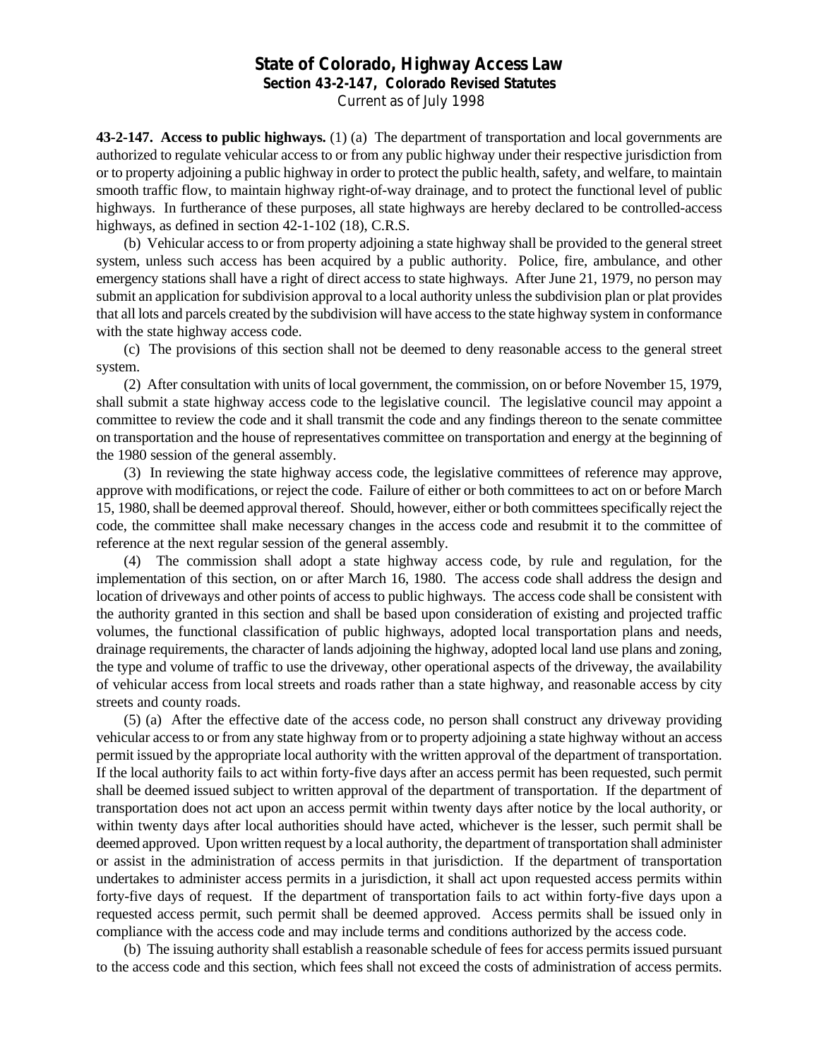## State of Colorado, Highway Access Law

**Section 43-2-147, Colorado Revised Statutes**

Current as of July 1998

**43-2-147. Access to public highways.** (1) (a) The department of transportation and local governments are authorized to regulate vehicular access to or from any public highway under their respective jurisdiction from or to property adjoining a public highway in order to protect the public health, safety, and welfare, to maintain smooth traffic flow, to maintain highway right-of-way drainage, and to protect the functional level of public highways. In furtherance of these purposes, all state highways are hereby declared to be controlled-access highways, as defined in section 42-1-102 (18), C.R.S.

(b) Vehicular access to or from property adjoining a state highway shall be provided to the general street system, unless such access has been acquired by a public authority. Police, fire, ambulance, and other emergency stations shall have a right of direct access to state highways. After June 21, 1979, no person may submit an application for subdivision approval to a local authority unless the subdivision plan or plat provides that all lots and parcels created by the subdivision will have access to the state highway system in conformance with the state highway access code.

(c) The provisions of this section shall not be deemed to deny reasonable access to the general street system.

(2) After consultation with units of local government, the commission, on or before November 15, 1979, shall submit a state highway access code to the legislative council. The legislative council may appoint a committee to review the code and it shall transmit the code and any findings thereon to the senate committee on transportation and the house of representatives committee on transportation and energy at the beginning of the 1980 session of the general assembly.

(3) In reviewing the state highway access code, the legislative committees of reference may approve, approve with modifications, or reject the code. Failure of either or both committees to act on or before March 15, 1980, shall be deemed approval thereof. Should, however, either or both committees specifically reject the code, the committee shall make necessary changes in the access code and resubmit it to the committee of reference at the next regular session of the general assembly.

(4) The commission shall adopt a state highway access code, by rule and regulation, for the implementation of this section, on or after March 16, 1980. The access code shall address the design and location of driveways and other points of access to public highways. The access code shall be consistent with the authority granted in this section and shall be based upon consideration of existing and projected traffic volumes, the functional classification of public highways, adopted local transportation plans and needs, drainage requirements, the character of lands adjoining the highway, adopted local land use plans and zoning, the type and volume of traffic to use the driveway, other operational aspects of the driveway, the availability of vehicular access from local streets and roads rather than a state highway, and reasonable access by city streets and county roads.

(5) (a) After the effective date of the access code, no person shall construct any driveway providing vehicular access to or from any state highway from or to property adjoining a state highway without an access permit issued by the appropriate local authority with the written approval of the department of transportation. If the local authority fails to act within forty-five days after an access permit has been requested, such permit shall be deemed issued subject to written approval of the department of transportation. If the department of transportation does not act upon an access permit within twenty days after notice by the local authority, or within twenty days after local authorities should have acted, whichever is the lesser, such permit shall be deemed approved. Upon written request by a local authority, the department of transportation shall administer or assist in the administration of access permits in that jurisdiction. If the department of transportation undertakes to administer access permits in a jurisdiction, it shall act upon requested access permits within forty-five days of request. If the department of transportation fails to act within forty-five days upon a requested access permit, such permit shall be deemed approved. Access permits shall be issued only in compliance with the access code and may include terms and conditions authorized by the access code.

(b) The issuing authority shall establish a reasonable schedule of fees for access permits issued pursuant to the access code and this section, which fees shall not exceed the costs of administration of access permits.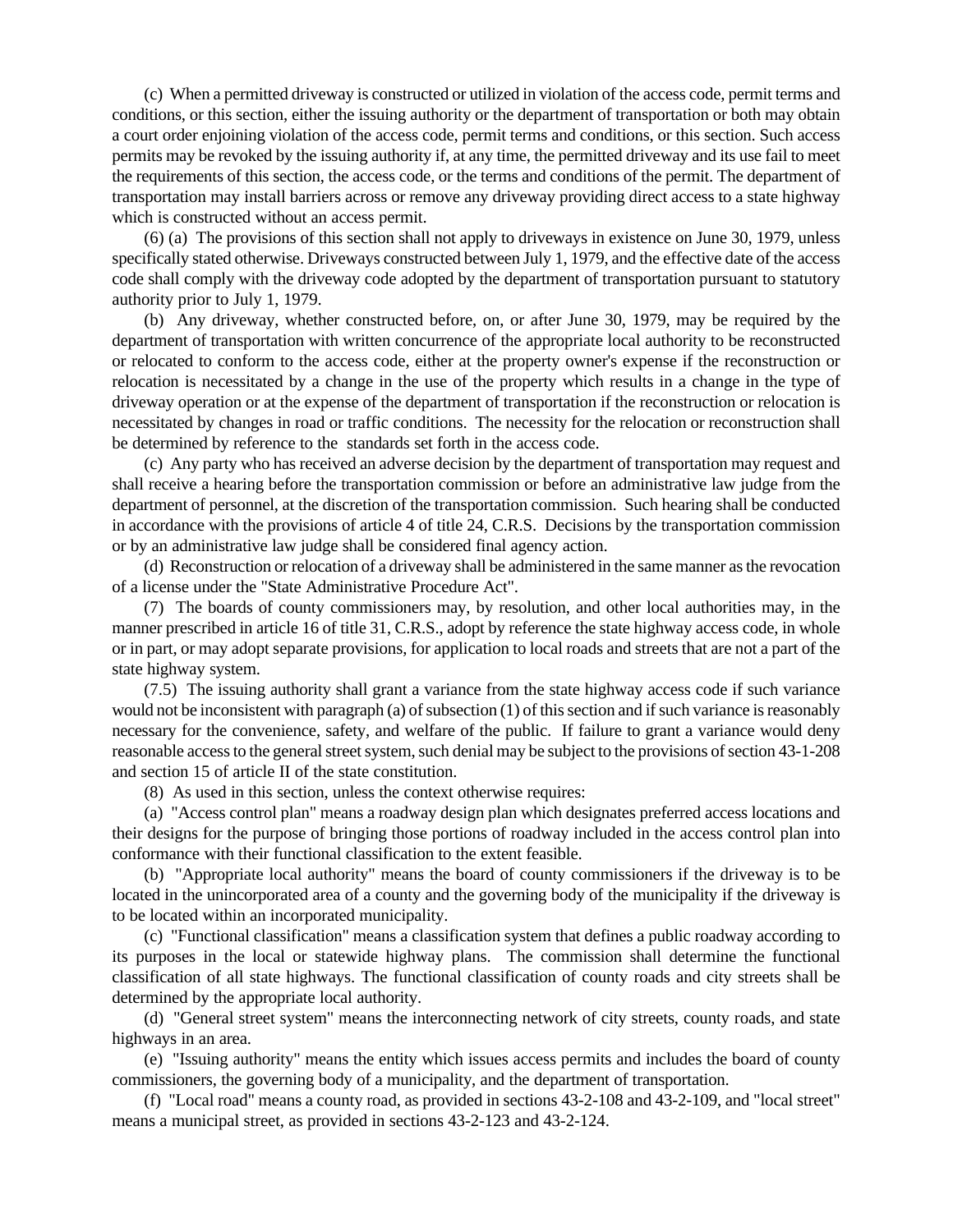(c) When a permitted driveway is constructed or utilized in violation of the access code, permit terms and conditions, or this section, either the issuing authority or the department of transportation or both may obtain a court order enjoining violation of the access code, permit terms and conditions, or this section. Such access permits may be revoked by the issuing authority if, at any time, the permitted driveway and its use fail to meet the requirements of this section, the access code, or the terms and conditions of the permit. The department of transportation may install barriers across or remove any driveway providing direct access to a state highway which is constructed without an access permit.

(6) (a) The provisions of this section shall not apply to driveways in existence on June 30, 1979, unless specifically stated otherwise. Driveways constructed between July 1, 1979, and the effective date of the access code shall comply with the driveway code adopted by the department of transportation pursuant to statutory authority prior to July 1, 1979.

(b) Any driveway, whether constructed before, on, or after June 30, 1979, may be required by the department of transportation with written concurrence of the appropriate local authority to be reconstructed or relocated to conform to the access code, either at the property owner's expense if the reconstruction or relocation is necessitated by a change in the use of the property which results in a change in the type of driveway operation or at the expense of the department of transportation if the reconstruction or relocation is necessitated by changes in road or traffic conditions. The necessity for the relocation or reconstruction shall be determined by reference to the standards set forth in the access code.

(c) Any party who has received an adverse decision by the department of transportation may request and shall receive a hearing before the transportation commission or before an administrative law judge from the department of personnel, at the discretion of the transportation commission. Such hearing shall be conducted in accordance with the provisions of article 4 of title 24, C.R.S. Decisions by the transportation commission or by an administrative law judge shall be considered final agency action.

(d) Reconstruction or relocation of a driveway shall be administered in the same manner as the revocation of a license under the "State Administrative Procedure Act".

(7) The boards of county commissioners may, by resolution, and other local authorities may, in the manner prescribed in article 16 of title 31, C.R.S., adopt by reference the state highway access code, in whole or in part, or may adopt separate provisions, for application to local roads and streets that are not a part of the state highway system.

(7.5) The issuing authority shall grant a variance from the state highway access code if such variance would not be inconsistent with paragraph (a) of subsection (1) of this section and if such variance is reasonably necessary for the convenience, safety, and welfare of the public. If failure to grant a variance would deny reasonable access to the general street system, such denial may be subject to the provisions of section 43-1-208 and section 15 of article II of the state constitution.

(8) As used in this section, unless the context otherwise requires:

(a) "Access control plan" means a roadway design plan which designates preferred access locations and their designs for the purpose of bringing those portions of roadway included in the access control plan into conformance with their functional classification to the extent feasible.

(b) "Appropriate local authority" means the board of county commissioners if the driveway is to be located in the unincorporated area of a county and the governing body of the municipality if the driveway is to be located within an incorporated municipality.

(c) "Functional classification" means a classification system that defines a public roadway according to its purposes in the local or statewide highway plans. The commission shall determine the functional classification of all state highways. The functional classification of county roads and city streets shall be determined by the appropriate local authority.

(d) "General street system" means the interconnecting network of city streets, county roads, and state highways in an area.

(e) "Issuing authority" means the entity which issues access permits and includes the board of county commissioners, the governing body of a municipality, and the department of transportation.

(f) "Local road" means a county road, as provided in sections 43-2-108 and 43-2-109, and "local street" means a municipal street, as provided in sections 43-2-123 and 43-2-124.